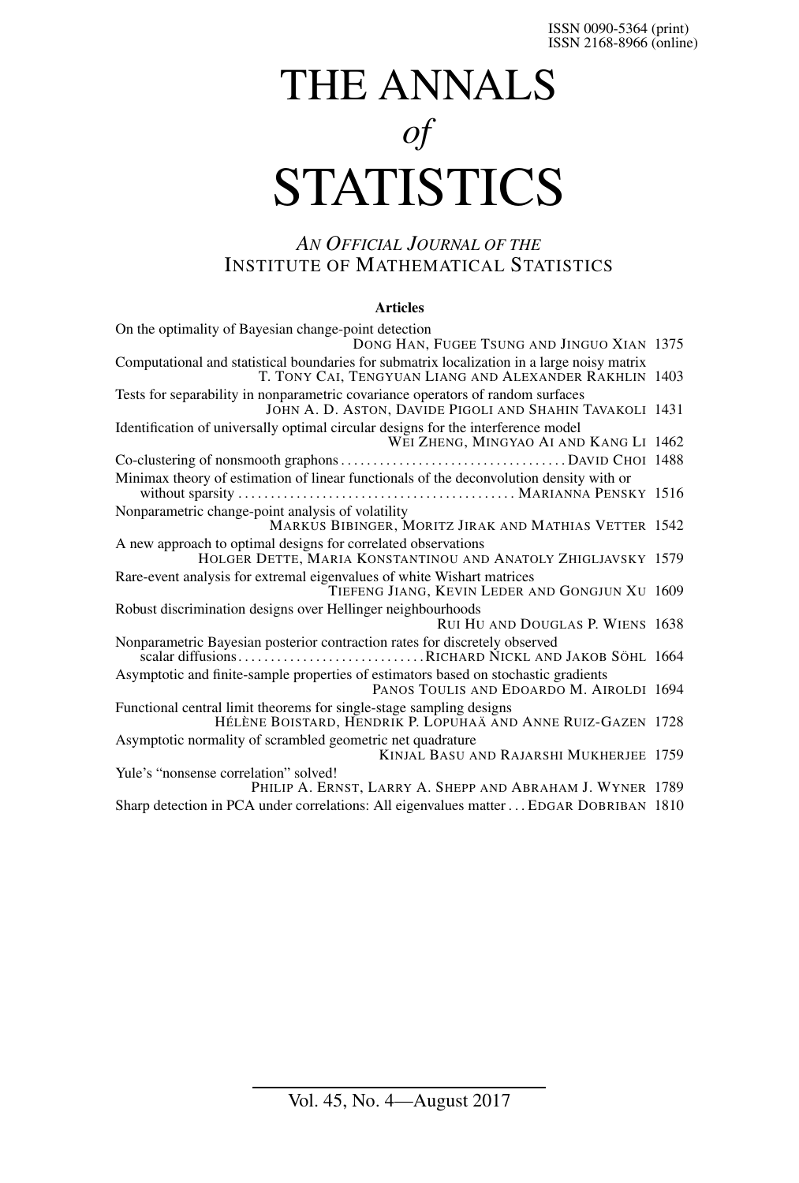ISSN 0090-5364 (print)
ISSN 2168-8966 (online)

# THE ANNALS *of* STATISTICS

## *AN OFFICIAL JOURNAL OF THE* INSTITUTE OF MATHEMATICAL STATISTICS

### Articles

On the optimality of Bayesian change-point detection
DONG HAN, FUGEE TSUNG AND JINGUO XIAN 1375

Computational and statistical boundaries for submatrix localization in a large noisy matrix
T. TONY CAI, TENGYUAN LIANG AND ALEXANDER RAKHLIN 1403

Tests for separability in nonparametric covariance operators of random surfaces
JOHN A. D. ASTON, DAVIDE PIGOLI AND SHAHIN TAVAKOLI 1431

Identification of universally optimal circular designs for the interference model
WEI ZHENG, MINGYAO AI AND KANG LI 1462

Co-clustering of nonsmooth graphons . . . . . . . . . . . . . . . . . . . . . . . . . . . . . . . . . . DAVID CHOI 1488

Minimax theory of estimation of linear functionals of the deconvolution density with or without sparsity . . . . . . . . . . . . . . . . . . . . . . . . . . . . . . . . . . . . . . . . . . MARIANNA PENSKY 1516

Nonparametric change-point analysis of volatility
MARKUS BIBINGER, MORITZ JIRAK AND MATHIAS VETTER 1542

A new approach to optimal designs for correlated observations
HOLGER DETTE, MARIA KONSTANTINOU AND ANATOLY ZHIGLJAVSKY 1579

Rare-event analysis for extremal eigenvalues of white Wishart matrices
TIEFENG JIANG, KEVIN LEDER AND GONGJUN XU 1609

Robust discrimination designs over Hellinger neighbourhoods
RUI HU AND DOUGLAS P. WIENS 1638

Nonparametric Bayesian posterior contraction rates for discretely observed scalar diffusions . . . . . . . . . . . . . . . . . . . . . . . . . . . . RICHARD NICKL AND JAKOB SÖHL 1664

Asymptotic and finite-sample properties of estimators based on stochastic gradients
PANOS TOULIS AND EDOARDO M. AIROLDI 1694

Functional central limit theorems for single-stage sampling designs
HÉLÈNE BOISTARD, HENDRIK P. LOPUHAÄ AND ANNE RUIZ-GAZEN 1728

Asymptotic normality of scrambled geometric net quadrature
KINJAL BASU AND RAJARSHI MUKHERJEE 1759

Yule's "nonsense correlation" solved!
PHILIP A. ERNST, LARRY A. SHEPP AND ABRAHAM J. WYNER 1789

Sharp detection in PCA under correlations: All eigenvalues matter . . . EDGAR DOBRIBAN 1810

Vol. 45, No. 4—August 2017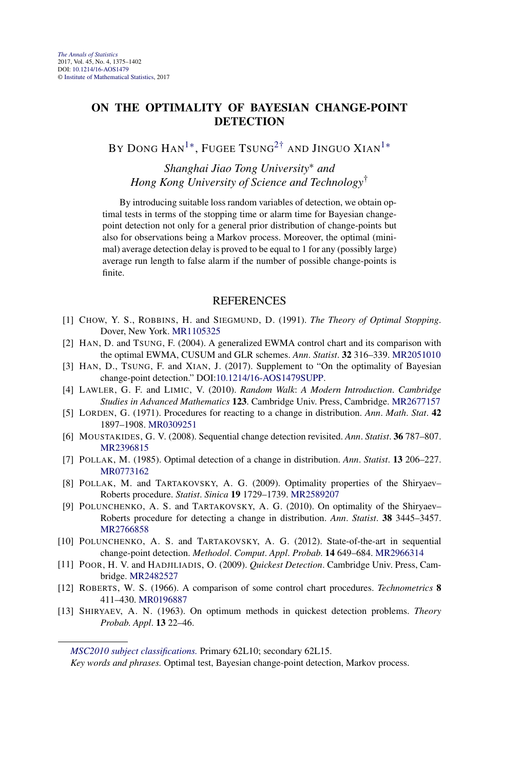# ON THE OPTIMALITY OF BAYESIAN CHANGE-POINT DETECTION

BY DONG HAN[1*], FUGEE TSUNG[2†] AND JINGUO XIAN[1*]

*Shanghai Jiao Tong University\* and Hong Kong University of Science and Technology†*

By introducing suitable loss random variables of detection, we obtain optimal tests in terms of the stopping time or alarm time for Bayesian change-point detection not only for a general prior distribution of change-points but also for observations being a Markov process. Moreover, the optimal (minimal) average detection delay is proved to be equal to 1 for any (possibly large) average run length to false alarm if the number of possible change-points is finite.

## REFERENCES

[1] CHOW, Y. S., ROBBINS, H. and SIEGMUND, D. (1991). *The Theory of Optimal Stopping*. Dover, New York. MR1105325

[2] HAN, D. and TSUNG, F. (2004). A generalized EWMA control chart and its comparison with the optimal EWMA, CUSUM and GLR schemes. *Ann. Statist.* **32** 316–339. MR2051010

[3] HAN, D., TSUNG, F. and XIAN, J. (2017). Supplement to "On the optimality of Bayesian change-point detection." DOI:10.1214/16-AOS1479SUPP.

[4] LAWLER, G. F. and LIMIC, V. (2010). *Random Walk: A Modern Introduction*. *Cambridge Studies in Advanced Mathematics* **123**. Cambridge Univ. Press, Cambridge. MR2677157

[5] LORDEN, G. (1971). Procedures for reacting to a change in distribution. *Ann. Math. Stat.* **42** 1897–1908. MR0309251

[6] MOUSTAKIDES, G. V. (2008). Sequential change detection revisited. *Ann. Statist.* **36** 787–807. MR2396815

[7] POLLAK, M. (1985). Optimal detection of a change in distribution. *Ann. Statist.* **13** 206–227. MR0773162

[8] POLLAK, M. and TARTAKOVSKY, A. G. (2009). Optimality properties of the Shiryaev–Roberts procedure. *Statist. Sinica* **19** 1729–1739. MR2589207

[9] POLUNCHENKO, A. S. and TARTAKOVSKY, A. G. (2010). On optimality of the Shiryaev–Roberts procedure for detecting a change in distribution. *Ann. Statist.* **38** 3445–3457. MR2766858

[10] POLUNCHENKO, A. S. and TARTAKOVSKY, A. G. (2012). State-of-the-art in sequential change-point detection. *Methodol. Comput. Appl. Probab.* **14** 649–684. MR2966314

[11] POOR, H. V. and HADJILIADIS, O. (2009). *Quickest Detection*. Cambridge Univ. Press, Cambridge. MR2482527

[12] ROBERTS, W. S. (1966). A comparison of some control chart procedures. *Technometrics* **8** 411–430. MR0196887

[13] SHIRYAEV, A. N. (1963). On optimum methods in quickest detection problems. *Theory Probab. Appl.* **13** 22–46.

*MSC2010 subject classifications.* Primary 62L10; secondary 62L15.

*Key words and phrases.* Optimal test, Bayesian change-point detection, Markov process.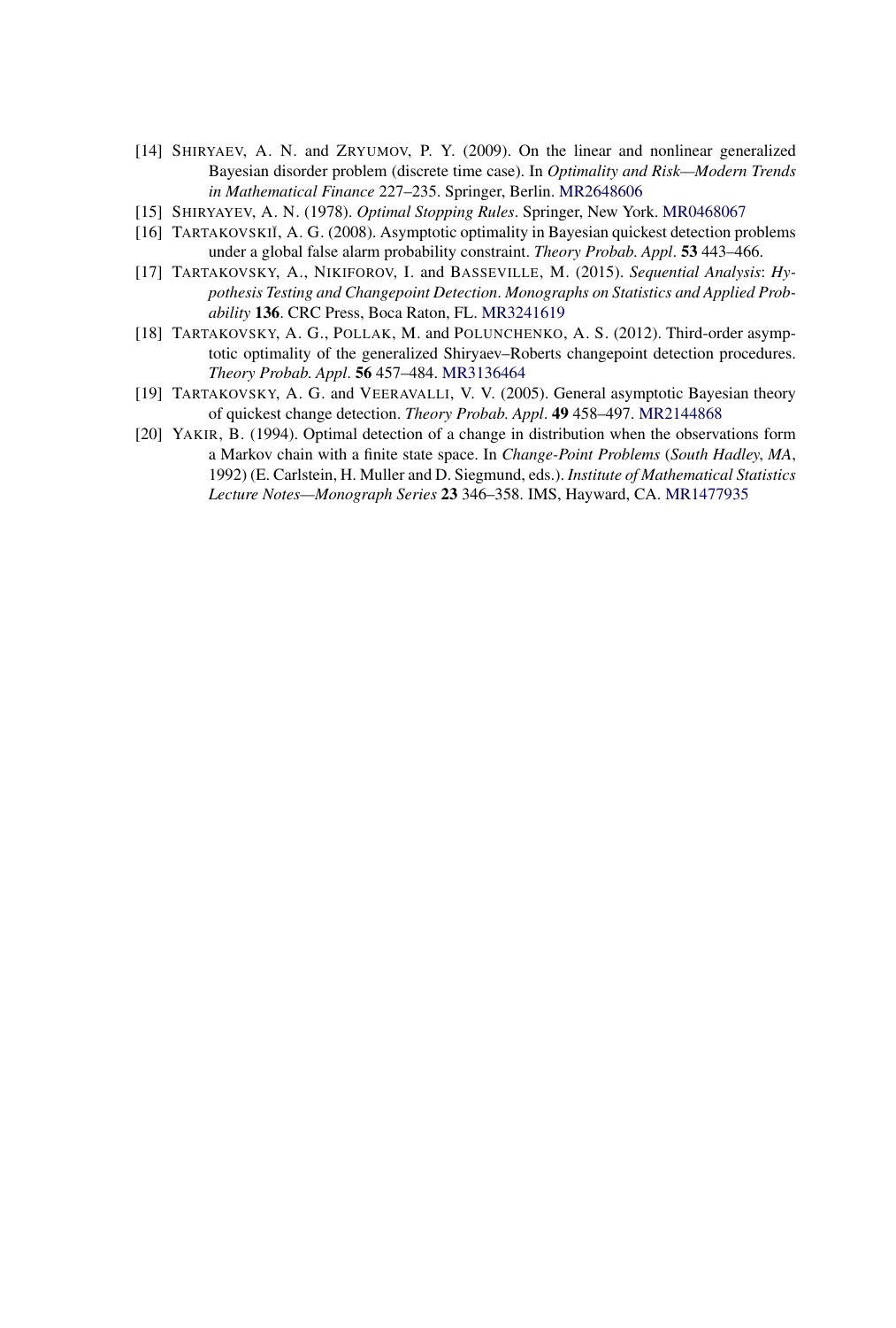[14] SHIRYAEV, A. N. and ZRYUMOV, P. Y. (2009). On the linear and nonlinear generalized Bayesian disorder problem (discrete time case). In *Optimality and Risk—Modern Trends in Mathematical Finance* 227–235. Springer, Berlin. MR2648606

[15] SHIRYAYEV, A. N. (1978). *Optimal Stopping Rules*. Springer, New York. MR0468067

[16] TARTAKOVSKIĬ, A. G. (2008). Asymptotic optimality in Bayesian quickest detection problems under a global false alarm probability constraint. *Theory Probab. Appl*. **53** 443–466.

[17] TARTAKOVSKY, A., NIKIFOROV, I. and BASSEVILLE, M. (2015). *Sequential Analysis*: *Hypothesis Testing and Changepoint Detection*. *Monographs on Statistics and Applied Probability* **136**. CRC Press, Boca Raton, FL. MR3241619

[18] TARTAKOVSKY, A. G., POLLAK, M. and POLUNCHENKO, A. S. (2012). Third-order asymptotic optimality of the generalized Shiryaev–Roberts changepoint detection procedures. *Theory Probab. Appl*. **56** 457–484. MR3136464

[19] TARTAKOVSKY, A. G. and VEERAVALLI, V. V. (2005). General asymptotic Bayesian theory of quickest change detection. *Theory Probab. Appl*. **49** 458–497. MR2144868

[20] YAKIR, B. (1994). Optimal detection of a change in distribution when the observations form a Markov chain with a finite state space. In *Change-Point Problems* (*South Hadley*, *MA*, 1992) (E. Carlstein, H. Muller and D. Siegmund, eds.). *Institute of Mathematical Statistics Lecture Notes—Monograph Series* **23** 346–358. IMS, Hayward, CA. MR1477935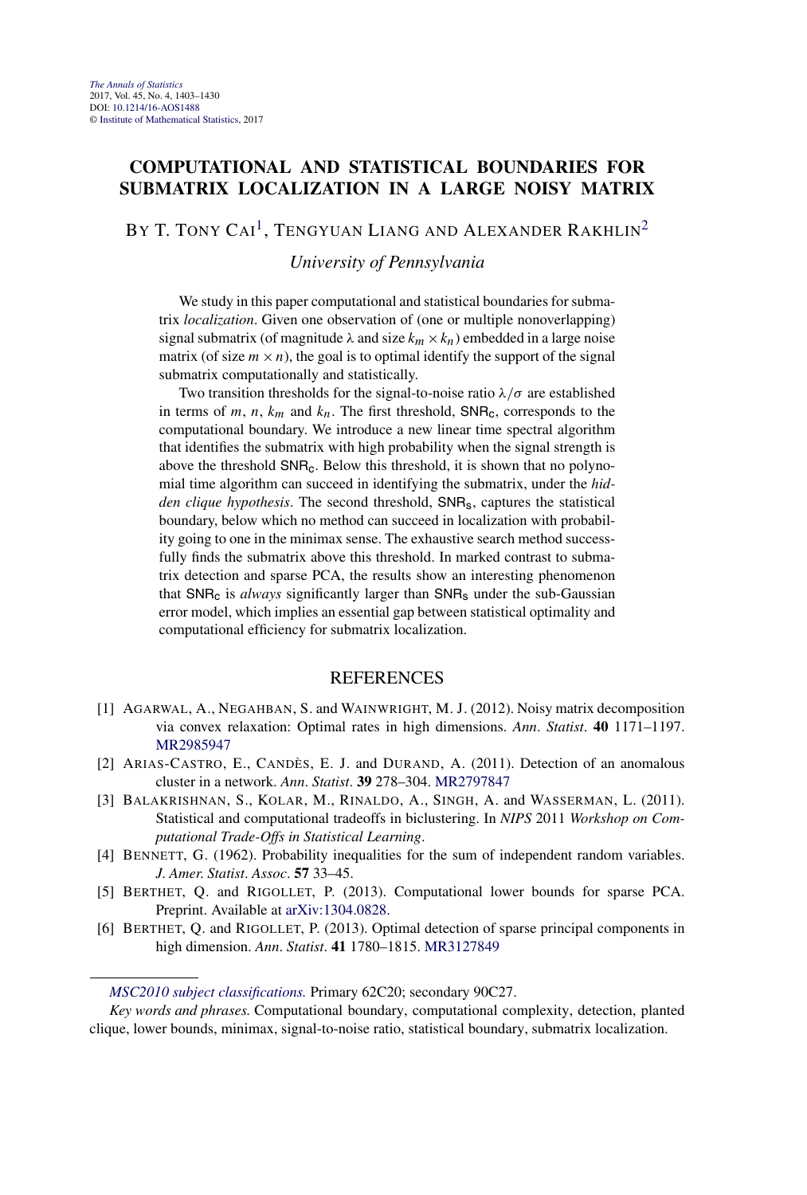# COMPUTATIONAL AND STATISTICAL BOUNDARIES FOR SUBMATRIX LOCALIZATION IN A LARGE NOISY MATRIX

BY T. TONY CAI[1], TENGYUAN LIANG AND ALEXANDER RAKHLIN[2]

*University of Pennsylvania*

We study in this paper computational and statistical boundaries for submatrix *localization*. Given one observation of (one or multiple nonoverlapping) signal submatrix (of magnitude $\lambda$ and size $k_m \times k_n$) embedded in a large noise matrix (of size $m \times n$), the goal is to optimal identify the support of the signal submatrix computationally and statistically.

Two transition thresholds for the signal-to-noise ratio $\lambda/\sigma$ are established in terms of $m$, $n$, $k_m$ and $k_n$. The first threshold, $\mathsf{SNR_c}$, corresponds to the computational boundary. We introduce a new linear time spectral algorithm that identifies the submatrix with high probability when the signal strength is above the threshold $\mathsf{SNR_c}$. Below this threshold, it is shown that no polynomial time algorithm can succeed in identifying the submatrix, under the *hidden clique hypothesis*. The second threshold, $\mathsf{SNR_s}$, captures the statistical boundary, below which no method can succeed in localization with probability going to one in the minimax sense. The exhaustive search method successfully finds the submatrix above this threshold. In marked contrast to submatrix detection and sparse PCA, the results show an interesting phenomenon that $\mathsf{SNR_c}$ is *always* significantly larger than $\mathsf{SNR_s}$ under the sub-Gaussian error model, which implies an essential gap between statistical optimality and computational efficiency for submatrix localization.

## REFERENCES

[1] AGARWAL, A., NEGAHBAN, S. and WAINWRIGHT, M. J. (2012). Noisy matrix decomposition via convex relaxation: Optimal rates in high dimensions. *Ann. Statist.* **40** 1171–1197. MR2985947

[2] ARIAS-CASTRO, E., CANDÈS, E. J. and DURAND, A. (2011). Detection of an anomalous cluster in a network. *Ann. Statist.* **39** 278–304. MR2797847

[3] BALAKRISHNAN, S., KOLAR, M., RINALDO, A., SINGH, A. and WASSERMAN, L. (2011). Statistical and computational tradeoffs in biclustering. In *NIPS* 2011 *Workshop on Computational Trade-Offs in Statistical Learning*.

[4] BENNETT, G. (1962). Probability inequalities for the sum of independent random variables. *J. Amer. Statist. Assoc.* **57** 33–45.

[5] BERTHET, Q. and RIGOLLET, P. (2013). Computational lower bounds for sparse PCA. Preprint. Available at arXiv:1304.0828.

[6] BERTHET, Q. and RIGOLLET, P. (2013). Optimal detection of sparse principal components in high dimension. *Ann. Statist.* **41** 1780–1815. MR3127849

*MSC2010 subject classifications.* Primary 62C20; secondary 90C27.

*Key words and phrases.* Computational boundary, computational complexity, detection, planted clique, lower bounds, minimax, signal-to-noise ratio, statistical boundary, submatrix localization.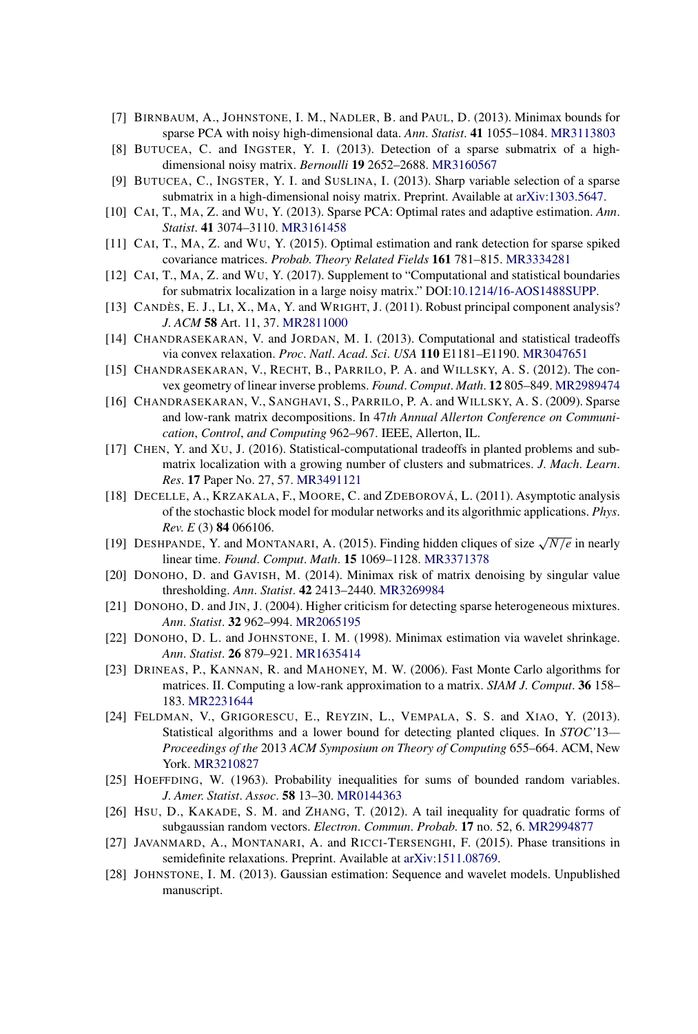[7] BIRNBAUM, A., JOHNSTONE, I. M., NADLER, B. and PAUL, D. (2013). Minimax bounds for sparse PCA with noisy high-dimensional data. *Ann. Statist.* **41** 1055–1084. MR3113803

[8] BUTUCEA, C. and INGSTER, Y. I. (2013). Detection of a sparse submatrix of a high-dimensional noisy matrix. *Bernoulli* **19** 2652–2688. MR3160567

[9] BUTUCEA, C., INGSTER, Y. I. and SUSLINA, I. (2013). Sharp variable selection of a sparse submatrix in a high-dimensional noisy matrix. Preprint. Available at arXiv:1303.5647.

[10] CAI, T., MA, Z. and WU, Y. (2013). Sparse PCA: Optimal rates and adaptive estimation. *Ann. Statist.* **41** 3074–3110. MR3161458

[11] CAI, T., MA, Z. and WU, Y. (2015). Optimal estimation and rank detection for sparse spiked covariance matrices. *Probab. Theory Related Fields* **161** 781–815. MR3334281

[12] CAI, T., MA, Z. and WU, Y. (2017). Supplement to "Computational and statistical boundaries for submatrix localization in a large noisy matrix." DOI:10.1214/16-AOS1488SUPP.

[13] CANDÈS, E. J., LI, X., MA, Y. and WRIGHT, J. (2011). Robust principal component analysis? *J. ACM* **58** Art. 11, 37. MR2811000

[14] CHANDRASEKARAN, V. and JORDAN, M. I. (2013). Computational and statistical tradeoffs via convex relaxation. *Proc. Natl. Acad. Sci. USA* **110** E1181–E1190. MR3047651

[15] CHANDRASEKARAN, V., RECHT, B., PARRILO, P. A. and WILLSKY, A. S. (2012). The convex geometry of linear inverse problems. *Found. Comput. Math.* **12** 805–849. MR2989474

[16] CHANDRASEKARAN, V., SANGHAVI, S., PARRILO, P. A. and WILLSKY, A. S. (2009). Sparse and low-rank matrix decompositions. In *47th Annual Allerton Conference on Communication, Control, and Computing* 962–967. IEEE, Allerton, IL.

[17] CHEN, Y. and XU, J. (2016). Statistical-computational tradeoffs in planted problems and submatrix localization with a growing number of clusters and submatrices. *J. Mach. Learn. Res.* **17** Paper No. 27, 57. MR3491121

[18] DECELLE, A., KRZAKALA, F., MOORE, C. and ZDEBOROVÁ, L. (2011). Asymptotic analysis of the stochastic block model for modular networks and its algorithmic applications. *Phys. Rev. E* (3) **84** 066106.

[19] DESHPANDE, Y. and MONTANARI, A. (2015). Finding hidden cliques of size $\sqrt{N/e}$ in nearly linear time. *Found. Comput. Math.* **15** 1069–1128. MR3371378

[20] DONOHO, D. and GAVISH, M. (2014). Minimax risk of matrix denoising by singular value thresholding. *Ann. Statist.* **42** 2413–2440. MR3269984

[21] DONOHO, D. and JIN, J. (2004). Higher criticism for detecting sparse heterogeneous mixtures. *Ann. Statist.* **32** 962–994. MR2065195

[22] DONOHO, D. L. and JOHNSTONE, I. M. (1998). Minimax estimation via wavelet shrinkage. *Ann. Statist.* **26** 879–921. MR1635414

[23] DRINEAS, P., KANNAN, R. and MAHONEY, M. W. (2006). Fast Monte Carlo algorithms for matrices. II. Computing a low-rank approximation to a matrix. *SIAM J. Comput.* **36** 158–183. MR2231644

[24] FELDMAN, V., GRIGORESCU, E., REYZIN, L., VEMPALA, S. S. and XIAO, Y. (2013). Statistical algorithms and a lower bound for detecting planted cliques. In *STOC'13—Proceedings of the* 2013 *ACM Symposium on Theory of Computing* 655–664. ACM, New York. MR3210827

[25] HOEFFDING, W. (1963). Probability inequalities for sums of bounded random variables. *J. Amer. Statist. Assoc.* **58** 13–30. MR0144363

[26] HSU, D., KAKADE, S. M. and ZHANG, T. (2012). A tail inequality for quadratic forms of subgaussian random vectors. *Electron. Commun. Probab.* **17** no. 52, 6. MR2994877

[27] JAVANMARD, A., MONTANARI, A. and RICCI-TERSENGHI, F. (2015). Phase transitions in semidefinite relaxations. Preprint. Available at arXiv:1511.08769.

[28] JOHNSTONE, I. M. (2013). Gaussian estimation: Sequence and wavelet models. Unpublished manuscript.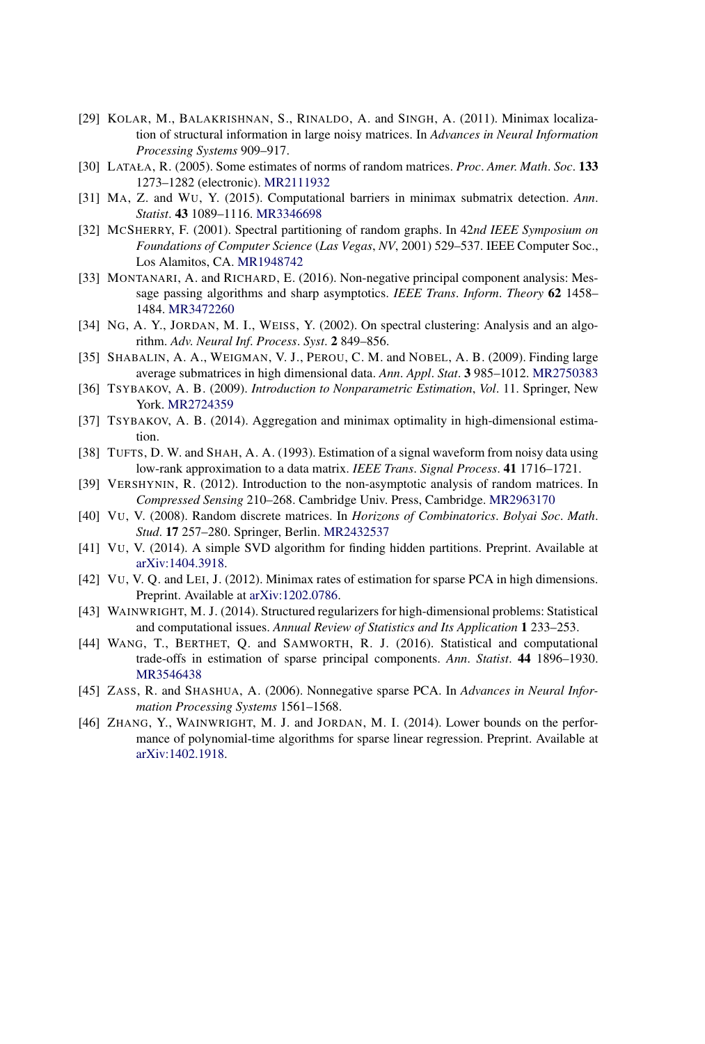[29] KOLAR, M., BALAKRISHNAN, S., RINALDO, A. and SINGH, A. (2011). Minimax localization of structural information in large noisy matrices. In *Advances in Neural Information Processing Systems* 909–917.

[30] LATAŁA, R. (2005). Some estimates of norms of random matrices. *Proc. Amer. Math. Soc.* **133** 1273–1282 (electronic). MR2111932

[31] MA, Z. and WU, Y. (2015). Computational barriers in minimax submatrix detection. *Ann. Statist.* **43** 1089–1116. MR3346698

[32] MCSHERRY, F. (2001). Spectral partitioning of random graphs. In *42nd IEEE Symposium on Foundations of Computer Science* (*Las Vegas*, *NV*, 2001) 529–537. IEEE Computer Soc., Los Alamitos, CA. MR1948742

[33] MONTANARI, A. and RICHARD, E. (2016). Non-negative principal component analysis: Message passing algorithms and sharp asymptotics. *IEEE Trans. Inform. Theory* **62** 1458–1484. MR3472260

[34] NG, A. Y., JORDAN, M. I., WEISS, Y. (2002). On spectral clustering: Analysis and an algorithm. *Adv. Neural Inf. Process. Syst.* **2** 849–856.

[35] SHABALIN, A. A., WEIGMAN, V. J., PEROU, C. M. and NOBEL, A. B. (2009). Finding large average submatrices in high dimensional data. *Ann. Appl. Stat.* **3** 985–1012. MR2750383

[36] TSYBAKOV, A. B. (2009). *Introduction to Nonparametric Estimation*, *Vol.* 11. Springer, New York. MR2724359

[37] TSYBAKOV, A. B. (2014). Aggregation and minimax optimality in high-dimensional estimation.

[38] TUFTS, D. W. and SHAH, A. A. (1993). Estimation of a signal waveform from noisy data using low-rank approximation to a data matrix. *IEEE Trans. Signal Process.* **41** 1716–1721.

[39] VERSHYNIN, R. (2012). Introduction to the non-asymptotic analysis of random matrices. In *Compressed Sensing* 210–268. Cambridge Univ. Press, Cambridge. MR2963170

[40] VU, V. (2008). Random discrete matrices. In *Horizons of Combinatorics*. *Bolyai Soc. Math. Stud.* **17** 257–280. Springer, Berlin. MR2432537

[41] VU, V. (2014). A simple SVD algorithm for finding hidden partitions. Preprint. Available at arXiv:1404.3918.

[42] VU, V. Q. and LEI, J. (2012). Minimax rates of estimation for sparse PCA in high dimensions. Preprint. Available at arXiv:1202.0786.

[43] WAINWRIGHT, M. J. (2014). Structured regularizers for high-dimensional problems: Statistical and computational issues. *Annual Review of Statistics and Its Application* **1** 233–253.

[44] WANG, T., BERTHET, Q. and SAMWORTH, R. J. (2016). Statistical and computational trade-offs in estimation of sparse principal components. *Ann. Statist.* **44** 1896–1930. MR3546438

[45] ZASS, R. and SHASHUA, A. (2006). Nonnegative sparse PCA. In *Advances in Neural Information Processing Systems* 1561–1568.

[46] ZHANG, Y., WAINWRIGHT, M. J. and JORDAN, M. I. (2014). Lower bounds on the performance of polynomial-time algorithms for sparse linear regression. Preprint. Available at arXiv:1402.1918.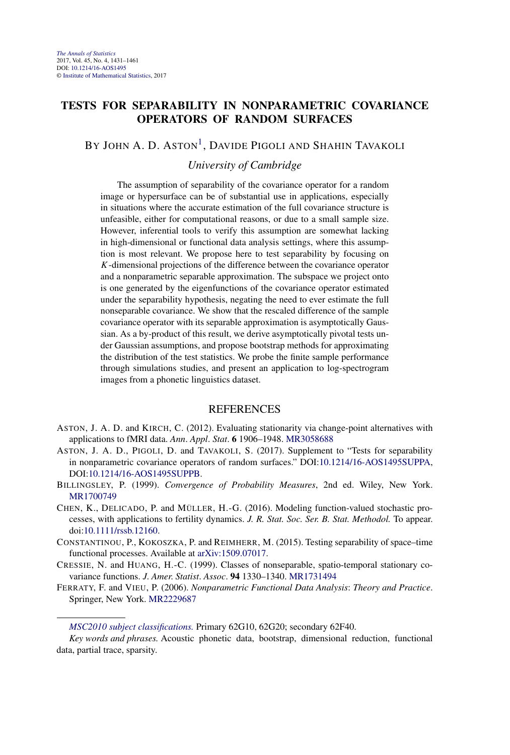# TESTS FOR SEPARABILITY IN NONPARAMETRIC COVARIANCE OPERATORS OF RANDOM SURFACES

BY JOHN A. D. ASTON[1], DAVIDE PIGOLI AND SHAHIN TAVAKOLI

*University of Cambridge*

The assumption of separability of the covariance operator for a random image or hypersurface can be of substantial use in applications, especially in situations where the accurate estimation of the full covariance structure is unfeasible, either for computational reasons, or due to a small sample size. However, inferential tools to verify this assumption are somewhat lacking in high-dimensional or functional data analysis settings, where this assumption is most relevant. We propose here to test separability by focusing on $K$-dimensional projections of the difference between the covariance operator and a nonparametric separable approximation. The subspace we project onto is one generated by the eigenfunctions of the covariance operator estimated under the separability hypothesis, negating the need to ever estimate the full nonseparable covariance. We show that the rescaled difference of the sample covariance operator with its separable approximation is asymptotically Gaussian. As a by-product of this result, we derive asymptotically pivotal tests under Gaussian assumptions, and propose bootstrap methods for approximating the distribution of the test statistics. We probe the finite sample performance through simulations studies, and present an application to log-spectrogram images from a phonetic linguistics dataset.

## REFERENCES

- ASTON, J. A. D. and KIRCH, C. (2012). Evaluating stationarity via change-point alternatives with applications to fMRI data. *Ann. Appl. Stat.* **6** 1906–1948. MR3058688
- ASTON, J. A. D., PIGOLI, D. and TAVAKOLI, S. (2017). Supplement to "Tests for separability in nonparametric covariance operators of random surfaces." DOI:10.1214/16-AOS1495SUPPA, DOI:10.1214/16-AOS1495SUPPB.
- BILLINGSLEY, P. (1999). *Convergence of Probability Measures*, 2nd ed. Wiley, New York. MR1700749
- CHEN, K., DELICADO, P. and MÜLLER, H.-G. (2016). Modeling function-valued stochastic processes, with applications to fertility dynamics. *J. R. Stat. Soc. Ser. B. Stat. Methodol.* To appear. doi:10.1111/rssb.12160.
- CONSTANTINOU, P., KOKOSZKA, P. and REIMHERR, M. (2015). Testing separability of space–time functional processes. Available at arXiv:1509.07017.
- CRESSIE, N. and HUANG, H.-C. (1999). Classes of nonseparable, spatio-temporal stationary covariance functions. *J. Amer. Statist. Assoc.* **94** 1330–1340. MR1731494
- FERRATY, F. and VIEU, P. (2006). *Nonparametric Functional Data Analysis: Theory and Practice*. Springer, New York. MR2229687

*MSC2010 subject classifications.* Primary 62G10, 62G20; secondary 62F40.

*Key words and phrases.* Acoustic phonetic data, bootstrap, dimensional reduction, functional data, partial trace, sparsity.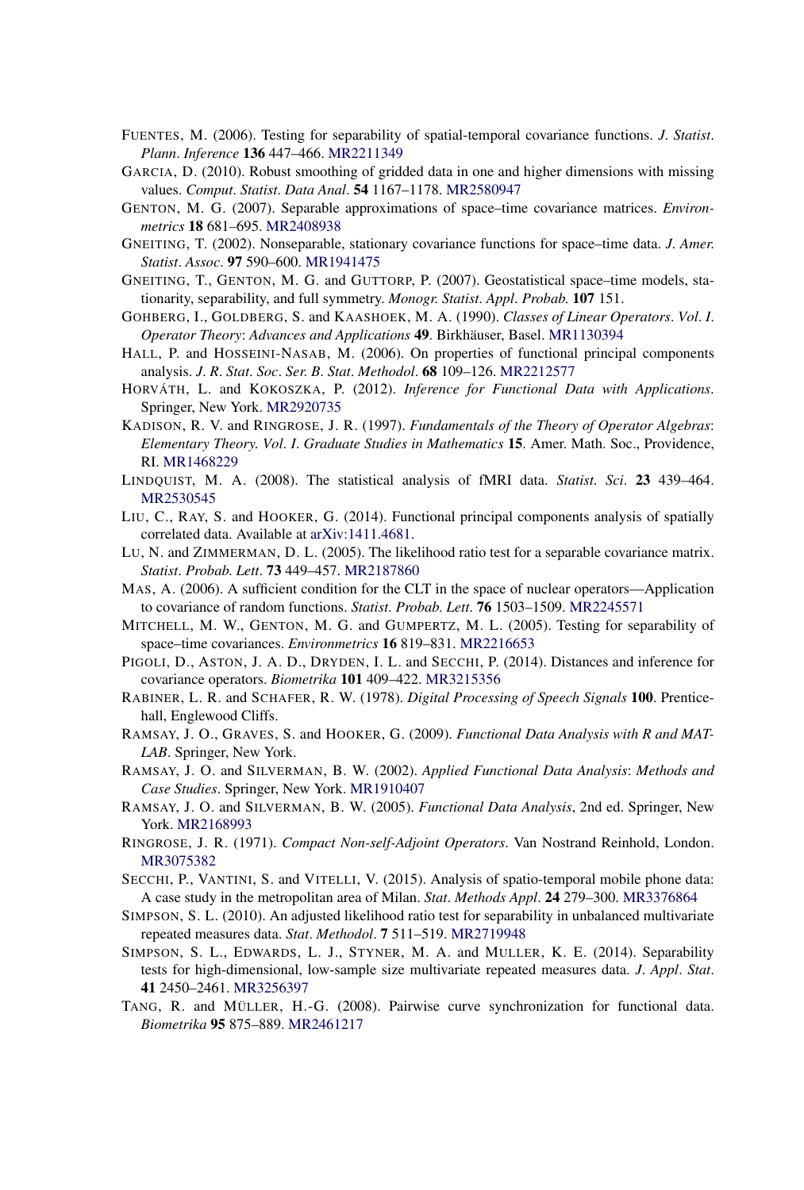FUENTES, M. (2006). Testing for separability of spatial-temporal covariance functions. *J. Statist. Plann. Inference* **136** 447–466. MR2211349

GARCIA, D. (2010). Robust smoothing of gridded data in one and higher dimensions with missing values. *Comput. Statist. Data Anal.* **54** 1167–1178. MR2580947

GENTON, M. G. (2007). Separable approximations of space–time covariance matrices. *Environmetrics* **18** 681–695. MR2408938

GNEITING, T. (2002). Nonseparable, stationary covariance functions for space–time data. *J. Amer. Statist. Assoc.* **97** 590–600. MR1941475

GNEITING, T., GENTON, M. G. and GUTTORP, P. (2007). Geostatistical space–time models, stationarity, separability, and full symmetry. *Monogr. Statist. Appl. Probab.* **107** 151.

GOHBERG, I., GOLDBERG, S. and KAASHOEK, M. A. (1990). *Classes of Linear Operators. Vol. I. Operator Theory: Advances and Applications* **49**. Birkhäuser, Basel. MR1130394

HALL, P. and HOSSEINI-NASAB, M. (2006). On properties of functional principal components analysis. *J. R. Stat. Soc. Ser. B. Stat. Methodol.* **68** 109–126. MR2212577

HORVÁTH, L. and KOKOSZKA, P. (2012). *Inference for Functional Data with Applications*. Springer, New York. MR2920735

KADISON, R. V. and RINGROSE, J. R. (1997). *Fundamentals of the Theory of Operator Algebras: Elementary Theory. Vol. I. Graduate Studies in Mathematics* **15**. Amer. Math. Soc., Providence, RI. MR1468229

LINDQUIST, M. A. (2008). The statistical analysis of fMRI data. *Statist. Sci.* **23** 439–464. MR2530545

LIU, C., RAY, S. and HOOKER, G. (2014). Functional principal components analysis of spatially correlated data. Available at arXiv:1411.4681.

LU, N. and ZIMMERMAN, D. L. (2005). The likelihood ratio test for a separable covariance matrix. *Statist. Probab. Lett.* **73** 449–457. MR2187860

MAS, A. (2006). A sufficient condition for the CLT in the space of nuclear operators—Application to covariance of random functions. *Statist. Probab. Lett.* **76** 1503–1509. MR2245571

MITCHELL, M. W., GENTON, M. G. and GUMPERTZ, M. L. (2005). Testing for separability of space–time covariances. *Environmetrics* **16** 819–831. MR2216653

PIGOLI, D., ASTON, J. A. D., DRYDEN, I. L. and SECCHI, P. (2014). Distances and inference for covariance operators. *Biometrika* **101** 409–422. MR3215356

RABINER, L. R. and SCHAFER, R. W. (1978). *Digital Processing of Speech Signals* **100**. Prentice-hall, Englewood Cliffs.

RAMSAY, J. O., GRAVES, S. and HOOKER, G. (2009). *Functional Data Analysis with R and MATLAB*. Springer, New York.

RAMSAY, J. O. and SILVERMAN, B. W. (2002). *Applied Functional Data Analysis: Methods and Case Studies*. Springer, New York. MR1910407

RAMSAY, J. O. and SILVERMAN, B. W. (2005). *Functional Data Analysis*, 2nd ed. Springer, New York. MR2168993

RINGROSE, J. R. (1971). *Compact Non-self-Adjoint Operators*. Van Nostrand Reinhold, London. MR3075382

SECCHI, P., VANTINI, S. and VITELLI, V. (2015). Analysis of spatio-temporal mobile phone data: A case study in the metropolitan area of Milan. *Stat. Methods Appl.* **24** 279–300. MR3376864

SIMPSON, S. L. (2010). An adjusted likelihood ratio test for separability in unbalanced multivariate repeated measures data. *Stat. Methodol.* **7** 511–519. MR2719948

SIMPSON, S. L., EDWARDS, L. J., STYNER, M. A. and MULLER, K. E. (2014). Separability tests for high-dimensional, low-sample size multivariate repeated measures data. *J. Appl. Stat.* **41** 2450–2461. MR3256397

TANG, R. and MÜLLER, H.-G. (2008). Pairwise curve synchronization for functional data. *Biometrika* **95** 875–889. MR2461217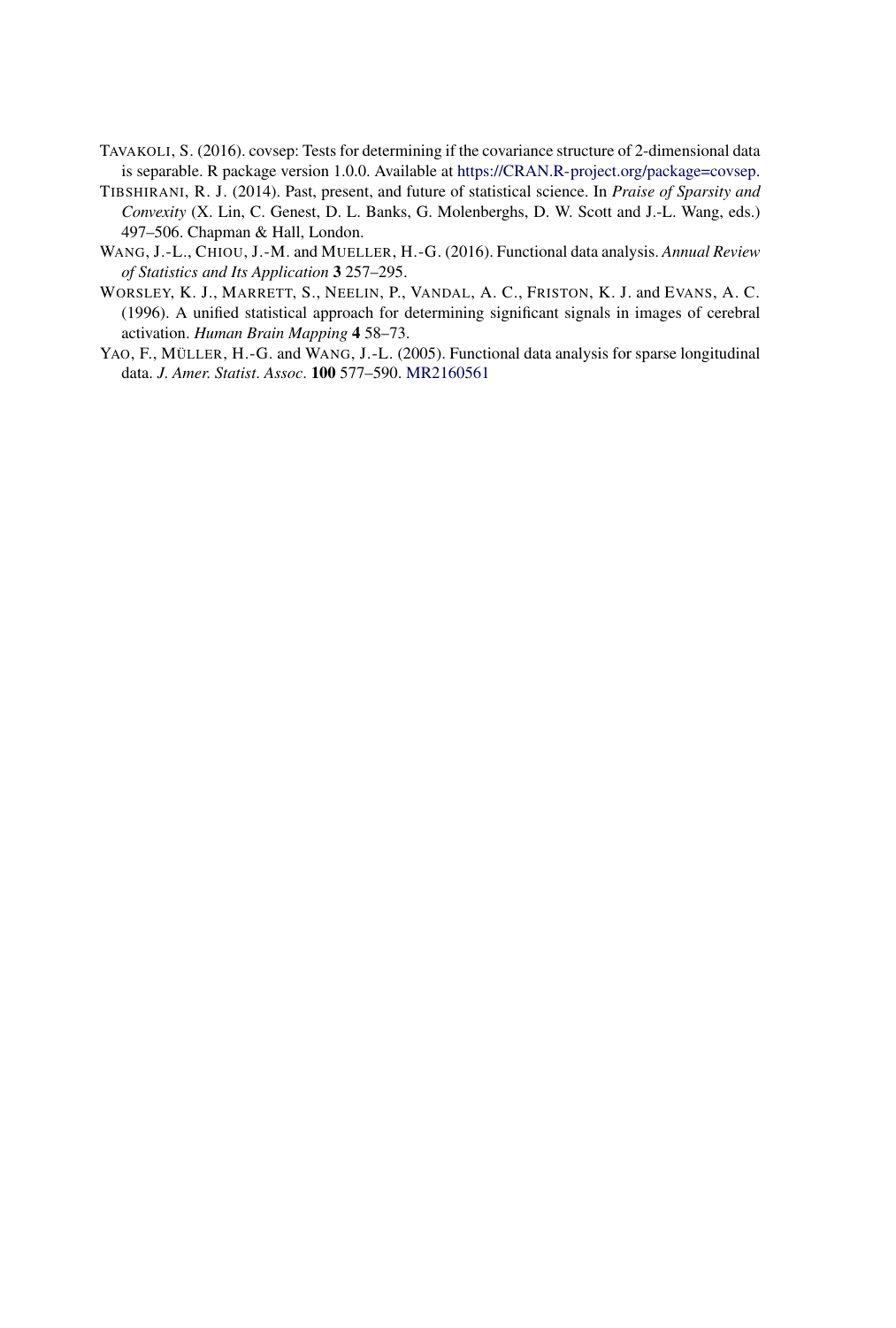TAVAKOLI, S. (2016). covsep: Tests for determining if the covariance structure of 2-dimensional data is separable. R package version 1.0.0. Available at https://CRAN.R-project.org/package=covsep.

TIBSHIRANI, R. J. (2014). Past, present, and future of statistical science. In *Praise of Sparsity and Convexity* (X. Lin, C. Genest, D. L. Banks, G. Molenberghs, D. W. Scott and J.-L. Wang, eds.) 497–506. Chapman & Hall, London.

WANG, J.-L., CHIOU, J.-M. and MUELLER, H.-G. (2016). Functional data analysis. *Annual Review of Statistics and Its Application* **3** 257–295.

WORSLEY, K. J., MARRETT, S., NEELIN, P., VANDAL, A. C., FRISTON, K. J. and EVANS, A. C. (1996). A unified statistical approach for determining significant signals in images of cerebral activation. *Human Brain Mapping* **4** 58–73.

YAO, F., MÜLLER, H.-G. and WANG, J.-L. (2005). Functional data analysis for sparse longitudinal data. *J. Amer. Statist. Assoc.* **100** 577–590. MR2160561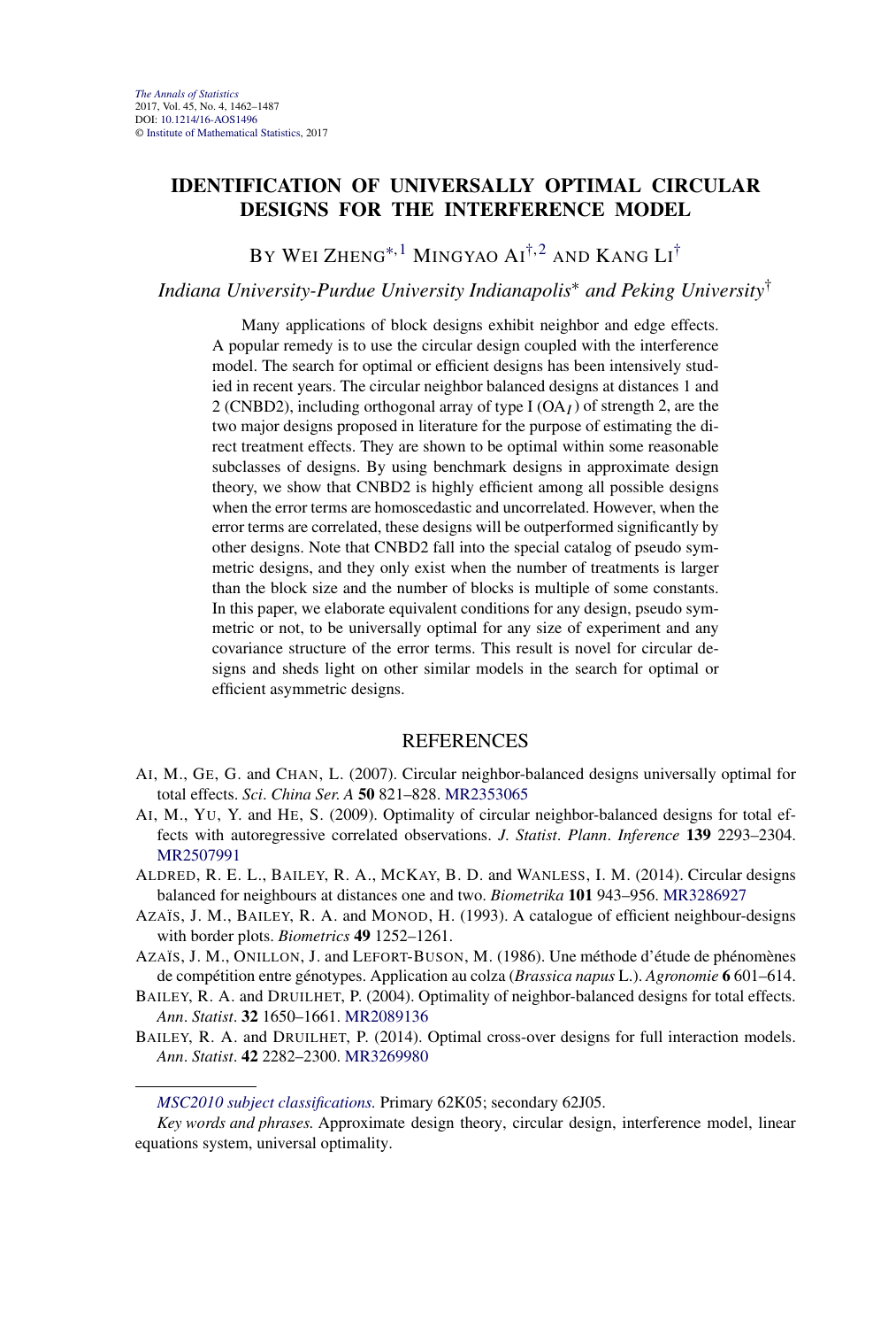# IDENTIFICATION OF UNIVERSALLY OPTIMAL CIRCULAR DESIGNS FOR THE INTERFERENCE MODEL

BY WEI ZHENG[*,1] MINGYAO AI[†,2] AND KANG LI[†]

*Indiana University-Purdue University Indianapolis*[*] *and Peking University*[†]

Many applications of block designs exhibit neighbor and edge effects. A popular remedy is to use the circular design coupled with the interference model. The search for optimal or efficient designs has been intensively studied in recent years. The circular neighbor balanced designs at distances 1 and 2 (CNBD2), including orthogonal array of type I ($\text{OA}_I$) of strength 2, are the two major designs proposed in literature for the purpose of estimating the direct treatment effects. They are shown to be optimal within some reasonable subclasses of designs. By using benchmark designs in approximate design theory, we show that CNBD2 is highly efficient among all possible designs when the error terms are homoscedastic and uncorrelated. However, when the error terms are correlated, these designs will be outperformed significantly by other designs. Note that CNBD2 fall into the special catalog of pseudo symmetric designs, and they only exist when the number of treatments is larger than the block size and the number of blocks is multiple of some constants. In this paper, we elaborate equivalent conditions for any design, pseudo symmetric or not, to be universally optimal for any size of experiment and any covariance structure of the error terms. This result is novel for circular designs and sheds light on other similar models in the search for optimal or efficient asymmetric designs.

## REFERENCES

AI, M., GE, G. and CHAN, L. (2007). Circular neighbor-balanced designs universally optimal for total effects. *Sci. China Ser. A* **50** 821–828. MR2353065

AI, M., YU, Y. and HE, S. (2009). Optimality of circular neighbor-balanced designs for total effects with autoregressive correlated observations. *J. Statist. Plann. Inference* **139** 2293–2304. MR2507991

ALDRED, R. E. L., BAILEY, R. A., MCKAY, B. D. and WANLESS, I. M. (2014). Circular designs balanced for neighbours at distances one and two. *Biometrika* **101** 943–956. MR3286927

AZAÏS, J. M., BAILEY, R. A. and MONOD, H. (1993). A catalogue of efficient neighbour-designs with border plots. *Biometrics* **49** 1252–1261.

AZAÏS, J. M., ONILLON, J. and LEFORT-BUSON, M. (1986). Une méthode d'étude de phénomènes de compétition entre génotypes. Application au colza (*Brassica napus* L.). *Agronomie* **6** 601–614.

BAILEY, R. A. and DRUILHET, P. (2004). Optimality of neighbor-balanced designs for total effects. *Ann. Statist.* **32** 1650–1661. MR2089136

BAILEY, R. A. and DRUILHET, P. (2014). Optimal cross-over designs for full interaction models. *Ann. Statist.* **42** 2282–2300. MR3269980

---

*MSC2010 subject classifications.* Primary 62K05; secondary 62J05.

*Key words and phrases.* Approximate design theory, circular design, interference model, linear equations system, universal optimality.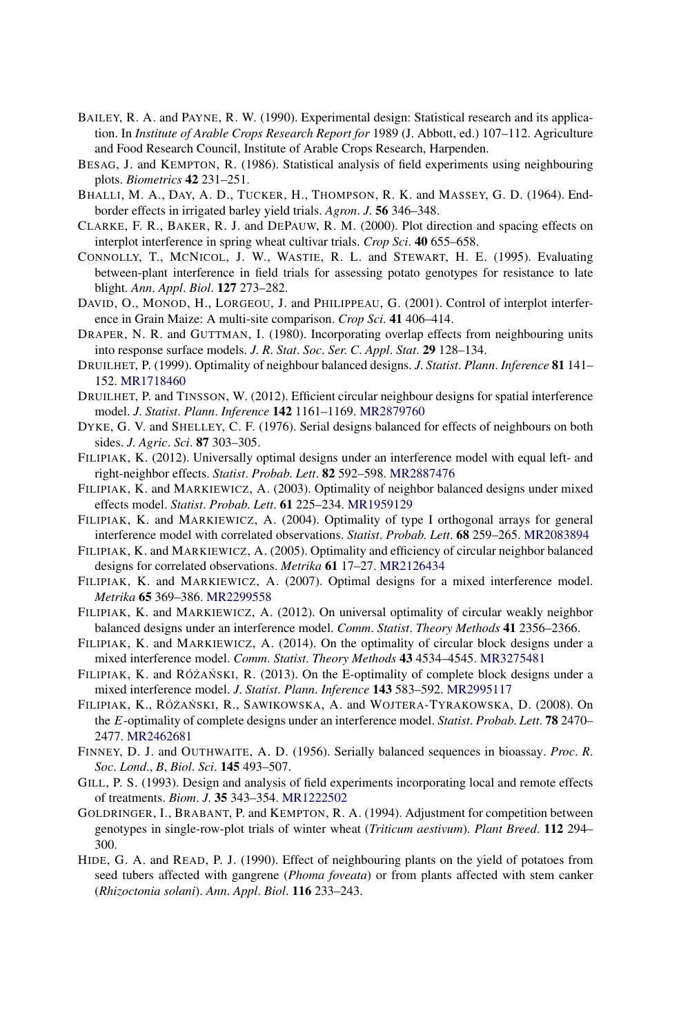BAILEY, R. A. and PAYNE, R. W. (1990). Experimental design: Statistical research and its application. In *Institute of Arable Crops Research Report for* 1989 (J. Abbott, ed.) 107–112. Agriculture and Food Research Council, Institute of Arable Crops Research, Harpenden.

BESAG, J. and KEMPTON, R. (1986). Statistical analysis of field experiments using neighbouring plots. *Biometrics* **42** 231–251.

BHALLI, M. A., DAY, A. D., TUCKER, H., THOMPSON, R. K. and MASSEY, G. D. (1964). End-border effects in irrigated barley yield trials. *Agron*. *J*. **56** 346–348.

CLARKE, F. R., BAKER, R. J. and DEPAUW, R. M. (2000). Plot direction and spacing effects on interplot interference in spring wheat cultivar trials. *Crop Sci*. **40** 655–658.

CONNOLLY, T., MCNICOL, J. W., WASTIE, R. L. and STEWART, H. E. (1995). Evaluating between-plant interference in field trials for assessing potato genotypes for resistance to late blight. *Ann*. *Appl*. *Biol*. **127** 273–282.

DAVID, O., MONOD, H., LORGEOU, J. and PHILIPPEAU, G. (2001). Control of interplot interference in Grain Maize: A multi-site comparison. *Crop Sci*. **41** 406–414.

DRAPER, N. R. and GUTTMAN, I. (1980). Incorporating overlap effects from neighbouring units into response surface models. *J*. *R*. *Stat*. *Soc*. *Ser*. *C*. *Appl*. *Stat*. **29** 128–134.

DRUILHET, P. (1999). Optimality of neighbour balanced designs. *J*. *Statist*. *Plann*. *Inference* **81** 141–152. MR1718460

DRUILHET, P. and TINSSON, W. (2012). Efficient circular neighbour designs for spatial interference model. *J*. *Statist*. *Plann*. *Inference* **142** 1161–1169. MR2879760

DYKE, G. V. and SHELLEY, C. F. (1976). Serial designs balanced for effects of neighbours on both sides. *J*. *Agric*. *Sci*. **87** 303–305.

FILIPIAK, K. (2012). Universally optimal designs under an interference model with equal left- and right-neighbor effects. *Statist*. *Probab*. *Lett*. **82** 592–598. MR2887476

FILIPIAK, K. and MARKIEWICZ, A. (2003). Optimality of neighbor balanced designs under mixed effects model. *Statist*. *Probab*. *Lett*. **61** 225–234. MR1959129

FILIPIAK, K. and MARKIEWICZ, A. (2004). Optimality of type I orthogonal arrays for general interference model with correlated observations. *Statist*. *Probab*. *Lett*. **68** 259–265. MR2083894

FILIPIAK, K. and MARKIEWICZ, A. (2005). Optimality and efficiency of circular neighbor balanced designs for correlated observations. *Metrika* **61** 17–27. MR2126434

FILIPIAK, K. and MARKIEWICZ, A. (2007). Optimal designs for a mixed interference model. *Metrika* **65** 369–386. MR2299558

FILIPIAK, K. and MARKIEWICZ, A. (2012). On universal optimality of circular weakly neighbor balanced designs under an interference model. *Comm*. *Statist*. *Theory Methods* **41** 2356–2366.

FILIPIAK, K. and MARKIEWICZ, A. (2014). On the optimality of circular block designs under a mixed interference model. *Comm*. *Statist*. *Theory Methods* **43** 4534–4545. MR3275481

FILIPIAK, K. and RÓŻAŃSKI, R. (2013). On the E-optimality of complete block designs under a mixed interference model. *J*. *Statist*. *Plann*. *Inference* **143** 583–592. MR2995117

FILIPIAK, K., RÓŻAŃSKI, R., SAWIKOWSKA, A. and WOJTERA-TYRAKOWSKA, D. (2008). On the *E*-optimality of complete designs under an interference model. *Statist*. *Probab*. *Lett*. **78** 2470–2477. MR2462681

FINNEY, D. J. and OUTHWAITE, A. D. (1956). Serially balanced sequences in bioassay. *Proc*. *R*. *Soc*. *Lond*., *B*, *Biol*. *Sci*. **145** 493–507.

GILL, P. S. (1993). Design and analysis of field experiments incorporating local and remote effects of treatments. *Biom*. *J*. **35** 343–354. MR1222502

GOLDRINGER, I., BRABANT, P. and KEMPTON, R. A. (1994). Adjustment for competition between genotypes in single-row-plot trials of winter wheat (*Triticum aestivum*). *Plant Breed*. **112** 294–300.

HIDE, G. A. and READ, P. J. (1990). Effect of neighbouring plants on the yield of potatoes from seed tubers affected with gangrene (*Phoma foveata*) or from plants affected with stem canker (*Rhizoctonia solani*). *Ann*. *Appl*. *Biol*. **116** 233–243.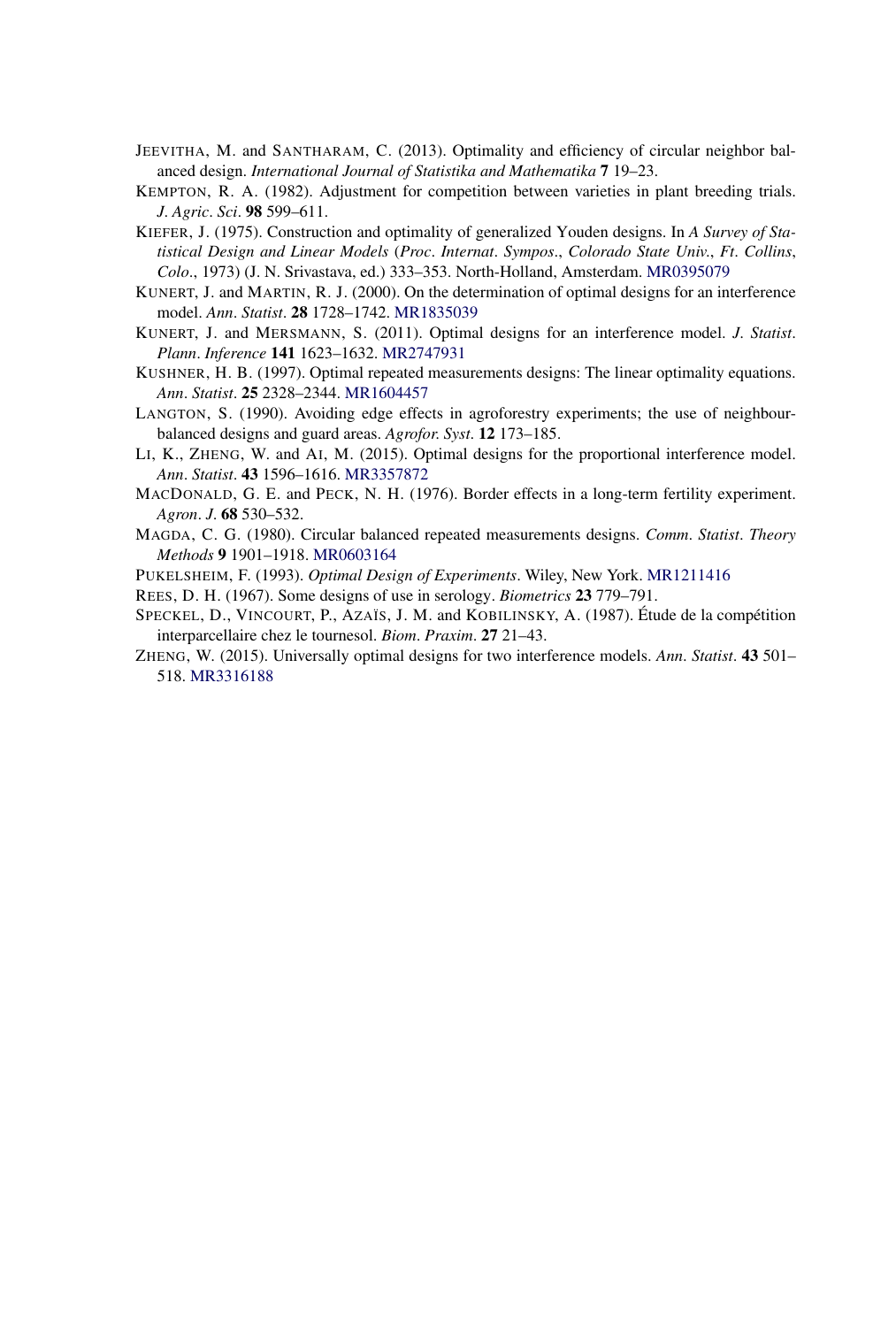JEEVITHA, M. and SANTHARAM, C. (2013). Optimality and efficiency of circular neighbor balanced design. *International Journal of Statistika and Mathematika* **7** 19–23.

KEMPTON, R. A. (1982). Adjustment for competition between varieties in plant breeding trials. *J. Agric. Sci.* **98** 599–611.

KIEFER, J. (1975). Construction and optimality of generalized Youden designs. In *A Survey of Statistical Design and Linear Models* (*Proc. Internat. Sympos., Colorado State Univ., Ft. Collins, Colo.*, 1973) (J. N. Srivastava, ed.) 333–353. North-Holland, Amsterdam. MR0395079

KUNERT, J. and MARTIN, R. J. (2000). On the determination of optimal designs for an interference model. *Ann. Statist.* **28** 1728–1742. MR1835039

KUNERT, J. and MERSMANN, S. (2011). Optimal designs for an interference model. *J. Statist. Plann. Inference* **141** 1623–1632. MR2747931

KUSHNER, H. B. (1997). Optimal repeated measurements designs: The linear optimality equations. *Ann. Statist.* **25** 2328–2344. MR1604457

LANGTON, S. (1990). Avoiding edge effects in agroforestry experiments; the use of neighbour-balanced designs and guard areas. *Agrofor. Syst.* **12** 173–185.

LI, K., ZHENG, W. and AI, M. (2015). Optimal designs for the proportional interference model. *Ann. Statist.* **43** 1596–1616. MR3357872

MACDONALD, G. E. and PECK, N. H. (1976). Border effects in a long-term fertility experiment. *Agron. J.* **68** 530–532.

MAGDA, C. G. (1980). Circular balanced repeated measurements designs. *Comm. Statist. Theory Methods* **9** 1901–1918. MR0603164

PUKELSHEIM, F. (1993). *Optimal Design of Experiments*. Wiley, New York. MR1211416

REES, D. H. (1967). Some designs of use in serology. *Biometrics* **23** 779–791.

SPECKEL, D., VINCOURT, P., AZAÏS, J. M. and KOBILINSKY, A. (1987). Étude de la compétition interparcellaire chez le tournesol. *Biom. Praxim.* **27** 21–43.

ZHENG, W. (2015). Universally optimal designs for two interference models. *Ann. Statist.* **43** 501–518. MR3316188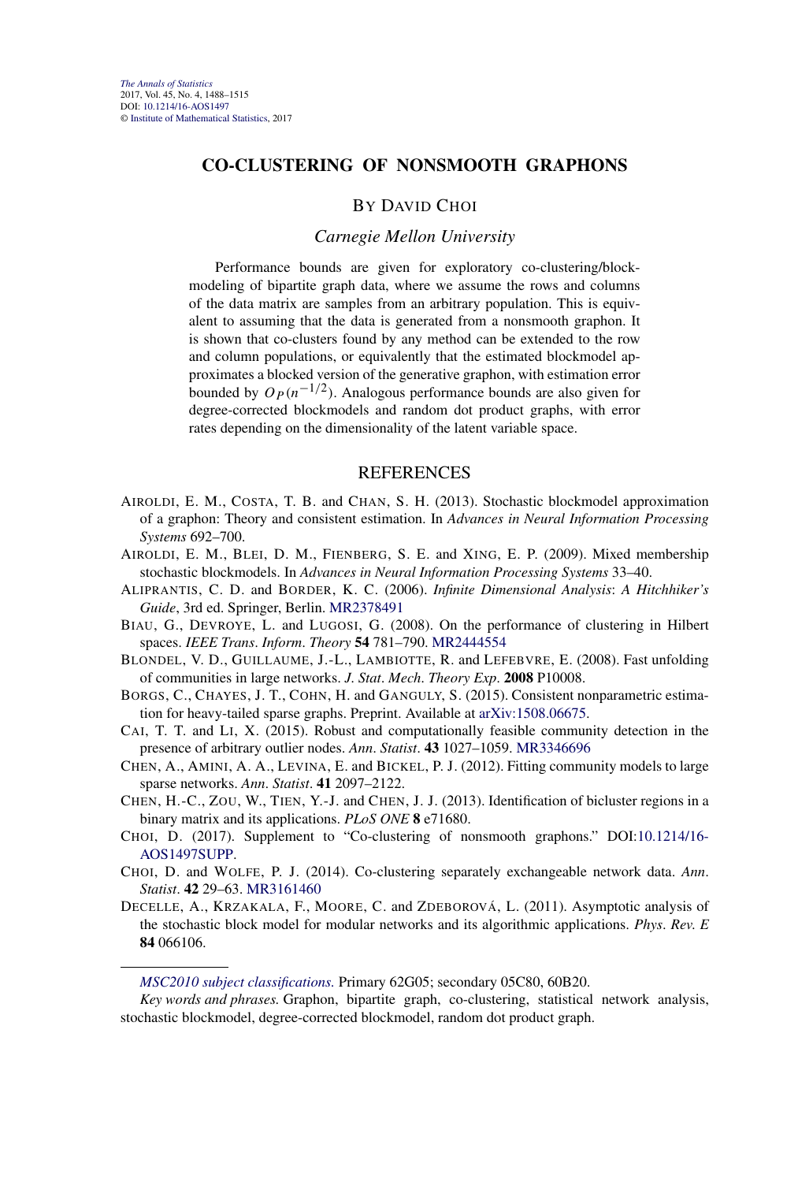# CO-CLUSTERING OF NONSMOOTH GRAPHONS

BY DAVID CHOI

*Carnegie Mellon University*

Performance bounds are given for exploratory co-clustering/blockmodeling of bipartite graph data, where we assume the rows and columns of the data matrix are samples from an arbitrary population. This is equivalent to assuming that the data is generated from a nonsmooth graphon. It is shown that co-clusters found by any method can be extended to the row and column populations, or equivalently that the estimated blockmodel approximates a blocked version of the generative graphon, with estimation error bounded by $O_P(n^{-1/2})$. Analogous performance bounds are also given for degree-corrected blockmodels and random dot product graphs, with error rates depending on the dimensionality of the latent variable space.

## REFERENCES

AIROLDI, E. M., COSTA, T. B. and CHAN, S. H. (2013). Stochastic blockmodel approximation of a graphon: Theory and consistent estimation. In *Advances in Neural Information Processing Systems* 692–700.

AIROLDI, E. M., BLEI, D. M., FIENBERG, S. E. and XING, E. P. (2009). Mixed membership stochastic blockmodels. In *Advances in Neural Information Processing Systems* 33–40.

ALIPRANTIS, C. D. and BORDER, K. C. (2006). *Infinite Dimensional Analysis*: *A Hitchhiker's Guide*, 3rd ed. Springer, Berlin. MR2378491

BIAU, G., DEVROYE, L. and LUGOSI, G. (2008). On the performance of clustering in Hilbert spaces. *IEEE Trans*. *Inform*. *Theory* **54** 781–790. MR2444554

BLONDEL, V. D., GUILLAUME, J.-L., LAMBIOTTE, R. and LEFEBVRE, E. (2008). Fast unfolding of communities in large networks. *J*. *Stat*. *Mech*. *Theory Exp*. **2008** P10008.

BORGS, C., CHAYES, J. T., COHN, H. and GANGULY, S. (2015). Consistent nonparametric estimation for heavy-tailed sparse graphs. Preprint. Available at arXiv:1508.06675.

CAI, T. T. and LI, X. (2015). Robust and computationally feasible community detection in the presence of arbitrary outlier nodes. *Ann*. *Statist*. **43** 1027–1059. MR3346696

CHEN, A., AMINI, A. A., LEVINA, E. and BICKEL, P. J. (2012). Fitting community models to large sparse networks. *Ann*. *Statist*. **41** 2097–2122.

CHEN, H.-C., ZOU, W., TIEN, Y.-J. and CHEN, J. J. (2013). Identification of bicluster regions in a binary matrix and its applications. *PLoS ONE* **8** e71680.

CHOI, D. (2017). Supplement to "Co-clustering of nonsmooth graphons." DOI:10.1214/16-AOS1497SUPP.

CHOI, D. and WOLFE, P. J. (2014). Co-clustering separately exchangeable network data. *Ann*. *Statist*. **42** 29–63. MR3161460

DECELLE, A., KRZAKALA, F., MOORE, C. and ZDEBOROVÁ, L. (2011). Asymptotic analysis of the stochastic block model for modular networks and its algorithmic applications. *Phys*. *Rev*. *E* **84** 066106.

---

*MSC2010 subject classifications.* Primary 62G05; secondary 05C80, 60B20.

*Key words and phrases.* Graphon, bipartite graph, co-clustering, statistical network analysis, stochastic blockmodel, degree-corrected blockmodel, random dot product graph.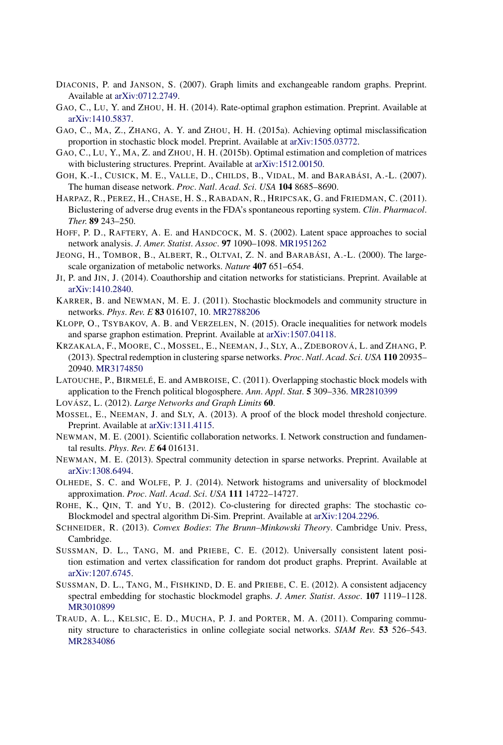DIACONIS, P. and JANSON, S. (2007). Graph limits and exchangeable random graphs. Preprint. Available at arXiv:0712.2749.

GAO, C., LU, Y. and ZHOU, H. H. (2014). Rate-optimal graphon estimation. Preprint. Available at arXiv:1410.5837.

GAO, C., MA, Z., ZHANG, A. Y. and ZHOU, H. H. (2015a). Achieving optimal misclassification proportion in stochastic block model. Preprint. Available at arXiv:1505.03772.

GAO, C., LU, Y., MA, Z. and ZHOU, H. H. (2015b). Optimal estimation and completion of matrices with biclustering structures. Preprint. Available at arXiv:1512.00150.

GOH, K.-I., CUSICK, M. E., VALLE, D., CHILDS, B., VIDAL, M. and BARABÁSI, A.-L. (2007). The human disease network. *Proc. Natl. Acad. Sci. USA* **104** 8685–8690.

HARPAZ, R., PEREZ, H., CHASE, H. S., RABADAN, R., HRIPCSAK, G. and FRIEDMAN, C. (2011). Biclustering of adverse drug events in the FDA's spontaneous reporting system. *Clin. Pharmacol. Ther.* **89** 243–250.

HOFF, P. D., RAFTERY, A. E. and HANDCOCK, M. S. (2002). Latent space approaches to social network analysis. *J. Amer. Statist. Assoc.* **97** 1090–1098. MR1951262

JEONG, H., TOMBOR, B., ALBERT, R., OLTVAI, Z. N. and BARABÁSI, A.-L. (2000). The large-scale organization of metabolic networks. *Nature* **407** 651–654.

JI, P. and JIN, J. (2014). Coauthorship and citation networks for statisticians. Preprint. Available at arXiv:1410.2840.

KARRER, B. and NEWMAN, M. E. J. (2011). Stochastic blockmodels and community structure in networks. *Phys. Rev. E* **83** 016107, 10. MR2788206

KLOPP, O., TSYBAKOV, A. B. and VERZELEN, N. (2015). Oracle inequalities for network models and sparse graphon estimation. Preprint. Available at arXiv:1507.04118.

KRZAKALA, F., MOORE, C., MOSSEL, E., NEEMAN, J., SLY, A., ZDEBOROVÁ, L. and ZHANG, P. (2013). Spectral redemption in clustering sparse networks. *Proc. Natl. Acad. Sci. USA* **110** 20935–20940. MR3174850

LATOUCHE, P., BIRMELÉ, E. and AMBROISE, C. (2011). Overlapping stochastic block models with application to the French political blogosphere. *Ann. Appl. Stat.* **5** 309–336. MR2810399

LOVÁSZ, L. (2012). *Large Networks and Graph Limits* **60**.

MOSSEL, E., NEEMAN, J. and SLY, A. (2013). A proof of the block model threshold conjecture. Preprint. Available at arXiv:1311.4115.

NEWMAN, M. E. (2001). Scientific collaboration networks. I. Network construction and fundamental results. *Phys. Rev. E* **64** 016131.

NEWMAN, M. E. (2013). Spectral community detection in sparse networks. Preprint. Available at arXiv:1308.6494.

OLHEDE, S. C. and WOLFE, P. J. (2014). Network histograms and universality of blockmodel approximation. *Proc. Natl. Acad. Sci. USA* **111** 14722–14727.

ROHE, K., QIN, T. and YU, B. (2012). Co-clustering for directed graphs: The stochastic co-Blockmodel and spectral algorithm Di-Sim. Preprint. Available at arXiv:1204.2296.

SCHNEIDER, R. (2013). *Convex Bodies: The Brunn–Minkowski Theory*. Cambridge Univ. Press, Cambridge.

SUSSMAN, D. L., TANG, M. and PRIEBE, C. E. (2012). Universally consistent latent position estimation and vertex classification for random dot product graphs. Preprint. Available at arXiv:1207.6745.

SUSSMAN, D. L., TANG, M., FISHKIND, D. E. and PRIEBE, C. E. (2012). A consistent adjacency spectral embedding for stochastic blockmodel graphs. *J. Amer. Statist. Assoc.* **107** 1119–1128. MR3010899

TRAUD, A. L., KELSIC, E. D., MUCHA, P. J. and PORTER, M. A. (2011). Comparing community structure to characteristics in online collegiate social networks. *SIAM Rev.* **53** 526–543. MR2834086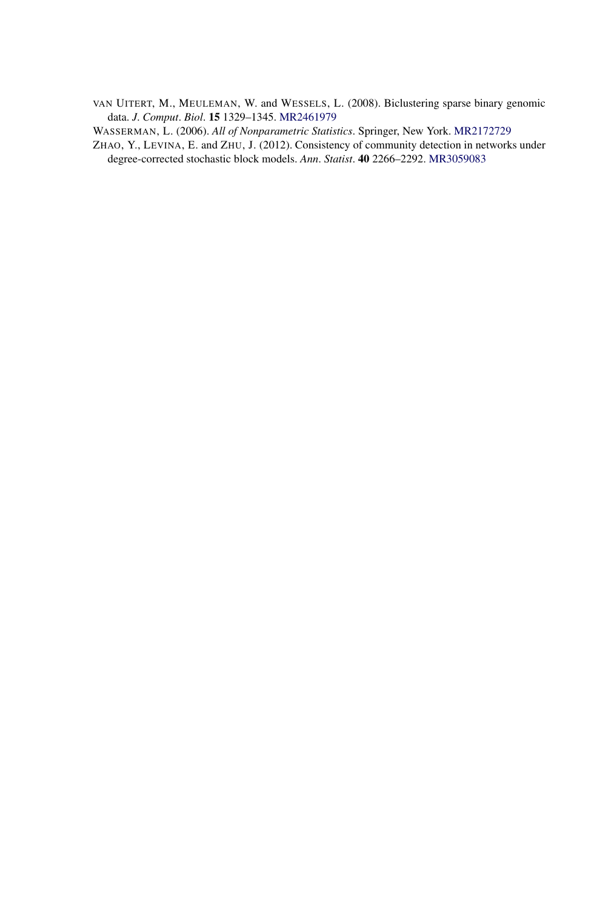VAN UITERT, M., MEULEMAN, W. and WESSELS, L. (2008). Biclustering sparse binary genomic data. *J. Comput. Biol.* **15** 1329–1345. MR2461979

WASSERMAN, L. (2006). *All of Nonparametric Statistics*. Springer, New York. MR2172729

ZHAO, Y., LEVINA, E. and ZHU, J. (2012). Consistency of community detection in networks under degree-corrected stochastic block models. *Ann. Statist.* **40** 2266–2292. MR3059083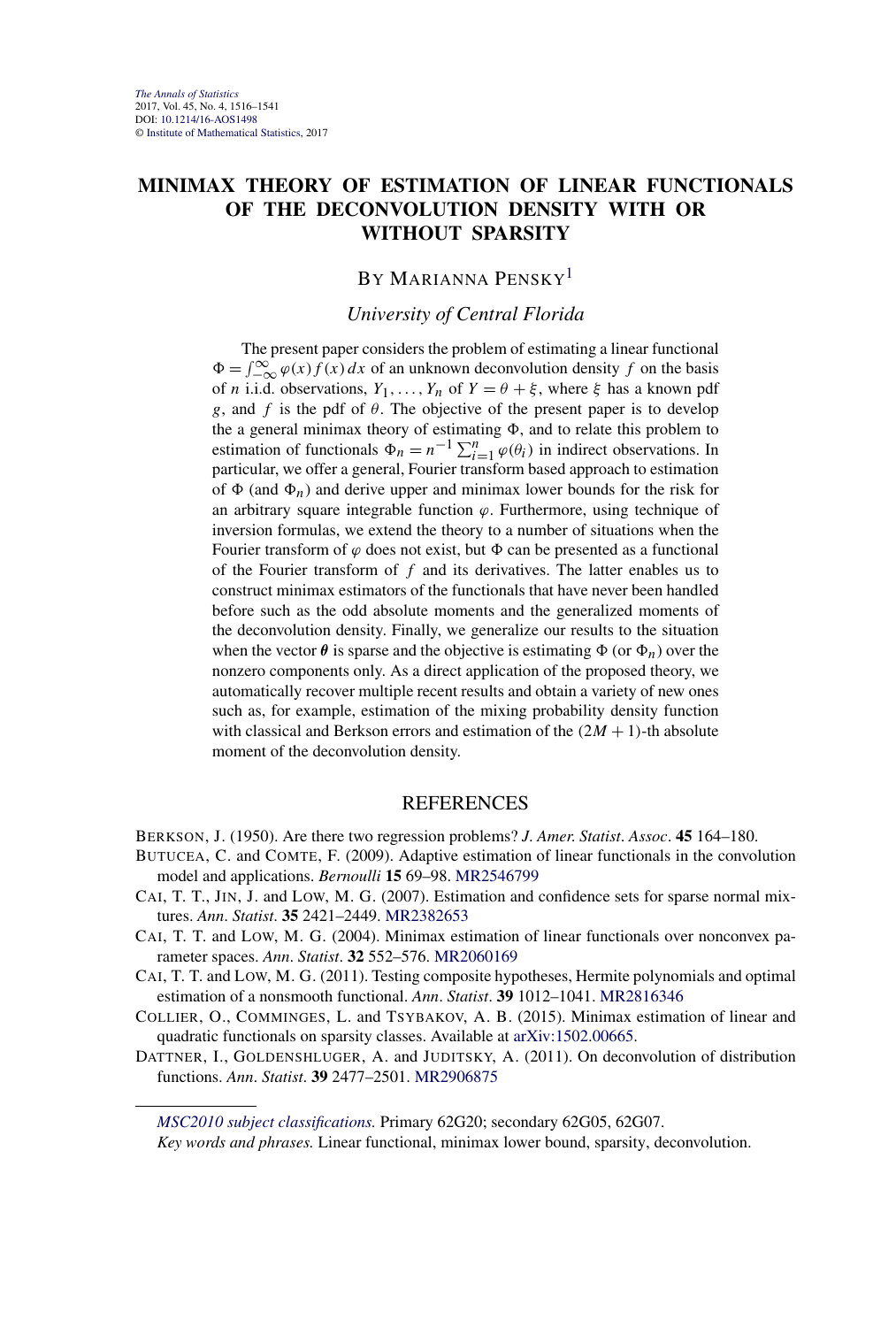# MINIMAX THEORY OF ESTIMATION OF LINEAR FUNCTIONALS OF THE DECONVOLUTION DENSITY WITH OR WITHOUT SPARSITY

By Marianna Pensky[1]

*University of Central Florida*

The present paper considers the problem of estimating a linear functional $\Phi = \int_{-\infty}^{\infty} \varphi(x) f(x)\,dx$ of an unknown deconvolution density $f$ on the basis of $n$ i.i.d. observations, $Y_1, \ldots, Y_n$ of $Y = \theta + \xi$, where $\xi$ has a known pdf $g$, and $f$ is the pdf of $\theta$. The objective of the present paper is to develop the a general minimax theory of estimating $\Phi$, and to relate this problem to estimation of functionals $\Phi_n = n^{-1} \sum_{i=1}^{n} \varphi(\theta_i)$ in indirect observations. In particular, we offer a general, Fourier transform based approach to estimation of $\Phi$ (and $\Phi_n$) and derive upper and minimax lower bounds for the risk for an arbitrary square integrable function $\varphi$. Furthermore, using technique of inversion formulas, we extend the theory to a number of situations when the Fourier transform of $\varphi$ does not exist, but $\Phi$ can be presented as a functional of the Fourier transform of $f$ and its derivatives. The latter enables us to construct minimax estimators of the functionals that have never been handled before such as the odd absolute moments and the generalized moments of the deconvolution density. Finally, we generalize our results to the situation when the vector $\boldsymbol{\theta}$ is sparse and the objective is estimating $\Phi$ (or $\Phi_n$) over the nonzero components only. As a direct application of the proposed theory, we automatically recover multiple recent results and obtain a variety of new ones such as, for example, estimation of the mixing probability density function with classical and Berkson errors and estimation of the $(2M + 1)$-th absolute moment of the deconvolution density.

## REFERENCES

Berkson, J. (1950). Are there two regression problems? *J. Amer. Statist. Assoc.* **45** 164–180.

Butucea, C. and Comte, F. (2009). Adaptive estimation of linear functionals in the convolution model and applications. *Bernoulli* **15** 69–98. MR2546799

Cai, T. T., Jin, J. and Low, M. G. (2007). Estimation and confidence sets for sparse normal mixtures. *Ann. Statist.* **35** 2421–2449. MR2382653

Cai, T. T. and Low, M. G. (2004). Minimax estimation of linear functionals over nonconvex parameter spaces. *Ann. Statist.* **32** 552–576. MR2060169

Cai, T. T. and Low, M. G. (2011). Testing composite hypotheses, Hermite polynomials and optimal estimation of a nonsmooth functional. *Ann. Statist.* **39** 1012–1041. MR2816346

Collier, O., Comminges, L. and Tsybakov, A. B. (2015). Minimax estimation of linear and quadratic functionals on sparsity classes. Available at arXiv:1502.00665.

Dattner, I., Goldenshluger, A. and Juditsky, A. (2011). On deconvolution of distribution functions. *Ann. Statist.* **39** 2477–2501. MR2906875

*MSC2010 subject classifications.* Primary 62G20; secondary 62G05, 62G07.

*Key words and phrases.* Linear functional, minimax lower bound, sparsity, deconvolution.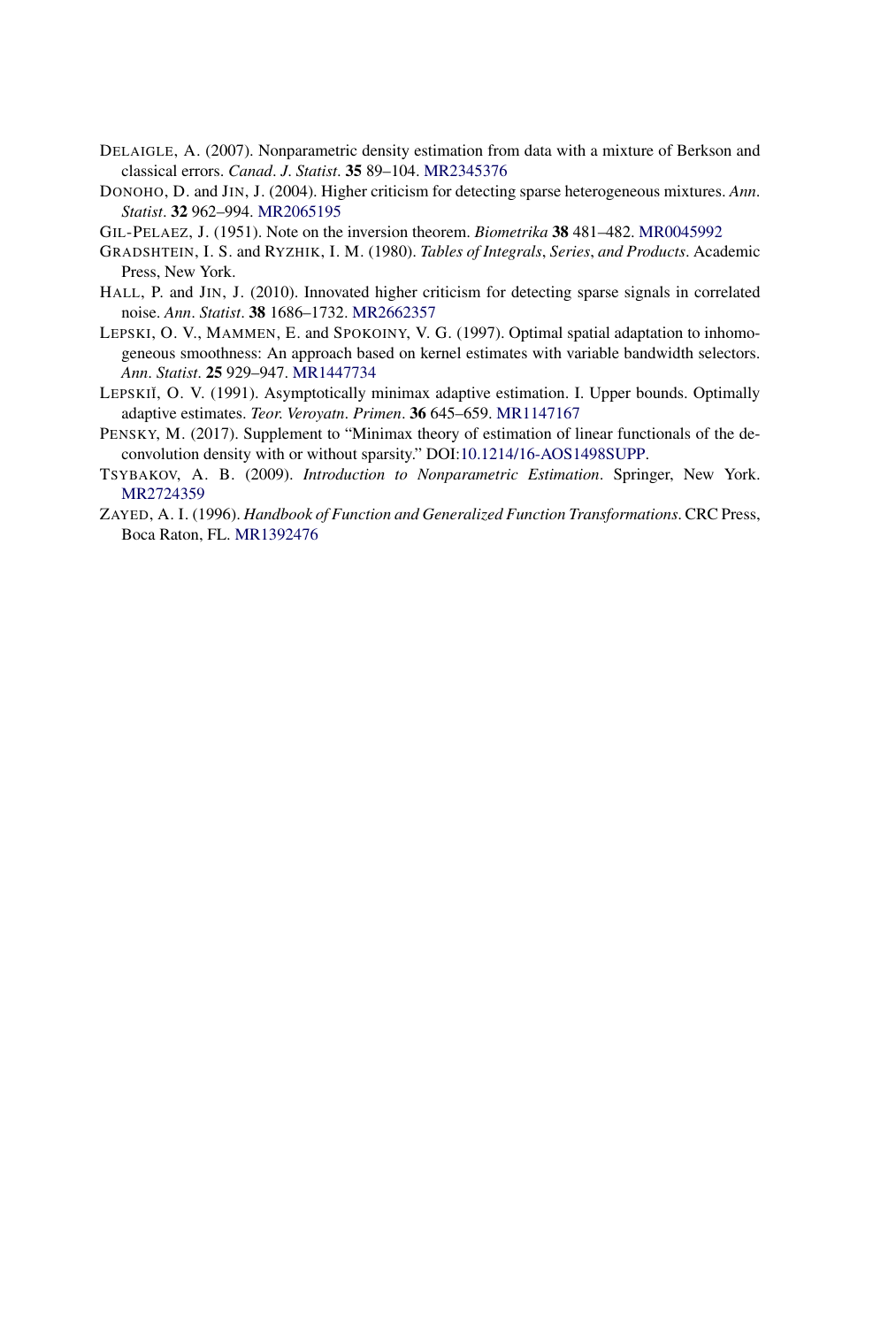DELAIGLE, A. (2007). Nonparametric density estimation from data with a mixture of Berkson and classical errors. *Canad. J. Statist.* **35** 89–104. MR2345376

DONOHO, D. and JIN, J. (2004). Higher criticism for detecting sparse heterogeneous mixtures. *Ann. Statist.* **32** 962–994. MR2065195

GIL-PELAEZ, J. (1951). Note on the inversion theorem. *Biometrika* **38** 481–482. MR0045992

GRADSHTEIN, I. S. and RYZHIK, I. M. (1980). *Tables of Integrals, Series, and Products*. Academic Press, New York.

HALL, P. and JIN, J. (2010). Innovated higher criticism for detecting sparse signals in correlated noise. *Ann. Statist.* **38** 1686–1732. MR2662357

LEPSKI, O. V., MAMMEN, E. and SPOKOINY, V. G. (1997). Optimal spatial adaptation to inhomogeneous smoothness: An approach based on kernel estimates with variable bandwidth selectors. *Ann. Statist.* **25** 929–947. MR1447734

LEPSKIĬ, O. V. (1991). Asymptotically minimax adaptive estimation. I. Upper bounds. Optimally adaptive estimates. *Teor. Veroyatn. Primen.* **36** 645–659. MR1147167

PENSKY, M. (2017). Supplement to "Minimax theory of estimation of linear functionals of the deconvolution density with or without sparsity." DOI:10.1214/16-AOS1498SUPP.

TSYBAKOV, A. B. (2009). *Introduction to Nonparametric Estimation*. Springer, New York. MR2724359

ZAYED, A. I. (1996). *Handbook of Function and Generalized Function Transformations*. CRC Press, Boca Raton, FL. MR1392476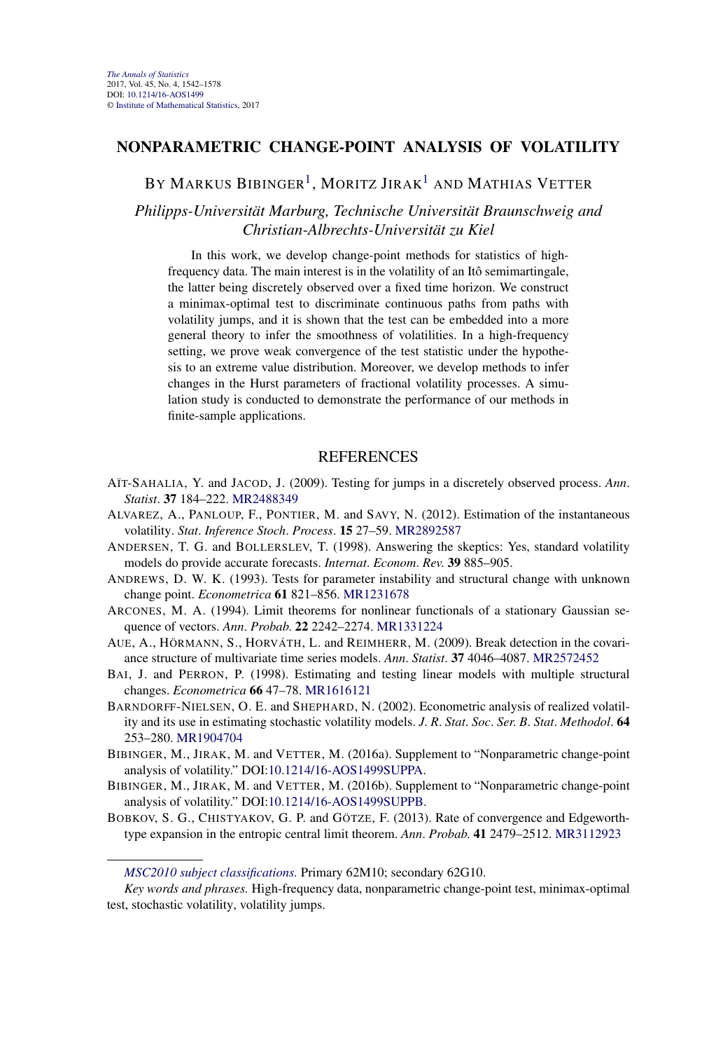# NONPARAMETRIC CHANGE-POINT ANALYSIS OF VOLATILITY

BY MARKUS BIBINGER[1], MORITZ JIRAK[1] AND MATHIAS VETTER

*Philipps-Universität Marburg, Technische Universität Braunschweig and Christian-Albrechts-Universität zu Kiel*

In this work, we develop change-point methods for statistics of high-frequency data. The main interest is in the volatility of an Itô semimartingale, the latter being discretely observed over a fixed time horizon. We construct a minimax-optimal test to discriminate continuous paths from paths with volatility jumps, and it is shown that the test can be embedded into a more general theory to infer the smoothness of volatilities. In a high-frequency setting, we prove weak convergence of the test statistic under the hypothesis to an extreme value distribution. Moreover, we develop methods to infer changes in the Hurst parameters of fractional volatility processes. A simulation study is conducted to demonstrate the performance of our methods in finite-sample applications.

## REFERENCES

AÏT-SAHALIA, Y. and JACOD, J. (2009). Testing for jumps in a discretely observed process. *Ann. Statist.* **37** 184–222. MR2488349

ALVAREZ, A., PANLOUP, F., PONTIER, M. and SAVY, N. (2012). Estimation of the instantaneous volatility. *Stat. Inference Stoch. Process.* **15** 27–59. MR2892587

ANDERSEN, T. G. and BOLLERSLEV, T. (1998). Answering the skeptics: Yes, standard volatility models do provide accurate forecasts. *Internat. Econom. Rev.* **39** 885–905.

ANDREWS, D. W. K. (1993). Tests for parameter instability and structural change with unknown change point. *Econometrica* **61** 821–856. MR1231678

ARCONES, M. A. (1994). Limit theorems for nonlinear functionals of a stationary Gaussian sequence of vectors. *Ann. Probab.* **22** 2242–2274. MR1331224

AUE, A., HÖRMANN, S., HORVÁTH, L. and REIMHERR, M. (2009). Break detection in the covariance structure of multivariate time series models. *Ann. Statist.* **37** 4046–4087. MR2572452

BAI, J. and PERRON, P. (1998). Estimating and testing linear models with multiple structural changes. *Econometrica* **66** 47–78. MR1616121

BARNDORFF-NIELSEN, O. E. and SHEPHARD, N. (2002). Econometric analysis of realized volatility and its use in estimating stochastic volatility models. *J. R. Stat. Soc. Ser. B. Stat. Methodol.* **64** 253–280. MR1904704

BIBINGER, M., JIRAK, M. and VETTER, M. (2016a). Supplement to "Nonparametric change-point analysis of volatility." DOI:10.1214/16-AOS1499SUPPA.

BIBINGER, M., JIRAK, M. and VETTER, M. (2016b). Supplement to "Nonparametric change-point analysis of volatility." DOI:10.1214/16-AOS1499SUPPB.

BOBKOV, S. G., CHISTYAKOV, G. P. and GÖTZE, F. (2013). Rate of convergence and Edgeworth-type expansion in the entropic central limit theorem. *Ann. Probab.* **41** 2479–2512. MR3112923

*MSC2010 subject classifications.* Primary 62M10; secondary 62G10.

*Key words and phrases.* High-frequency data, nonparametric change-point test, minimax-optimal test, stochastic volatility, volatility jumps.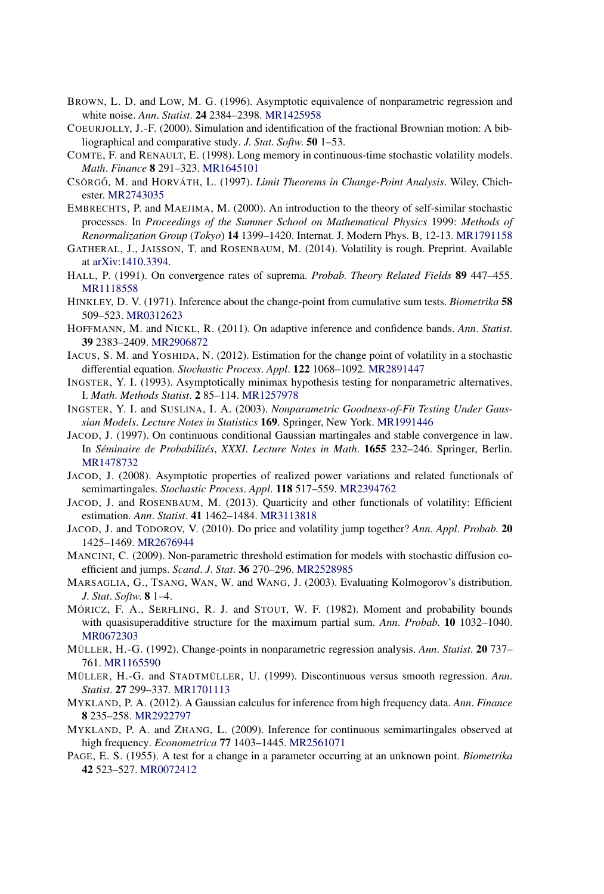BROWN, L. D. and LOW, M. G. (1996). Asymptotic equivalence of nonparametric regression and white noise. *Ann. Statist.* **24** 2384–2398. MR1425958

COEURJOLLY, J.-F. (2000). Simulation and identification of the fractional Brownian motion: A bibliographical and comparative study. *J. Stat. Softw.* **50** 1–53.

COMTE, F. and RENAULT, E. (1998). Long memory in continuous-time stochastic volatility models. *Math. Finance* **8** 291–323. MR1645101

CSÖRGŐ, M. and HORVÁTH, L. (1997). *Limit Theorems in Change-Point Analysis*. Wiley, Chichester. MR2743035

EMBRECHTS, P. and MAEJIMA, M. (2000). An introduction to the theory of self-similar stochastic processes. In *Proceedings of the Summer School on Mathematical Physics* 1999: *Methods of Renormalization Group* (*Tokyo*) **14** 1399–1420. Internat. J. Modern Phys. B, 12-13. MR1791158

GATHERAL, J., JAISSON, T. and ROSENBAUM, M. (2014). Volatility is rough. Preprint. Available at arXiv:1410.3394.

HALL, P. (1991). On convergence rates of suprema. *Probab. Theory Related Fields* **89** 447–455. MR1118558

HINKLEY, D. V. (1971). Inference about the change-point from cumulative sum tests. *Biometrika* **58** 509–523. MR0312623

HOFFMANN, M. and NICKL, R. (2011). On adaptive inference and confidence bands. *Ann. Statist.* **39** 2383–2409. MR2906872

IACUS, S. M. and YOSHIDA, N. (2012). Estimation for the change point of volatility in a stochastic differential equation. *Stochastic Process. Appl.* **122** 1068–1092. MR2891447

INGSTER, Y. I. (1993). Asymptotically minimax hypothesis testing for nonparametric alternatives. I. *Math. Methods Statist.* **2** 85–114. MR1257978

INGSTER, Y. I. and SUSLINA, I. A. (2003). *Nonparametric Goodness-of-Fit Testing Under Gaussian Models*. *Lecture Notes in Statistics* **169**. Springer, New York. MR1991446

JACOD, J. (1997). On continuous conditional Gaussian martingales and stable convergence in law. In *Séminaire de Probabilités*, *XXXI*. *Lecture Notes in Math*. **1655** 232–246. Springer, Berlin. MR1478732

JACOD, J. (2008). Asymptotic properties of realized power variations and related functionals of semimartingales. *Stochastic Process. Appl.* **118** 517–559. MR2394762

JACOD, J. and ROSENBAUM, M. (2013). Quarticity and other functionals of volatility: Efficient estimation. *Ann. Statist.* **41** 1462–1484. MR3113818

JACOD, J. and TODOROV, V. (2010). Do price and volatility jump together? *Ann. Appl. Probab.* **20** 1425–1469. MR2676944

MANCINI, C. (2009). Non-parametric threshold estimation for models with stochastic diffusion coefficient and jumps. *Scand. J. Stat.* **36** 270–296. MR2528985

MARSAGLIA, G., TSANG, WAN, W. and WANG, J. (2003). Evaluating Kolmogorov's distribution. *J. Stat. Softw.* **8** 1–4.

MÓRICZ, F. A., SERFLING, R. J. and STOUT, W. F. (1982). Moment and probability bounds with quasisuperadditive structure for the maximum partial sum. *Ann. Probab.* **10** 1032–1040. MR0672303

MÜLLER, H.-G. (1992). Change-points in nonparametric regression analysis. *Ann. Statist.* **20** 737–761. MR1165590

MÜLLER, H.-G. and STADTMÜLLER, U. (1999). Discontinuous versus smooth regression. *Ann. Statist.* **27** 299–337. MR1701113

MYKLAND, P. A. (2012). A Gaussian calculus for inference from high frequency data. *Ann. Finance* **8** 235–258. MR2922797

MYKLAND, P. A. and ZHANG, L. (2009). Inference for continuous semimartingales observed at high frequency. *Econometrica* **77** 1403–1445. MR2561071

PAGE, E. S. (1955). A test for a change in a parameter occurring at an unknown point. *Biometrika* **42** 523–527. MR0072412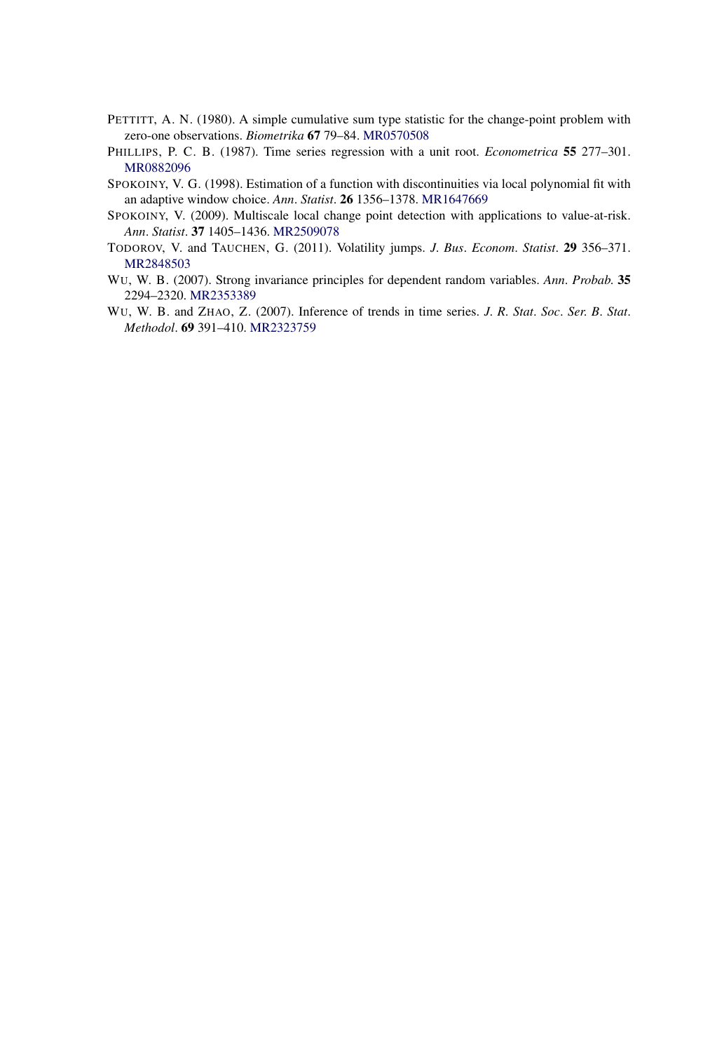PETTITT, A. N. (1980). A simple cumulative sum type statistic for the change-point problem with zero-one observations. *Biometrika* **67** 79–84. MR0570508

PHILLIPS, P. C. B. (1987). Time series regression with a unit root. *Econometrica* **55** 277–301. MR0882096

SPOKOINY, V. G. (1998). Estimation of a function with discontinuities via local polynomial fit with an adaptive window choice. *Ann. Statist.* **26** 1356–1378. MR1647669

SPOKOINY, V. (2009). Multiscale local change point detection with applications to value-at-risk. *Ann. Statist.* **37** 1405–1436. MR2509078

TODOROV, V. and TAUCHEN, G. (2011). Volatility jumps. *J. Bus. Econom. Statist.* **29** 356–371. MR2848503

WU, W. B. (2007). Strong invariance principles for dependent random variables. *Ann. Probab.* **35** 2294–2320. MR2353389

WU, W. B. and ZHAO, Z. (2007). Inference of trends in time series. *J. R. Stat. Soc. Ser. B. Stat. Methodol.* **69** 391–410. MR2323759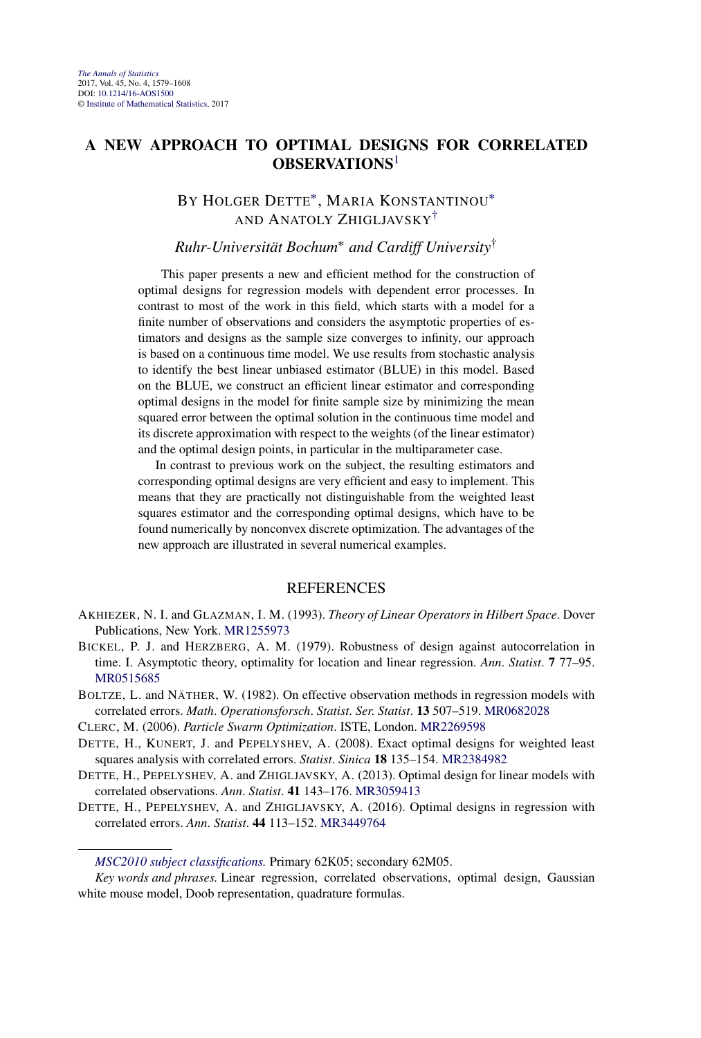# A NEW APPROACH TO OPTIMAL DESIGNS FOR CORRELATED OBSERVATIONS[1]

BY HOLGER DETTE[*], MARIA KONSTANTINOU[*] AND ANATOLY ZHIGLJAVSKY[†]

*Ruhr-Universität Bochum*[*] *and Cardiff University*[†]

This paper presents a new and efficient method for the construction of optimal designs for regression models with dependent error processes. In contrast to most of the work in this field, which starts with a model for a finite number of observations and considers the asymptotic properties of estimators and designs as the sample size converges to infinity, our approach is based on a continuous time model. We use results from stochastic analysis to identify the best linear unbiased estimator (BLUE) in this model. Based on the BLUE, we construct an efficient linear estimator and corresponding optimal designs in the model for finite sample size by minimizing the mean squared error between the optimal solution in the continuous time model and its discrete approximation with respect to the weights (of the linear estimator) and the optimal design points, in particular in the multiparameter case.

In contrast to previous work on the subject, the resulting estimators and corresponding optimal designs are very efficient and easy to implement. This means that they are practically not distinguishable from the weighted least squares estimator and the corresponding optimal designs, which have to be found numerically by nonconvex discrete optimization. The advantages of the new approach are illustrated in several numerical examples.

## REFERENCES

AKHIEZER, N. I. and GLAZMAN, I. M. (1993). *Theory of Linear Operators in Hilbert Space*. Dover Publications, New York. MR1255973

BICKEL, P. J. and HERZBERG, A. M. (1979). Robustness of design against autocorrelation in time. I. Asymptotic theory, optimality for location and linear regression. *Ann. Statist.* **7** 77–95. MR0515685

BOLTZE, L. and NÄTHER, W. (1982). On effective observation methods in regression models with correlated errors. *Math. Operationsforsch. Statist. Ser. Statist.* **13** 507–519. MR0682028

CLERC, M. (2006). *Particle Swarm Optimization*. ISTE, London. MR2269598

DETTE, H., KUNERT, J. and PEPELYSHEV, A. (2008). Exact optimal designs for weighted least squares analysis with correlated errors. *Statist. Sinica* **18** 135–154. MR2384982

DETTE, H., PEPELYSHEV, A. and ZHIGLJAVSKY, A. (2013). Optimal design for linear models with correlated observations. *Ann. Statist.* **41** 143–176. MR3059413

DETTE, H., PEPELYSHEV, A. and ZHIGLJAVSKY, A. (2016). Optimal designs in regression with correlated errors. *Ann. Statist.* **44** 113–152. MR3449764

---

*MSC2010 subject classifications.* Primary 62K05; secondary 62M05.

*Key words and phrases.* Linear regression, correlated observations, optimal design, Gaussian white mouse model, Doob representation, quadrature formulas.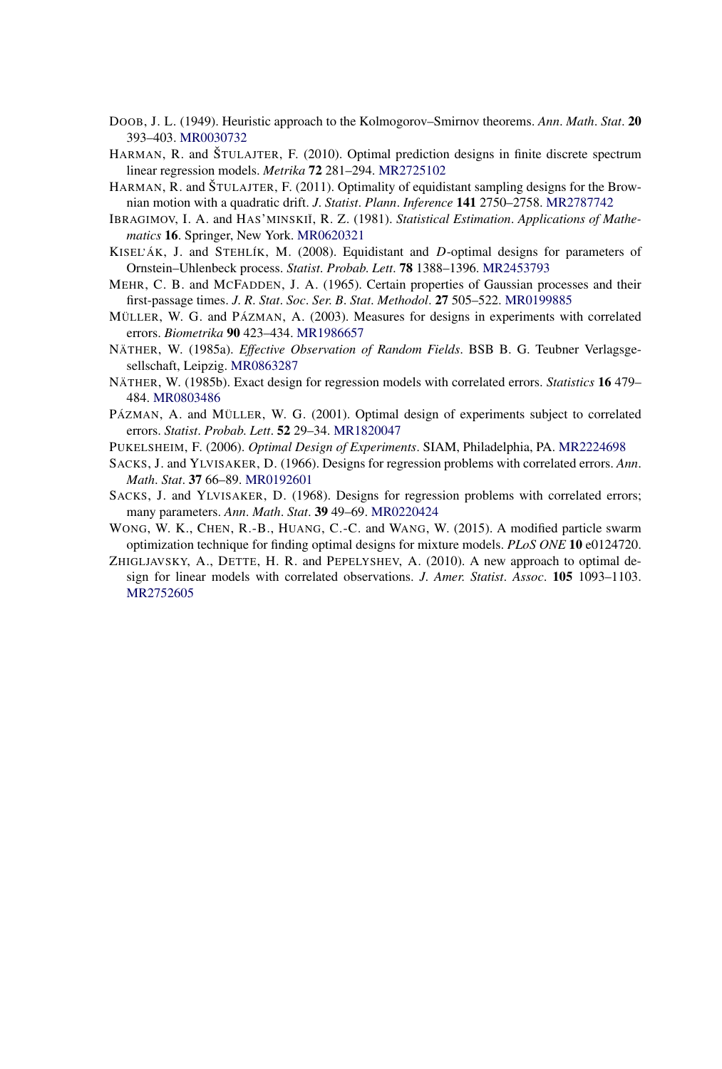DOOB, J. L. (1949). Heuristic approach to the Kolmogorov–Smirnov theorems. *Ann. Math. Stat.* **20** 393–403. MR0030732

HARMAN, R. and ŠTULAJTER, F. (2010). Optimal prediction designs in finite discrete spectrum linear regression models. *Metrika* **72** 281–294. MR2725102

HARMAN, R. and ŠTULAJTER, F. (2011). Optimality of equidistant sampling designs for the Brownian motion with a quadratic drift. *J. Statist. Plann. Inference* **141** 2750–2758. MR2787742

IBRAGIMOV, I. A. and HAS'MINSKIĬ, R. Z. (1981). *Statistical Estimation. Applications of Mathematics* **16**. Springer, New York. MR0620321

KISEL'ÁK, J. and STEHLÍK, M. (2008). Equidistant and $D$-optimal designs for parameters of Ornstein–Uhlenbeck process. *Statist. Probab. Lett.* **78** 1388–1396. MR2453793

MEHR, C. B. and MCFADDEN, J. A. (1965). Certain properties of Gaussian processes and their first-passage times. *J. R. Stat. Soc. Ser. B. Stat. Methodol.* **27** 505–522. MR0199885

MÜLLER, W. G. and PÁZMAN, A. (2003). Measures for designs in experiments with correlated errors. *Biometrika* **90** 423–434. MR1986657

NÄTHER, W. (1985a). *Effective Observation of Random Fields*. BSB B. G. Teubner Verlagsgesellschaft, Leipzig. MR0863287

NÄTHER, W. (1985b). Exact design for regression models with correlated errors. *Statistics* **16** 479–484. MR0803486

PÁZMAN, A. and MÜLLER, W. G. (2001). Optimal design of experiments subject to correlated errors. *Statist. Probab. Lett.* **52** 29–34. MR1820047

PUKELSHEIM, F. (2006). *Optimal Design of Experiments*. SIAM, Philadelphia, PA. MR2224698

SACKS, J. and YLVISAKER, D. (1966). Designs for regression problems with correlated errors. *Ann. Math. Stat.* **37** 66–89. MR0192601

SACKS, J. and YLVISAKER, D. (1968). Designs for regression problems with correlated errors; many parameters. *Ann. Math. Stat.* **39** 49–69. MR0220424

WONG, W. K., CHEN, R.-B., HUANG, C.-C. and WANG, W. (2015). A modified particle swarm optimization technique for finding optimal designs for mixture models. *PLoS ONE* **10** e0124720.

ZHIGLJAVSKY, A., DETTE, H. R. and PEPELYSHEV, A. (2010). A new approach to optimal design for linear models with correlated observations. *J. Amer. Statist. Assoc.* **105** 1093–1103. MR2752605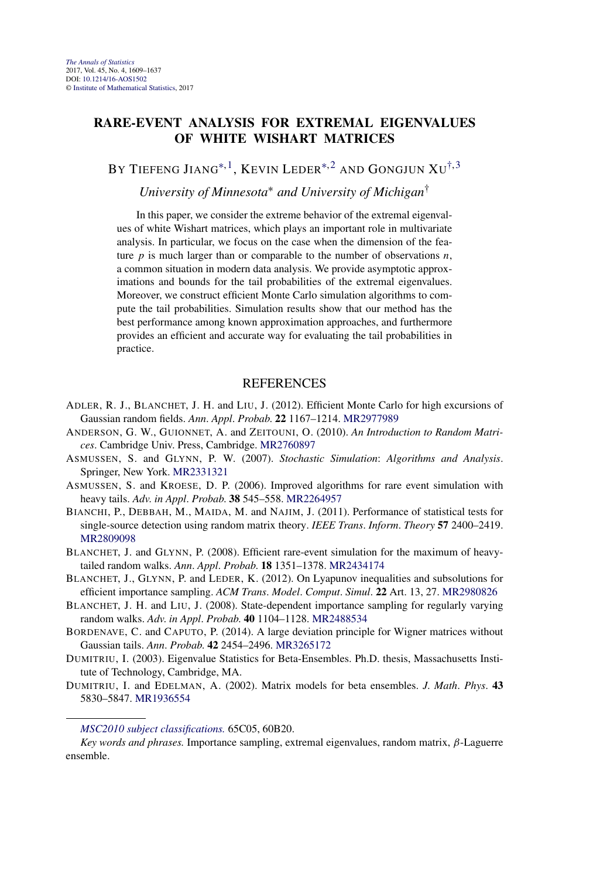# RARE-EVENT ANALYSIS FOR EXTREMAL EIGENVALUES OF WHITE WISHART MATRICES

BY TIEFENG JIANG[*,1], KEVIN LEDER[*,2] AND GONGJUN XU[†,3]

*University of Minnesota[*] and University of Michigan[†]*

In this paper, we consider the extreme behavior of the extremal eigenvalues of white Wishart matrices, which plays an important role in multivariate analysis. In particular, we focus on the case when the dimension of the feature $p$ is much larger than or comparable to the number of observations $n$, a common situation in modern data analysis. We provide asymptotic approximations and bounds for the tail probabilities of the extremal eigenvalues. Moreover, we construct efficient Monte Carlo simulation algorithms to compute the tail probabilities. Simulation results show that our method has the best performance among known approximation approaches, and furthermore provides an efficient and accurate way for evaluating the tail probabilities in practice.

## REFERENCES

ADLER, R. J., BLANCHET, J. H. and LIU, J. (2012). Efficient Monte Carlo for high excursions of Gaussian random fields. *Ann. Appl. Probab.* **22** 1167–1214. MR2977989

ANDERSON, G. W., GUIONNET, A. and ZEITOUNI, O. (2010). *An Introduction to Random Matrices*. Cambridge Univ. Press, Cambridge. MR2760897

ASMUSSEN, S. and GLYNN, P. W. (2007). *Stochastic Simulation: Algorithms and Analysis*. Springer, New York. MR2331321

ASMUSSEN, S. and KROESE, D. P. (2006). Improved algorithms for rare event simulation with heavy tails. *Adv. in Appl. Probab.* **38** 545–558. MR2264957

BIANCHI, P., DEBBAH, M., MAIDA, M. and NAJIM, J. (2011). Performance of statistical tests for single-source detection using random matrix theory. *IEEE Trans. Inform. Theory* **57** 2400–2419. MR2809098

BLANCHET, J. and GLYNN, P. (2008). Efficient rare-event simulation for the maximum of heavy-tailed random walks. *Ann. Appl. Probab.* **18** 1351–1378. MR2434174

BLANCHET, J., GLYNN, P. and LEDER, K. (2012). On Lyapunov inequalities and subsolutions for efficient importance sampling. *ACM Trans. Model. Comput. Simul.* **22** Art. 13, 27. MR2980826

BLANCHET, J. H. and LIU, J. (2008). State-dependent importance sampling for regularly varying random walks. *Adv. in Appl. Probab.* **40** 1104–1128. MR2488534

BORDENAVE, C. and CAPUTO, P. (2014). A large deviation principle for Wigner matrices without Gaussian tails. *Ann. Probab.* **42** 2454–2496. MR3265172

DUMITRIU, I. (2003). Eigenvalue Statistics for Beta-Ensembles. Ph.D. thesis, Massachusetts Institute of Technology, Cambridge, MA.

DUMITRIU, I. and EDELMAN, A. (2002). Matrix models for beta ensembles. *J. Math. Phys.* **43** 5830–5847. MR1936554

*MSC2010 subject classifications.* 65C05, 60B20.

*Key words and phrases.* Importance sampling, extremal eigenvalues, random matrix, $\beta$-Laguerre ensemble.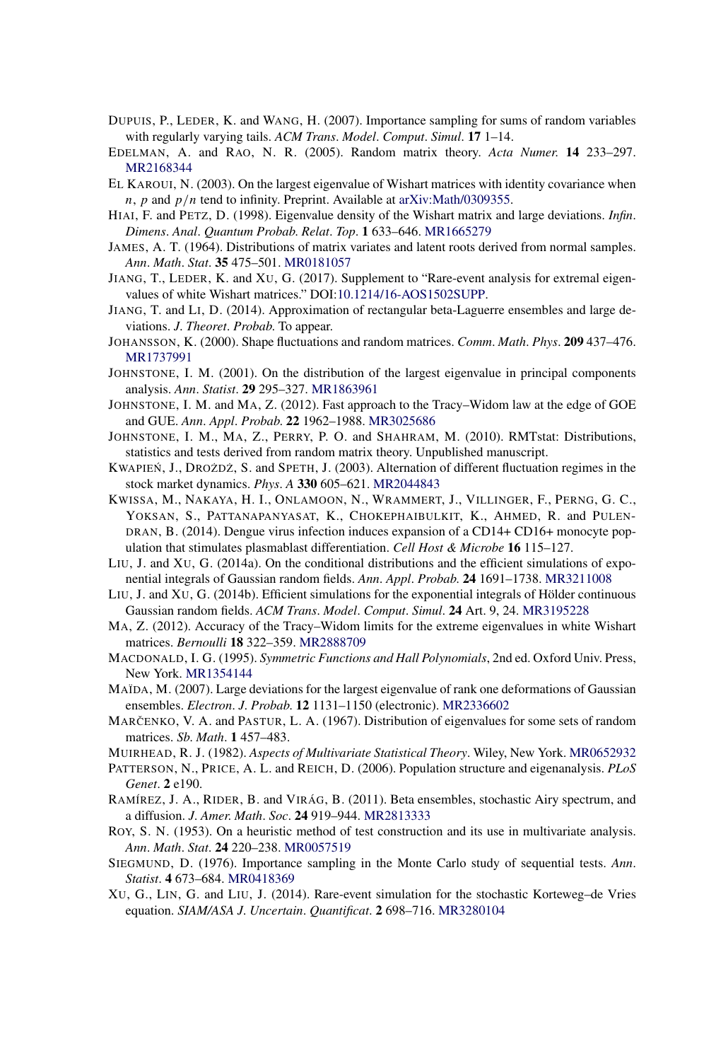DUPUIS, P., LEDER, K. and WANG, H. (2007). Importance sampling for sums of random variables with regularly varying tails. *ACM Trans. Model. Comput. Simul.* **17** 1–14.

EDELMAN, A. and RAO, N. R. (2005). Random matrix theory. *Acta Numer.* **14** 233–297. MR2168344

EL KAROUI, N. (2003). On the largest eigenvalue of Wishart matrices with identity covariance when $n$, $p$ and $p/n$ tend to infinity. Preprint. Available at arXiv:Math/0309355.

HIAI, F. and PETZ, D. (1998). Eigenvalue density of the Wishart matrix and large deviations. *Infin. Dimens. Anal. Quantum Probab. Relat. Top.* **1** 633–646. MR1665279

JAMES, A. T. (1964). Distributions of matrix variates and latent roots derived from normal samples. *Ann. Math. Stat.* **35** 475–501. MR0181057

JIANG, T., LEDER, K. and XU, G. (2017). Supplement to "Rare-event analysis for extremal eigenvalues of white Wishart matrices." DOI:10.1214/16-AOS1502SUPP.

JIANG, T. and LI, D. (2014). Approximation of rectangular beta-Laguerre ensembles and large deviations. *J. Theoret. Probab.* To appear.

JOHANSSON, K. (2000). Shape fluctuations and random matrices. *Comm. Math. Phys.* **209** 437–476. MR1737991

JOHNSTONE, I. M. (2001). On the distribution of the largest eigenvalue in principal components analysis. *Ann. Statist.* **29** 295–327. MR1863961

JOHNSTONE, I. M. and MA, Z. (2012). Fast approach to the Tracy–Widom law at the edge of GOE and GUE. *Ann. Appl. Probab.* **22** 1962–1988. MR3025686

JOHNSTONE, I. M., MA, Z., PERRY, P. O. and SHAHRAM, M. (2010). RMTstat: Distributions, statistics and tests derived from random matrix theory. Unpublished manuscript.

KWAPIEŃ, J., DROŻDŻ, S. and SPETH, J. (2003). Alternation of different fluctuation regimes in the stock market dynamics. *Phys. A* **330** 605–621. MR2044843

KWISSA, M., NAKAYA, H. I., ONLAMOON, N., WRAMMERT, J., VILLINGER, F., PERNG, G. C., YOKSAN, S., PATTANAPANYASAT, K., CHOKEPHAIBULKIT, K., AHMED, R. and PULENDRAN, B. (2014). Dengue virus infection induces expansion of a CD14+ CD16+ monocyte population that stimulates plasmablast differentiation. *Cell Host & Microbe* **16** 115–127.

LIU, J. and XU, G. (2014a). On the conditional distributions and the efficient simulations of exponential integrals of Gaussian random fields. *Ann. Appl. Probab.* **24** 1691–1738. MR3211008

LIU, J. and XU, G. (2014b). Efficient simulations for the exponential integrals of Hölder continuous Gaussian random fields. *ACM Trans. Model. Comput. Simul.* **24** Art. 9, 24. MR3195228

MA, Z. (2012). Accuracy of the Tracy–Widom limits for the extreme eigenvalues in white Wishart matrices. *Bernoulli* **18** 322–359. MR2888709

MACDONALD, I. G. (1995). *Symmetric Functions and Hall Polynomials*, 2nd ed. Oxford Univ. Press, New York. MR1354144

MAÏDA, M. (2007). Large deviations for the largest eigenvalue of rank one deformations of Gaussian ensembles. *Electron. J. Probab.* **12** 1131–1150 (electronic). MR2336602

MARČENKO, V. A. and PASTUR, L. A. (1967). Distribution of eigenvalues for some sets of random matrices. *Sb. Math.* **1** 457–483.

MUIRHEAD, R. J. (1982). *Aspects of Multivariate Statistical Theory*. Wiley, New York. MR0652932

PATTERSON, N., PRICE, A. L. and REICH, D. (2006). Population structure and eigenanalysis. *PLoS Genet.* **2** e190.

RAMÍREZ, J. A., RIDER, B. and VIRÁG, B. (2011). Beta ensembles, stochastic Airy spectrum, and a diffusion. *J. Amer. Math. Soc.* **24** 919–944. MR2813333

ROY, S. N. (1953). On a heuristic method of test construction and its use in multivariate analysis. *Ann. Math. Stat.* **24** 220–238. MR0057519

SIEGMUND, D. (1976). Importance sampling in the Monte Carlo study of sequential tests. *Ann. Statist.* **4** 673–684. MR0418369

XU, G., LIN, G. and LIU, J. (2014). Rare-event simulation for the stochastic Korteweg–de Vries equation. *SIAM/ASA J. Uncertain. Quantificat.* **2** 698–716. MR3280104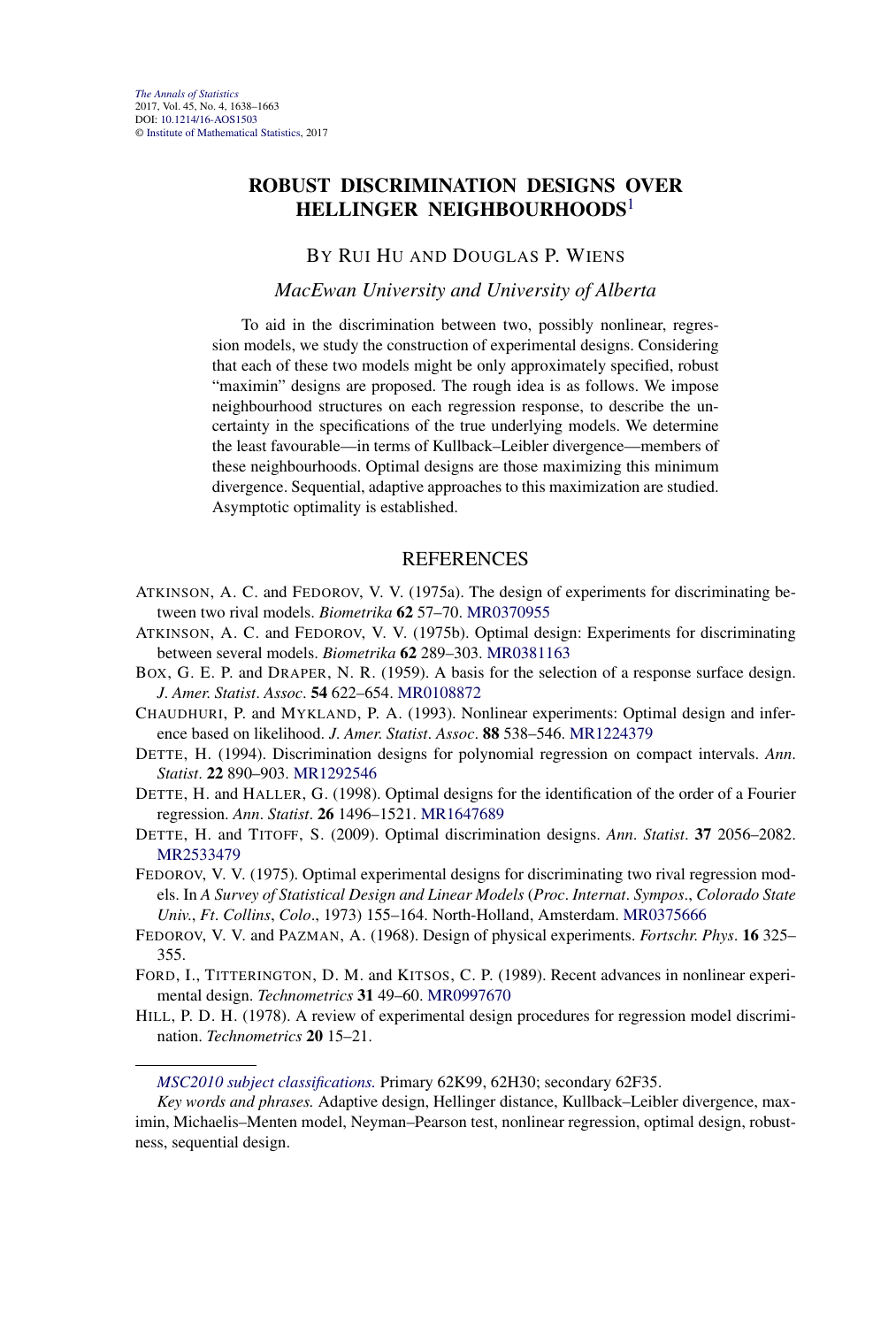# ROBUST DISCRIMINATION DESIGNS OVER HELLINGER NEIGHBOURHOODS[1]

BY RUI HU AND DOUGLAS P. WIENS

*MacEwan University and University of Alberta*

To aid in the discrimination between two, possibly nonlinear, regression models, we study the construction of experimental designs. Considering that each of these two models might be only approximately specified, robust "maximin" designs are proposed. The rough idea is as follows. We impose neighbourhood structures on each regression response, to describe the uncertainty in the specifications of the true underlying models. We determine the least favourable—in terms of Kullback–Leibler divergence—members of these neighbourhoods. Optimal designs are those maximizing this minimum divergence. Sequential, adaptive approaches to this maximization are studied. Asymptotic optimality is established.

## REFERENCES

ATKINSON, A. C. and FEDOROV, V. V. (1975a). The design of experiments for discriminating between two rival models. *Biometrika* **62** 57–70. MR0370955

ATKINSON, A. C. and FEDOROV, V. V. (1975b). Optimal design: Experiments for discriminating between several models. *Biometrika* **62** 289–303. MR0381163

BOX, G. E. P. and DRAPER, N. R. (1959). A basis for the selection of a response surface design. *J. Amer. Statist. Assoc.* **54** 622–654. MR0108872

CHAUDHURI, P. and MYKLAND, P. A. (1993). Nonlinear experiments: Optimal design and inference based on likelihood. *J. Amer. Statist. Assoc.* **88** 538–546. MR1224379

DETTE, H. (1994). Discrimination designs for polynomial regression on compact intervals. *Ann. Statist.* **22** 890–903. MR1292546

DETTE, H. and HALLER, G. (1998). Optimal designs for the identification of the order of a Fourier regression. *Ann. Statist.* **26** 1496–1521. MR1647689

DETTE, H. and TITOFF, S. (2009). Optimal discrimination designs. *Ann. Statist.* **37** 2056–2082. MR2533479

FEDOROV, V. V. (1975). Optimal experimental designs for discriminating two rival regression models. In *A Survey of Statistical Design and Linear Models* (*Proc. Internat. Sympos., Colorado State Univ., Ft. Collins, Colo.*, 1973) 155–164. North-Holland, Amsterdam. MR0375666

FEDOROV, V. V. and PAZMAN, A. (1968). Design of physical experiments. *Fortschr. Phys.* **16** 325–355.

FORD, I., TITTERINGTON, D. M. and KITSOS, C. P. (1989). Recent advances in nonlinear experimental design. *Technometrics* **31** 49–60. MR0997670

HILL, P. D. H. (1978). A review of experimental design procedures for regression model discrimination. *Technometrics* **20** 15–21.

---

*MSC2010 subject classifications.* Primary 62K99, 62H30; secondary 62F35.

*Key words and phrases.* Adaptive design, Hellinger distance, Kullback–Leibler divergence, maximin, Michaelis–Menten model, Neyman–Pearson test, nonlinear regression, optimal design, robustness, sequential design.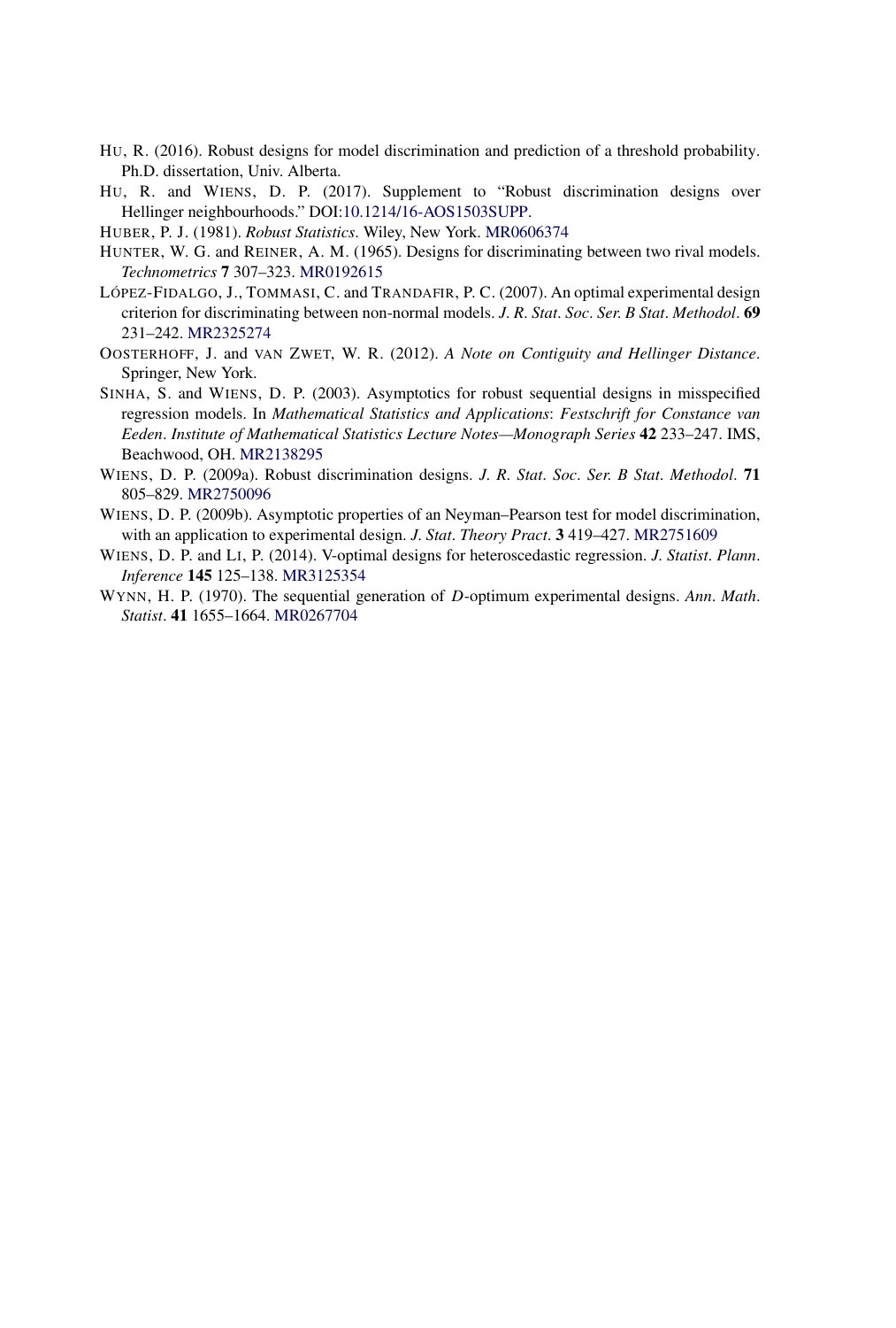HU, R. (2016). Robust designs for model discrimination and prediction of a threshold probability. Ph.D. dissertation, Univ. Alberta.

HU, R. and WIENS, D. P. (2017). Supplement to "Robust discrimination designs over Hellinger neighbourhoods." DOI:10.1214/16-AOS1503SUPP.

HUBER, P. J. (1981). *Robust Statistics*. Wiley, New York. MR0606374

HUNTER, W. G. and REINER, A. M. (1965). Designs for discriminating between two rival models. *Technometrics* **7** 307–323. MR0192615

LÓPEZ-FIDALGO, J., TOMMASI, C. and TRANDAFIR, P. C. (2007). An optimal experimental design criterion for discriminating between non-normal models. *J. R. Stat. Soc. Ser. B Stat. Methodol.* **69** 231–242. MR2325274

OOSTERHOFF, J. and VAN ZWET, W. R. (2012). *A Note on Contiguity and Hellinger Distance*. Springer, New York.

SINHA, S. and WIENS, D. P. (2003). Asymptotics for robust sequential designs in misspecified regression models. In *Mathematical Statistics and Applications*: *Festschrift for Constance van Eeden*. *Institute of Mathematical Statistics Lecture Notes—Monograph Series* **42** 233–247. IMS, Beachwood, OH. MR2138295

WIENS, D. P. (2009a). Robust discrimination designs. *J. R. Stat. Soc. Ser. B Stat. Methodol.* **71** 805–829. MR2750096

WIENS, D. P. (2009b). Asymptotic properties of an Neyman–Pearson test for model discrimination, with an application to experimental design. *J. Stat. Theory Pract.* **3** 419–427. MR2751609

WIENS, D. P. and LI, P. (2014). V-optimal designs for heteroscedastic regression. *J. Statist. Plann. Inference* **145** 125–138. MR3125354

WYNN, H. P. (1970). The sequential generation of $D$-optimum experimental designs. *Ann. Math. Statist.* **41** 1655–1664. MR0267704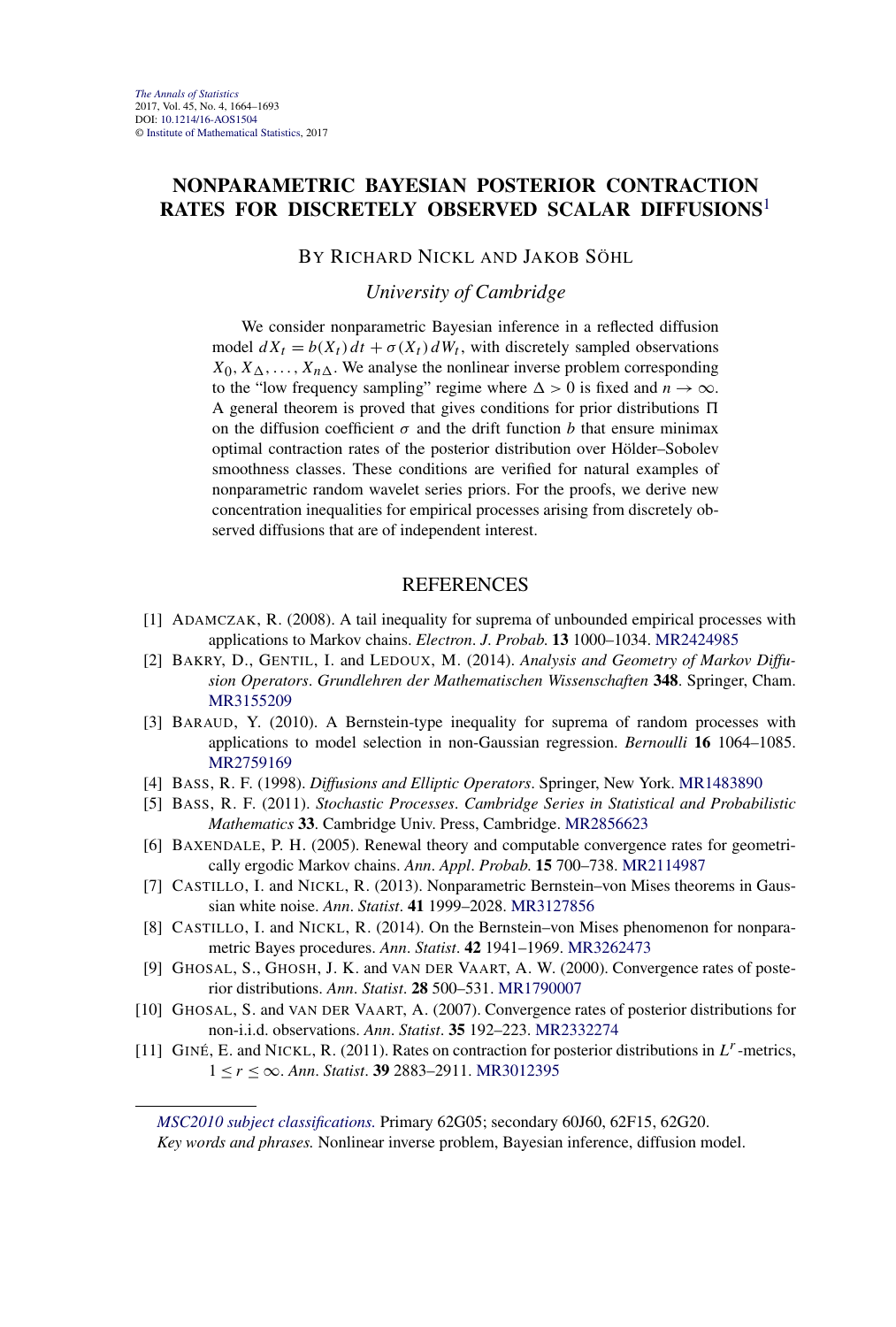# NONPARAMETRIC BAYESIAN POSTERIOR CONTRACTION RATES FOR DISCRETELY OBSERVED SCALAR DIFFUSIONS[1]

BY RICHARD NICKL AND JAKOB SÖHL

*University of Cambridge*

We consider nonparametric Bayesian inference in a reflected diffusion model $dX_t = b(X_t)\,dt + \sigma(X_t)\,dW_t$, with discretely sampled observations $X_0, X_\Delta, \dots, X_{n\Delta}$. We analyse the nonlinear inverse problem corresponding to the "low frequency sampling" regime where $\Delta > 0$ is fixed and $n \to \infty$. A general theorem is proved that gives conditions for prior distributions $\Pi$ on the diffusion coefficient $\sigma$ and the drift function $b$ that ensure minimax optimal contraction rates of the posterior distribution over Hölder–Sobolev smoothness classes. These conditions are verified for natural examples of nonparametric random wavelet series priors. For the proofs, we derive new concentration inequalities for empirical processes arising from discretely observed diffusions that are of independent interest.

## REFERENCES

[1] ADAMCZAK, R. (2008). A tail inequality for suprema of unbounded empirical processes with applications to Markov chains. *Electron. J. Probab.* **13** 1000–1034. MR2424985

[2] BAKRY, D., GENTIL, I. and LEDOUX, M. (2014). *Analysis and Geometry of Markov Diffusion Operators. Grundlehren der Mathematischen Wissenschaften* **348**. Springer, Cham. MR3155209

[3] BARAUD, Y. (2010). A Bernstein-type inequality for suprema of random processes with applications to model selection in non-Gaussian regression. *Bernoulli* **16** 1064–1085. MR2759169

[4] BASS, R. F. (1998). *Diffusions and Elliptic Operators*. Springer, New York. MR1483890

[5] BASS, R. F. (2011). *Stochastic Processes. Cambridge Series in Statistical and Probabilistic Mathematics* **33**. Cambridge Univ. Press, Cambridge. MR2856623

[6] BAXENDALE, P. H. (2005). Renewal theory and computable convergence rates for geometrically ergodic Markov chains. *Ann. Appl. Probab.* **15** 700–738. MR2114987

[7] CASTILLO, I. and NICKL, R. (2013). Nonparametric Bernstein–von Mises theorems in Gaussian white noise. *Ann. Statist.* **41** 1999–2028. MR3127856

[8] CASTILLO, I. and NICKL, R. (2014). On the Bernstein–von Mises phenomenon for nonparametric Bayes procedures. *Ann. Statist.* **42** 1941–1969. MR3262473

[9] GHOSAL, S., GHOSH, J. K. and VAN DER VAART, A. W. (2000). Convergence rates of posterior distributions. *Ann. Statist.* **28** 500–531. MR1790007

[10] GHOSAL, S. and VAN DER VAART, A. (2007). Convergence rates of posterior distributions for non-i.i.d. observations. *Ann. Statist.* **35** 192–223. MR2332274

[11] GINÉ, E. and NICKL, R. (2011). Rates on contraction for posterior distributions in $L^r$-metrics, $1 \le r \le \infty$. *Ann. Statist.* **39** 2883–2911. MR3012395

*MSC2010 subject classifications.* Primary 62G05; secondary 60J60, 62F15, 62G20.

*Key words and phrases.* Nonlinear inverse problem, Bayesian inference, diffusion model.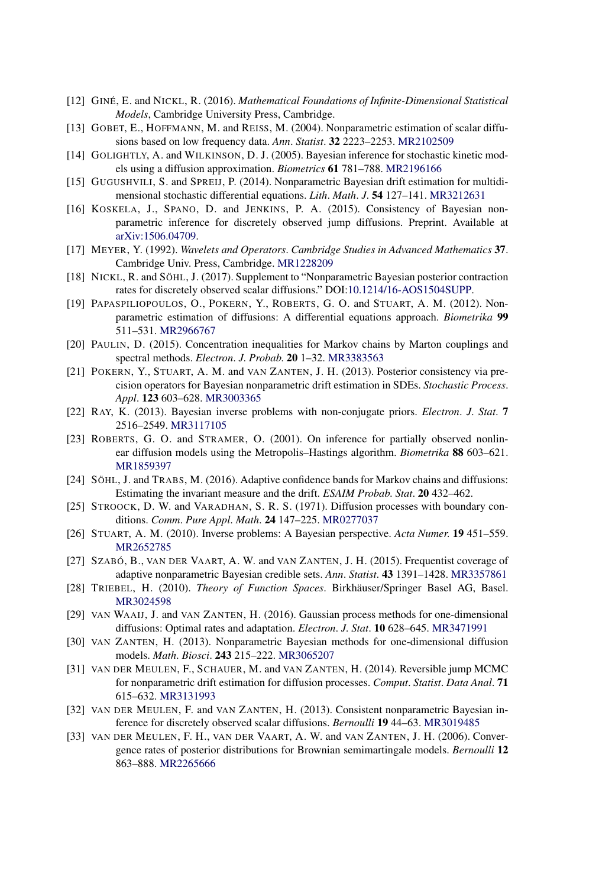[12] GINÉ, E. and NICKL, R. (2016). *Mathematical Foundations of Infinite-Dimensional Statistical Models*, Cambridge University Press, Cambridge.

[13] GOBET, E., HOFFMANN, M. and REISS, M. (2004). Nonparametric estimation of scalar diffusions based on low frequency data. *Ann. Statist.* **32** 2223–2253. MR2102509

[14] GOLIGHTLY, A. and WILKINSON, D. J. (2005). Bayesian inference for stochastic kinetic models using a diffusion approximation. *Biometrics* **61** 781–788. MR2196166

[15] GUGUSHVILI, S. and SPREIJ, P. (2014). Nonparametric Bayesian drift estimation for multidimensional stochastic differential equations. *Lith. Math. J.* **54** 127–141. MR3212631

[16] KOSKELA, J., SPANO, D. and JENKINS, P. A. (2015). Consistency of Bayesian nonparametric inference for discretely observed jump diffusions. Preprint. Available at arXiv:1506.04709.

[17] MEYER, Y. (1992). *Wavelets and Operators*. *Cambridge Studies in Advanced Mathematics* **37**. Cambridge Univ. Press, Cambridge. MR1228209

[18] NICKL, R. and SÖHL, J. (2017). Supplement to "Nonparametric Bayesian posterior contraction rates for discretely observed scalar diffusions." DOI:10.1214/16-AOS1504SUPP.

[19] PAPASPILIOPOULOS, O., POKERN, Y., ROBERTS, G. O. and STUART, A. M. (2012). Nonparametric estimation of diffusions: A differential equations approach. *Biometrika* **99** 511–531. MR2966767

[20] PAULIN, D. (2015). Concentration inequalities for Markov chains by Marton couplings and spectral methods. *Electron. J. Probab.* **20** 1–32. MR3383563

[21] POKERN, Y., STUART, A. M. and VAN ZANTEN, J. H. (2013). Posterior consistency via precision operators for Bayesian nonparametric drift estimation in SDEs. *Stochastic Process. Appl.* **123** 603–628. MR3003365

[22] RAY, K. (2013). Bayesian inverse problems with non-conjugate priors. *Electron. J. Stat.* **7** 2516–2549. MR3117105

[23] ROBERTS, G. O. and STRAMER, O. (2001). On inference for partially observed nonlinear diffusion models using the Metropolis–Hastings algorithm. *Biometrika* **88** 603–621. MR1859397

[24] SÖHL, J. and TRABS, M. (2016). Adaptive confidence bands for Markov chains and diffusions: Estimating the invariant measure and the drift. *ESAIM Probab. Stat.* **20** 432–462.

[25] STROOCK, D. W. and VARADHAN, S. R. S. (1971). Diffusion processes with boundary conditions. *Comm. Pure Appl. Math.* **24** 147–225. MR0277037

[26] STUART, A. M. (2010). Inverse problems: A Bayesian perspective. *Acta Numer.* **19** 451–559. MR2652785

[27] SZABÓ, B., VAN DER VAART, A. W. and VAN ZANTEN, J. H. (2015). Frequentist coverage of adaptive nonparametric Bayesian credible sets. *Ann. Statist.* **43** 1391–1428. MR3357861

[28] TRIEBEL, H. (2010). *Theory of Function Spaces*. Birkhäuser/Springer Basel AG, Basel. MR3024598

[29] VAN WAAIJ, J. and VAN ZANTEN, H. (2016). Gaussian process methods for one-dimensional diffusions: Optimal rates and adaptation. *Electron. J. Stat.* **10** 628–645. MR3471991

[30] VAN ZANTEN, H. (2013). Nonparametric Bayesian methods for one-dimensional diffusion models. *Math. Biosci.* **243** 215–222. MR3065207

[31] VAN DER MEULEN, F., SCHAUER, M. and VAN ZANTEN, H. (2014). Reversible jump MCMC for nonparametric drift estimation for diffusion processes. *Comput. Statist. Data Anal.* **71** 615–632. MR3131993

[32] VAN DER MEULEN, F. and VAN ZANTEN, H. (2013). Consistent nonparametric Bayesian inference for discretely observed scalar diffusions. *Bernoulli* **19** 44–63. MR3019485

[33] VAN DER MEULEN, F. H., VAN DER VAART, A. W. and VAN ZANTEN, J. H. (2006). Convergence rates of posterior distributions for Brownian semimartingale models. *Bernoulli* **12** 863–888. MR2265666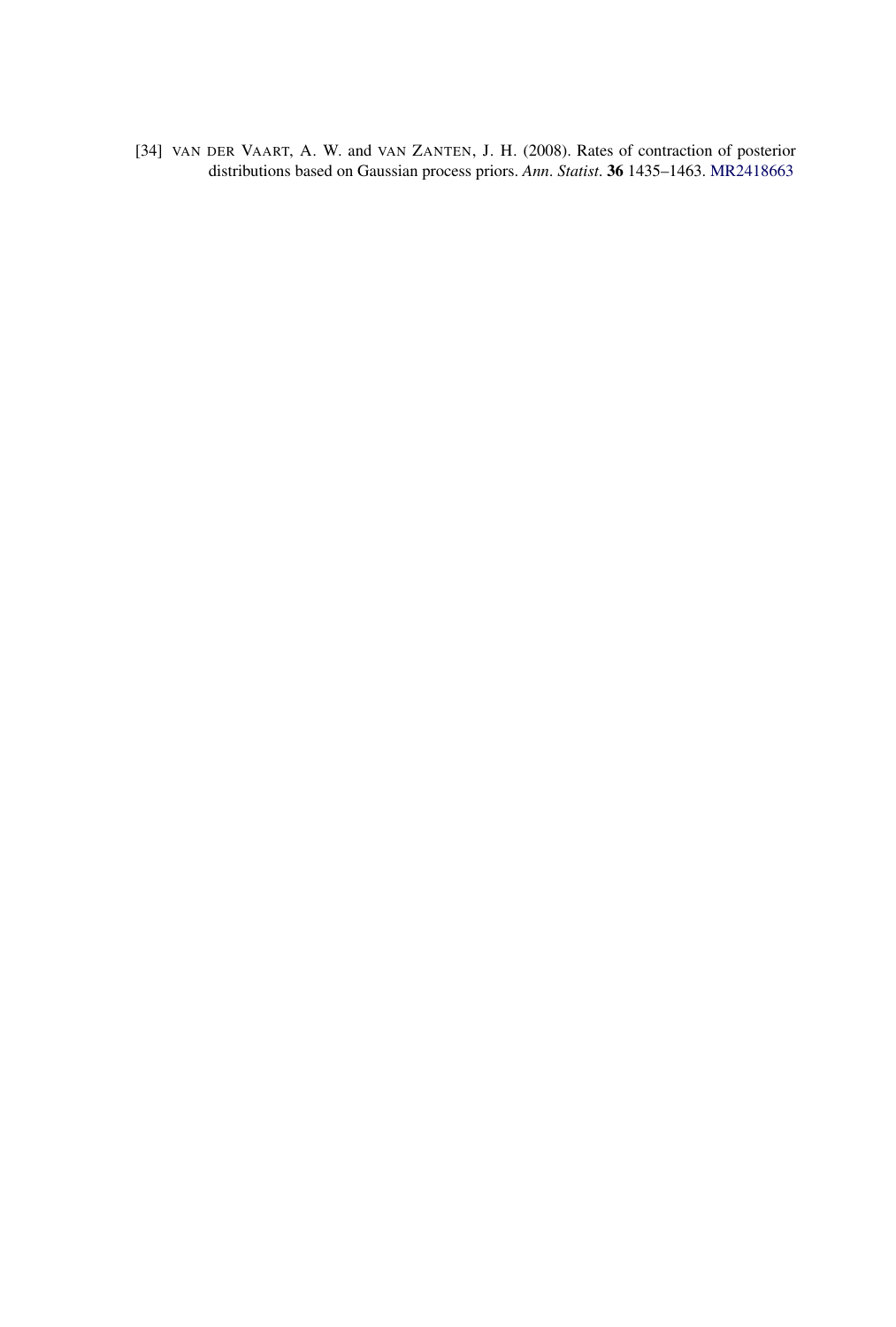[34] van der Vaart, A. W. and van Zanten, J. H. (2008). Rates of contraction of posterior distributions based on Gaussian process priors. *Ann. Statist.* **36** 1435–1463. MR2418663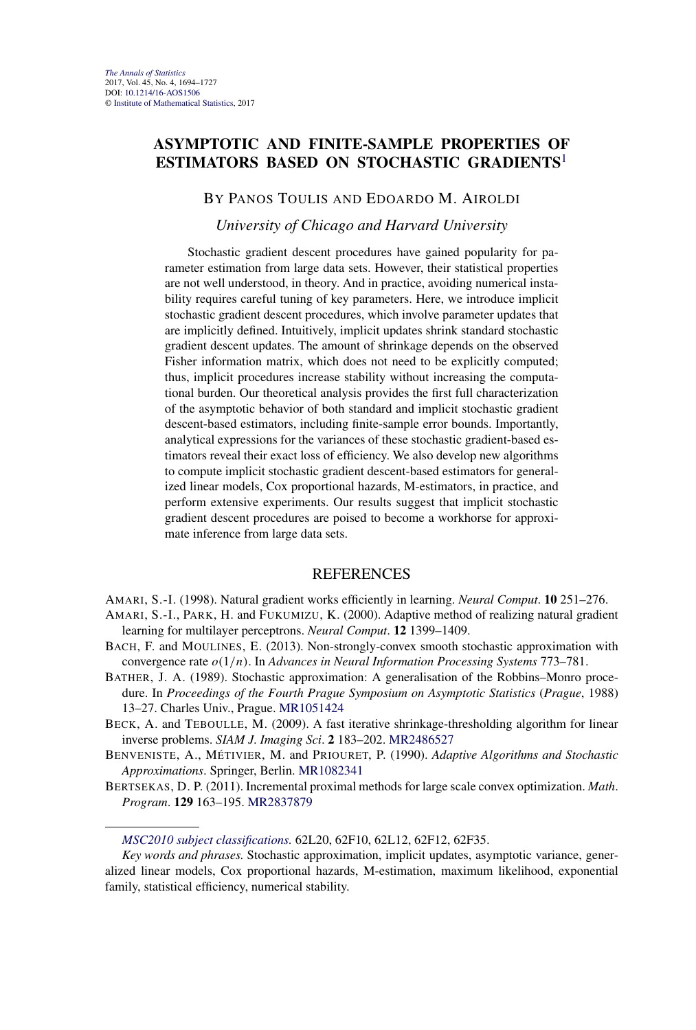# ASYMPTOTIC AND FINITE-SAMPLE PROPERTIES OF ESTIMATORS BASED ON STOCHASTIC GRADIENTS[1]

BY PANOS TOULIS AND EDOARDO M. AIROLDI

*University of Chicago and Harvard University*

Stochastic gradient descent procedures have gained popularity for parameter estimation from large data sets. However, their statistical properties are not well understood, in theory. And in practice, avoiding numerical instability requires careful tuning of key parameters. Here, we introduce implicit stochastic gradient descent procedures, which involve parameter updates that are implicitly defined. Intuitively, implicit updates shrink standard stochastic gradient descent updates. The amount of shrinkage depends on the observed Fisher information matrix, which does not need to be explicitly computed; thus, implicit procedures increase stability without increasing the computational burden. Our theoretical analysis provides the first full characterization of the asymptotic behavior of both standard and implicit stochastic gradient descent-based estimators, including finite-sample error bounds. Importantly, analytical expressions for the variances of these stochastic gradient-based estimators reveal their exact loss of efficiency. We also develop new algorithms to compute implicit stochastic gradient descent-based estimators for generalized linear models, Cox proportional hazards, M-estimators, in practice, and perform extensive experiments. Our results suggest that implicit stochastic gradient descent procedures are poised to become a workhorse for approximate inference from large data sets.

## REFERENCES

AMARI, S.-I. (1998). Natural gradient works efficiently in learning. *Neural Comput*. **10** 251–276.

AMARI, S.-I., PARK, H. and FUKUMIZU, K. (2000). Adaptive method of realizing natural gradient learning for multilayer perceptrons. *Neural Comput*. **12** 1399–1409.

BACH, F. and MOULINES, E. (2013). Non-strongly-convex smooth stochastic approximation with convergence rate $o(1/n)$. In *Advances in Neural Information Processing Systems* 773–781.

BATHER, J. A. (1989). Stochastic approximation: A generalisation of the Robbins–Monro procedure. In *Proceedings of the Fourth Prague Symposium on Asymptotic Statistics* (*Prague*, 1988) 13–27. Charles Univ., Prague. MR1051424

BECK, A. and TEBOULLE, M. (2009). A fast iterative shrinkage-thresholding algorithm for linear inverse problems. *SIAM J. Imaging Sci*. **2** 183–202. MR2486527

BENVENISTE, A., MÉTIVIER, M. and PRIOURET, P. (1990). *Adaptive Algorithms and Stochastic Approximations*. Springer, Berlin. MR1082341

BERTSEKAS, D. P. (2011). Incremental proximal methods for large scale convex optimization. *Math. Program*. **129** 163–195. MR2837879

*MSC2010 subject classifications.* 62L20, 62F10, 62L12, 62F12, 62F35.

*Key words and phrases.* Stochastic approximation, implicit updates, asymptotic variance, generalized linear models, Cox proportional hazards, M-estimation, maximum likelihood, exponential family, statistical efficiency, numerical stability.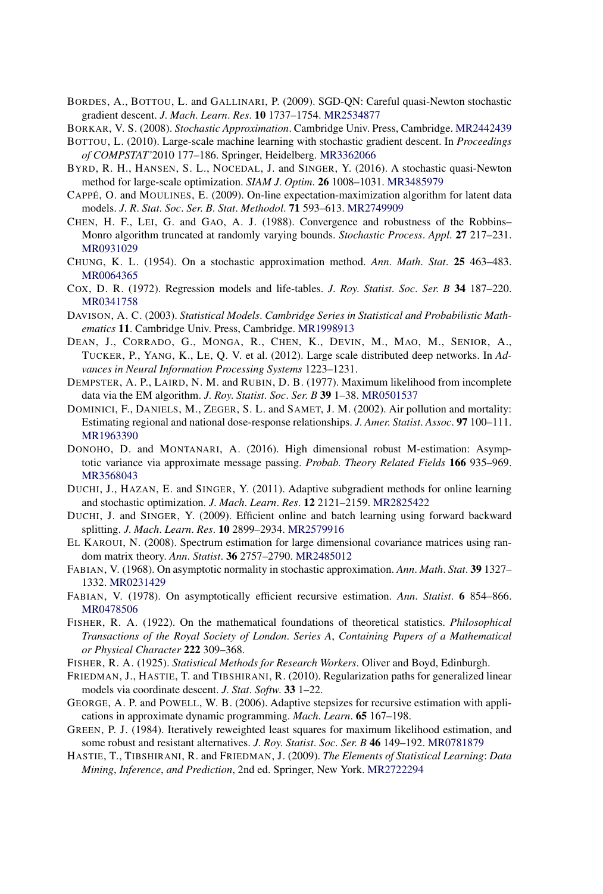BORDES, A., BOTTOU, L. and GALLINARI, P. (2009). SGD-QN: Careful quasi-Newton stochastic gradient descent. *J. Mach. Learn. Res.* **10** 1737–1754. MR2534877

BORKAR, V. S. (2008). *Stochastic Approximation*. Cambridge Univ. Press, Cambridge. MR2442439

BOTTOU, L. (2010). Large-scale machine learning with stochastic gradient descent. In *Proceedings of COMPSTAT'2010* 177–186. Springer, Heidelberg. MR3362066

BYRD, R. H., HANSEN, S. L., NOCEDAL, J. and SINGER, Y. (2016). A stochastic quasi-Newton method for large-scale optimization. *SIAM J. Optim.* **26** 1008–1031. MR3485979

CAPPÉ, O. and MOULINES, E. (2009). On-line expectation-maximization algorithm for latent data models. *J. R. Stat. Soc. Ser. B. Stat. Methodol.* **71** 593–613. MR2749909

CHEN, H. F., LEI, G. and GAO, A. J. (1988). Convergence and robustness of the Robbins–Monro algorithm truncated at randomly varying bounds. *Stochastic Process. Appl.* **27** 217–231. MR0931029

CHUNG, K. L. (1954). On a stochastic approximation method. *Ann. Math. Stat.* **25** 463–483. MR0064365

COX, D. R. (1972). Regression models and life-tables. *J. Roy. Statist. Soc. Ser. B* **34** 187–220. MR0341758

DAVISON, A. C. (2003). *Statistical Models. Cambridge Series in Statistical and Probabilistic Mathematics* **11**. Cambridge Univ. Press, Cambridge. MR1998913

DEAN, J., CORRADO, G., MONGA, R., CHEN, K., DEVIN, M., MAO, M., SENIOR, A., TUCKER, P., YANG, K., LE, Q. V. et al. (2012). Large scale distributed deep networks. In *Advances in Neural Information Processing Systems* 1223–1231.

DEMPSTER, A. P., LAIRD, N. M. and RUBIN, D. B. (1977). Maximum likelihood from incomplete data via the EM algorithm. *J. Roy. Statist. Soc. Ser. B* **39** 1–38. MR0501537

DOMINICI, F., DANIELS, M., ZEGER, S. L. and SAMET, J. M. (2002). Air pollution and mortality: Estimating regional and national dose-response relationships. *J. Amer. Statist. Assoc.* **97** 100–111. MR1963390

DONOHO, D. and MONTANARI, A. (2016). High dimensional robust M-estimation: Asymptotic variance via approximate message passing. *Probab. Theory Related Fields* **166** 935–969. MR3568043

DUCHI, J., HAZAN, E. and SINGER, Y. (2011). Adaptive subgradient methods for online learning and stochastic optimization. *J. Mach. Learn. Res.* **12** 2121–2159. MR2825422

DUCHI, J. and SINGER, Y. (2009). Efficient online and batch learning using forward backward splitting. *J. Mach. Learn. Res.* **10** 2899–2934. MR2579916

EL KAROUI, N. (2008). Spectrum estimation for large dimensional covariance matrices using random matrix theory. *Ann. Statist.* **36** 2757–2790. MR2485012

FABIAN, V. (1968). On asymptotic normality in stochastic approximation. *Ann. Math. Stat.* **39** 1327–1332. MR0231429

FABIAN, V. (1978). On asymptotically efficient recursive estimation. *Ann. Statist.* **6** 854–866. MR0478506

FISHER, R. A. (1922). On the mathematical foundations of theoretical statistics. *Philosophical Transactions of the Royal Society of London. Series A, Containing Papers of a Mathematical or Physical Character* **222** 309–368.

FISHER, R. A. (1925). *Statistical Methods for Research Workers*. Oliver and Boyd, Edinburgh.

FRIEDMAN, J., HASTIE, T. and TIBSHIRANI, R. (2010). Regularization paths for generalized linear models via coordinate descent. *J. Stat. Softw.* **33** 1–22.

GEORGE, A. P. and POWELL, W. B. (2006). Adaptive stepsizes for recursive estimation with applications in approximate dynamic programming. *Mach. Learn.* **65** 167–198.

GREEN, P. J. (1984). Iteratively reweighted least squares for maximum likelihood estimation, and some robust and resistant alternatives. *J. Roy. Statist. Soc. Ser. B* **46** 149–192. MR0781879

HASTIE, T., TIBSHIRANI, R. and FRIEDMAN, J. (2009). *The Elements of Statistical Learning: Data Mining, Inference, and Prediction*, 2nd ed. Springer, New York. MR2722294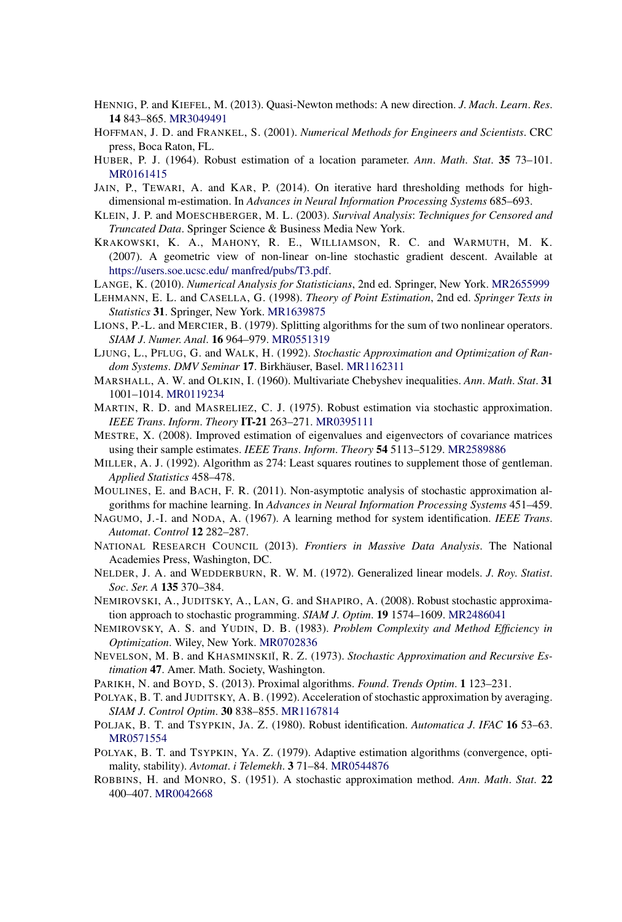HENNIG, P. and KIEFEL, M. (2013). Quasi-Newton methods: A new direction. *J. Mach. Learn. Res.* **14** 843–865. MR3049491

HOFFMAN, J. D. and FRANKEL, S. (2001). *Numerical Methods for Engineers and Scientists*. CRC press, Boca Raton, FL.

HUBER, P. J. (1964). Robust estimation of a location parameter. *Ann. Math. Stat.* **35** 73–101. MR0161415

JAIN, P., TEWARI, A. and KAR, P. (2014). On iterative hard thresholding methods for high-dimensional m-estimation. In *Advances in Neural Information Processing Systems* 685–693.

KLEIN, J. P. and MOESCHBERGER, M. L. (2003). *Survival Analysis: Techniques for Censored and Truncated Data*. Springer Science & Business Media New York.

KRAKOWSKI, K. A., MAHONY, R. E., WILLIAMSON, R. C. and WARMUTH, M. K. (2007). A geometric view of non-linear on-line stochastic gradient descent. Available at https://users.soe.ucsc.edu/ manfred/pubs/T3.pdf.

LANGE, K. (2010). *Numerical Analysis for Statisticians*, 2nd ed. Springer, New York. MR2655999

LEHMANN, E. L. and CASELLA, G. (1998). *Theory of Point Estimation*, 2nd ed. *Springer Texts in Statistics* **31**. Springer, New York. MR1639875

LIONS, P.-L. and MERCIER, B. (1979). Splitting algorithms for the sum of two nonlinear operators. *SIAM J. Numer. Anal.* **16** 964–979. MR0551319

LJUNG, L., PFLUG, G. and WALK, H. (1992). *Stochastic Approximation and Optimization of Random Systems*. *DMV Seminar* **17**. Birkhäuser, Basel. MR1162311

MARSHALL, A. W. and OLKIN, I. (1960). Multivariate Chebyshev inequalities. *Ann. Math. Stat.* **31** 1001–1014. MR0119234

MARTIN, R. D. and MASRELIEZ, C. J. (1975). Robust estimation via stochastic approximation. *IEEE Trans. Inform. Theory* **IT-21** 263–271. MR0395111

MESTRE, X. (2008). Improved estimation of eigenvalues and eigenvectors of covariance matrices using their sample estimates. *IEEE Trans. Inform. Theory* **54** 5113–5129. MR2589886

MILLER, A. J. (1992). Algorithm as 274: Least squares routines to supplement those of gentleman. *Applied Statistics* 458–478.

MOULINES, E. and BACH, F. R. (2011). Non-asymptotic analysis of stochastic approximation algorithms for machine learning. In *Advances in Neural Information Processing Systems* 451–459.

NAGUMO, J.-I. and NODA, A. (1967). A learning method for system identification. *IEEE Trans. Automat. Control* **12** 282–287.

NATIONAL RESEARCH COUNCIL (2013). *Frontiers in Massive Data Analysis*. The National Academies Press, Washington, DC.

NELDER, J. A. and WEDDERBURN, R. W. M. (1972). Generalized linear models. *J. Roy. Statist. Soc. Ser. A* **135** 370–384.

NEMIROVSKI, A., JUDITSKY, A., LAN, G. and SHAPIRO, A. (2008). Robust stochastic approximation approach to stochastic programming. *SIAM J. Optim.* **19** 1574–1609. MR2486041

NEMIROVSKY, A. S. and YUDIN, D. B. (1983). *Problem Complexity and Method Efficiency in Optimization*. Wiley, New York. MR0702836

NEVELSON, M. B. and KHASMINSKIĬ, R. Z. (1973). *Stochastic Approximation and Recursive Estimation* **47**. Amer. Math. Society, Washington.

PARIKH, N. and BOYD, S. (2013). Proximal algorithms. *Found. Trends Optim.* **1** 123–231.

POLYAK, B. T. and JUDITSKY, A. B. (1992). Acceleration of stochastic approximation by averaging. *SIAM J. Control Optim.* **30** 838–855. MR1167814

POLJAK, B. T. and TSYPKIN, JA. Z. (1980). Robust identification. *Automatica J. IFAC* **16** 53–63. MR0571554

POLYAK, B. T. and TSYPKIN, YA. Z. (1979). Adaptive estimation algorithms (convergence, optimality, stability). *Avtomat. i Telemekh.* **3** 71–84. MR0544876

ROBBINS, H. and MONRO, S. (1951). A stochastic approximation method. *Ann. Math. Stat.* **22** 400–407. MR0042668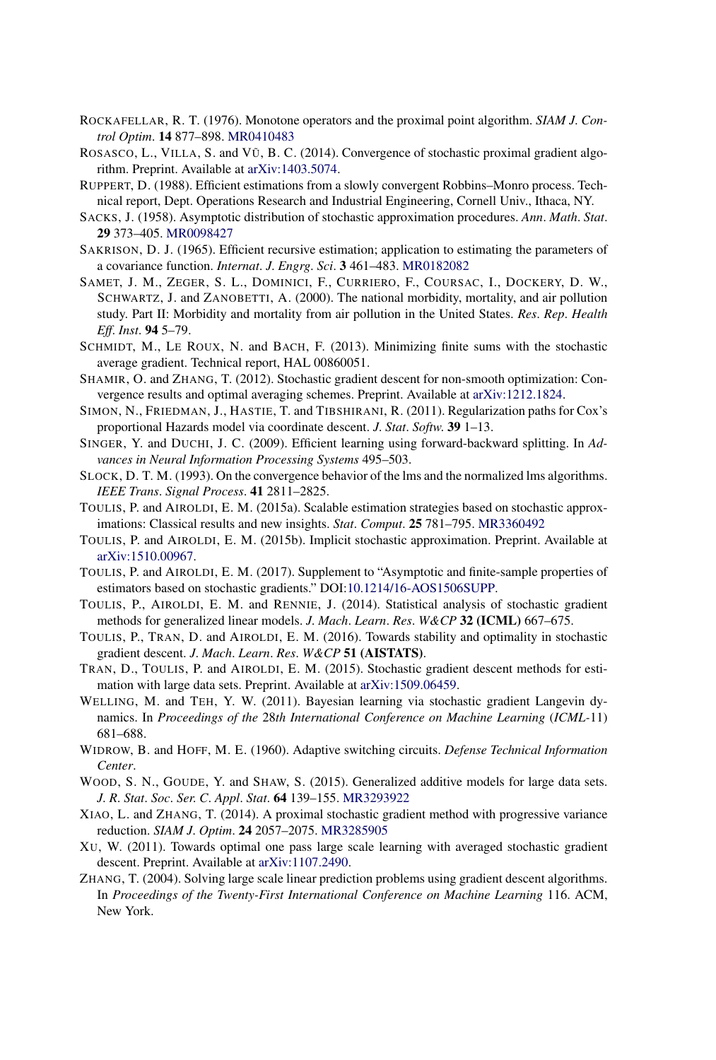ROCKAFELLAR, R. T. (1976). Monotone operators and the proximal point algorithm. *SIAM J. Control Optim*. **14** 877–898. MR0410483

ROSASCO, L., VILLA, S. and VŨ, B. C. (2014). Convergence of stochastic proximal gradient algorithm. Preprint. Available at arXiv:1403.5074.

RUPPERT, D. (1988). Efficient estimations from a slowly convergent Robbins–Monro process. Technical report, Dept. Operations Research and Industrial Engineering, Cornell Univ., Ithaca, NY.

SACKS, J. (1958). Asymptotic distribution of stochastic approximation procedures. *Ann. Math. Stat*. **29** 373–405. MR0098427

SAKRISON, D. J. (1965). Efficient recursive estimation; application to estimating the parameters of a covariance function. *Internat. J. Engrg. Sci*. **3** 461–483. MR0182082

SAMET, J. M., ZEGER, S. L., DOMINICI, F., CURRIERO, F., COURSAC, I., DOCKERY, D. W., SCHWARTZ, J. and ZANOBETTI, A. (2000). The national morbidity, mortality, and air pollution study. Part II: Morbidity and mortality from air pollution in the United States. *Res. Rep. Health Eff. Inst*. **94** 5–79.

SCHMIDT, M., LE ROUX, N. and BACH, F. (2013). Minimizing finite sums with the stochastic average gradient. Technical report, HAL 00860051.

SHAMIR, O. and ZHANG, T. (2012). Stochastic gradient descent for non-smooth optimization: Convergence results and optimal averaging schemes. Preprint. Available at arXiv:1212.1824.

SIMON, N., FRIEDMAN, J., HASTIE, T. and TIBSHIRANI, R. (2011). Regularization paths for Cox's proportional Hazards model via coordinate descent. *J. Stat. Softw.* **39** 1–13.

SINGER, Y. and DUCHI, J. C. (2009). Efficient learning using forward-backward splitting. In *Advances in Neural Information Processing Systems* 495–503.

SLOCK, D. T. M. (1993). On the convergence behavior of the lms and the normalized lms algorithms. *IEEE Trans. Signal Process*. **41** 2811–2825.

TOULIS, P. and AIROLDI, E. M. (2015a). Scalable estimation strategies based on stochastic approximations: Classical results and new insights. *Stat. Comput*. **25** 781–795. MR3360492

TOULIS, P. and AIROLDI, E. M. (2015b). Implicit stochastic approximation. Preprint. Available at arXiv:1510.00967.

TOULIS, P. and AIROLDI, E. M. (2017). Supplement to "Asymptotic and finite-sample properties of estimators based on stochastic gradients." DOI:10.1214/16-AOS1506SUPP.

TOULIS, P., AIROLDI, E. M. and RENNIE, J. (2014). Statistical analysis of stochastic gradient methods for generalized linear models. *J. Mach. Learn. Res. W&CP* **32 (ICML)** 667–675.

TOULIS, P., TRAN, D. and AIROLDI, E. M. (2016). Towards stability and optimality in stochastic gradient descent. *J. Mach. Learn. Res. W&CP* **51 (AISTATS)**.

TRAN, D., TOULIS, P. and AIROLDI, E. M. (2015). Stochastic gradient descent methods for estimation with large data sets. Preprint. Available at arXiv:1509.06459.

WELLING, M. and TEH, Y. W. (2011). Bayesian learning via stochastic gradient Langevin dynamics. In *Proceedings of the* 28*th International Conference on Machine Learning* (*ICML*-11) 681–688.

WIDROW, B. and HOFF, M. E. (1960). Adaptive switching circuits. *Defense Technical Information Center*.

WOOD, S. N., GOUDE, Y. and SHAW, S. (2015). Generalized additive models for large data sets. *J. R. Stat. Soc. Ser. C. Appl. Stat*. **64** 139–155. MR3293922

XIAO, L. and ZHANG, T. (2014). A proximal stochastic gradient method with progressive variance reduction. *SIAM J. Optim*. **24** 2057–2075. MR3285905

XU, W. (2011). Towards optimal one pass large scale learning with averaged stochastic gradient descent. Preprint. Available at arXiv:1107.2490.

ZHANG, T. (2004). Solving large scale linear prediction problems using gradient descent algorithms. In *Proceedings of the Twenty-First International Conference on Machine Learning* 116. ACM, New York.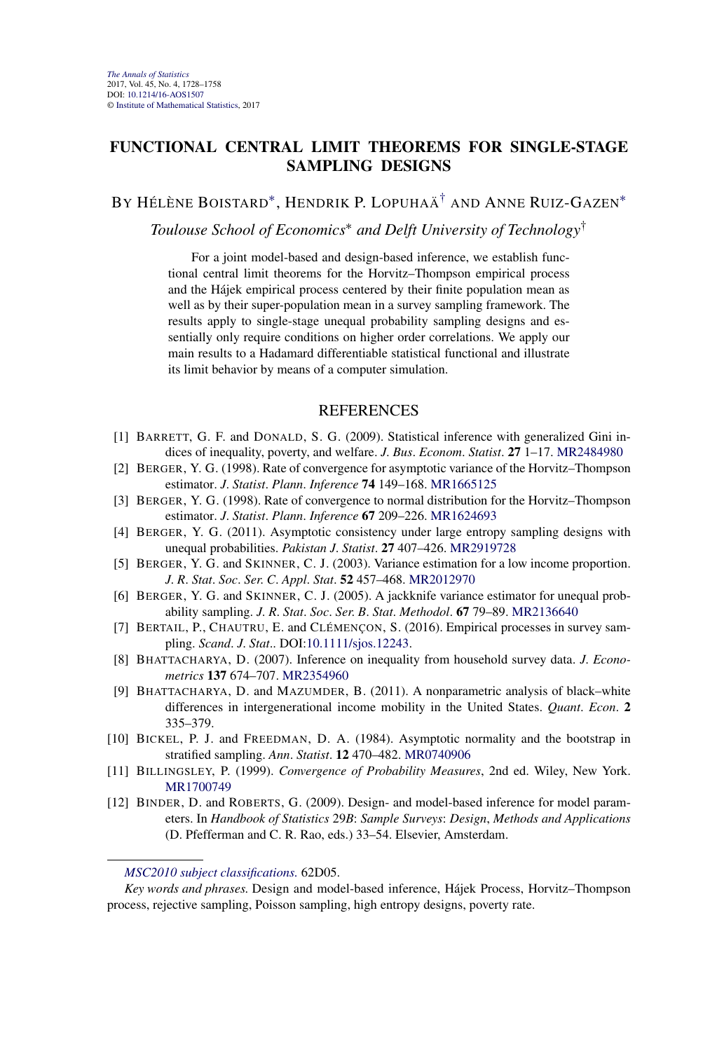# FUNCTIONAL CENTRAL LIMIT THEOREMS FOR SINGLE-STAGE SAMPLING DESIGNS

BY HÉLÈNE BOISTARD*, HENDRIK P. LOPUHAÄ† AND ANNE RUIZ-GAZEN*

*Toulouse School of Economics\* and Delft University of Technology†*

For a joint model-based and design-based inference, we establish functional central limit theorems for the Horvitz–Thompson empirical process and the Hájek empirical process centered by their finite population mean as well as by their super-population mean in a survey sampling framework. The results apply to single-stage unequal probability sampling designs and essentially only require conditions on higher order correlations. We apply our main results to a Hadamard differentiable statistical functional and illustrate its limit behavior by means of a computer simulation.

## REFERENCES

[1] BARRETT, G. F. and DONALD, S. G. (2009). Statistical inference with generalized Gini indices of inequality, poverty, and welfare. *J. Bus. Econom. Statist.* **27** 1–17. MR2484980

[2] BERGER, Y. G. (1998). Rate of convergence for asymptotic variance of the Horvitz–Thompson estimator. *J. Statist. Plann. Inference* **74** 149–168. MR1665125

[3] BERGER, Y. G. (1998). Rate of convergence to normal distribution for the Horvitz–Thompson estimator. *J. Statist. Plann. Inference* **67** 209–226. MR1624693

[4] BERGER, Y. G. (2011). Asymptotic consistency under large entropy sampling designs with unequal probabilities. *Pakistan J. Statist.* **27** 407–426. MR2919728

[5] BERGER, Y. G. and SKINNER, C. J. (2003). Variance estimation for a low income proportion. *J. R. Stat. Soc. Ser. C. Appl. Stat.* **52** 457–468. MR2012970

[6] BERGER, Y. G. and SKINNER, C. J. (2005). A jackknife variance estimator for unequal probability sampling. *J. R. Stat. Soc. Ser. B. Stat. Methodol.* **67** 79–89. MR2136640

[7] BERTAIL, P., CHAUTRU, E. and CLÉMENÇON, S. (2016). Empirical processes in survey sampling. *Scand. J. Stat.*. DOI:10.1111/sjos.12243.

[8] BHATTACHARYA, D. (2007). Inference on inequality from household survey data. *J. Econometrics* **137** 674–707. MR2354960

[9] BHATTACHARYA, D. and MAZUMDER, B. (2011). A nonparametric analysis of black–white differences in intergenerational income mobility in the United States. *Quant. Econ.* **2** 335–379.

[10] BICKEL, P. J. and FREEDMAN, D. A. (1984). Asymptotic normality and the bootstrap in stratified sampling. *Ann. Statist.* **12** 470–482. MR0740906

[11] BILLINGSLEY, P. (1999). *Convergence of Probability Measures*, 2nd ed. Wiley, New York. MR1700749

[12] BINDER, D. and ROBERTS, G. (2009). Design- and model-based inference for model parameters. In *Handbook of Statistics 29B*: *Sample Surveys*: *Design*, *Methods and Applications* (D. Pfefferman and C. R. Rao, eds.) 33–54. Elsevier, Amsterdam.

---

*MSC2010 subject classifications.* 62D05.

*Key words and phrases.* Design and model-based inference, Hájek Process, Horvitz–Thompson process, rejective sampling, Poisson sampling, high entropy designs, poverty rate.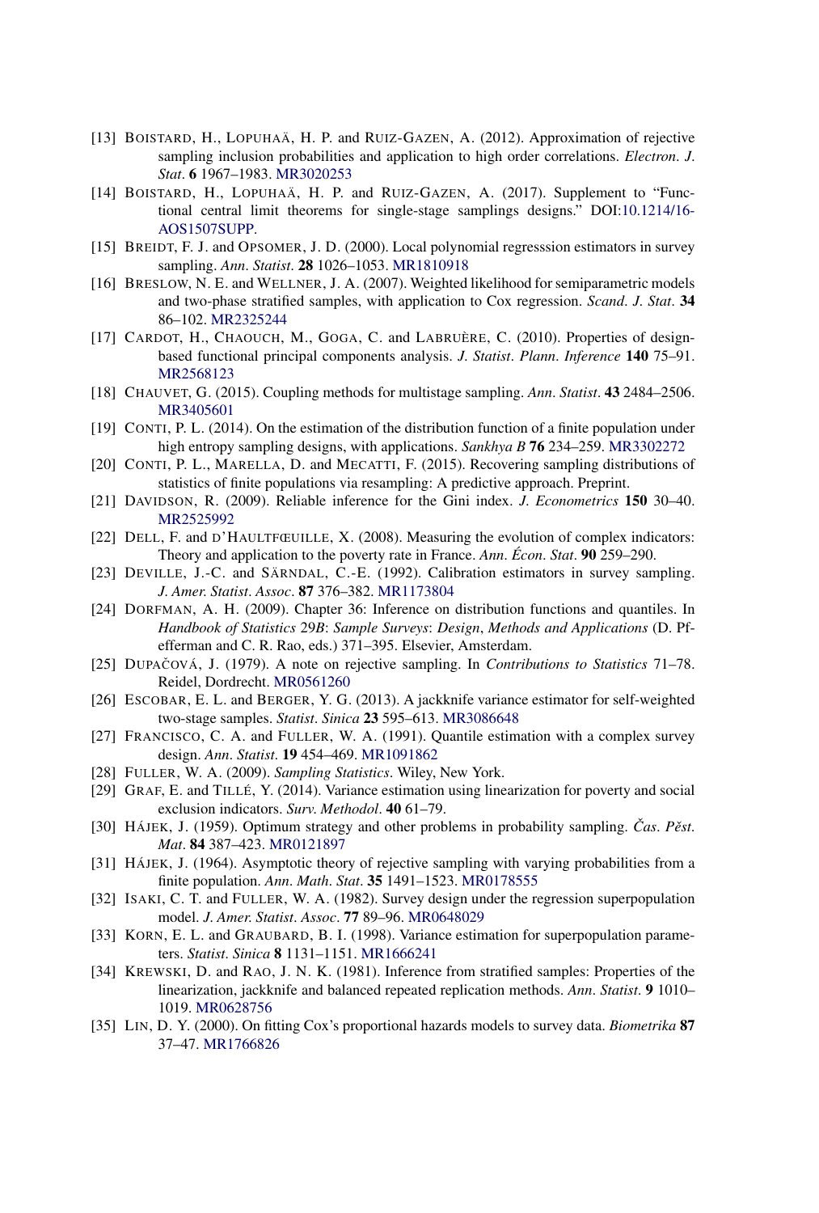[13] BOISTARD, H., LOPUHAÄ, H. P. and RUIZ-GAZEN, A. (2012). Approximation of rejective sampling inclusion probabilities and application to high order correlations. *Electron. J. Stat.* **6** 1967–1983. MR3020253

[14] BOISTARD, H., LOPUHAÄ, H. P. and RUIZ-GAZEN, A. (2017). Supplement to "Functional central limit theorems for single-stage samplings designs." DOI:10.1214/16-AOS1507SUPP.

[15] BREIDT, F. J. and OPSOMER, J. D. (2000). Local polynomial regresssion estimators in survey sampling. *Ann. Statist.* **28** 1026–1053. MR1810918

[16] BRESLOW, N. E. and WELLNER, J. A. (2007). Weighted likelihood for semiparametric models and two-phase stratified samples, with application to Cox regression. *Scand. J. Stat.* **34** 86–102. MR2325244

[17] CARDOT, H., CHAOUCH, M., GOGA, C. and LABRUÈRE, C. (2010). Properties of design-based functional principal components analysis. *J. Statist. Plann. Inference* **140** 75–91. MR2568123

[18] CHAUVET, G. (2015). Coupling methods for multistage sampling. *Ann. Statist.* **43** 2484–2506. MR3405601

[19] CONTI, P. L. (2014). On the estimation of the distribution function of a finite population under high entropy sampling designs, with applications. *Sankhya B* **76** 234–259. MR3302272

[20] CONTI, P. L., MARELLA, D. and MECATTI, F. (2015). Recovering sampling distributions of statistics of finite populations via resampling: A predictive approach. Preprint.

[21] DAVIDSON, R. (2009). Reliable inference for the Gini index. *J. Econometrics* **150** 30–40. MR2525992

[22] DELL, F. and D'HAULTFŒUILLE, X. (2008). Measuring the evolution of complex indicators: Theory and application to the poverty rate in France. *Ann. Écon. Stat.* **90** 259–290.

[23] DEVILLE, J.-C. and SÄRNDAL, C.-E. (1992). Calibration estimators in survey sampling. *J. Amer. Statist. Assoc.* **87** 376–382. MR1173804

[24] DORFMAN, A. H. (2009). Chapter 36: Inference on distribution functions and quantiles. In *Handbook of Statistics* 29*B*: *Sample Surveys*: *Design*, *Methods and Applications* (D. Pfefferman and C. R. Rao, eds.) 371–395. Elsevier, Amsterdam.

[25] DUPAČOVÁ, J. (1979). A note on rejective sampling. In *Contributions to Statistics* 71–78. Reidel, Dordrecht. MR0561260

[26] ESCOBAR, E. L. and BERGER, Y. G. (2013). A jackknife variance estimator for self-weighted two-stage samples. *Statist. Sinica* **23** 595–613. MR3086648

[27] FRANCISCO, C. A. and FULLER, W. A. (1991). Quantile estimation with a complex survey design. *Ann. Statist.* **19** 454–469. MR1091862

[28] FULLER, W. A. (2009). *Sampling Statistics*. Wiley, New York.

[29] GRAF, E. and TILLÉ, Y. (2014). Variance estimation using linearization for poverty and social exclusion indicators. *Surv. Methodol.* **40** 61–79.

[30] HÁJEK, J. (1959). Optimum strategy and other problems in probability sampling. *Čas. Pěst. Mat.* **84** 387–423. MR0121897

[31] HÁJEK, J. (1964). Asymptotic theory of rejective sampling with varying probabilities from a finite population. *Ann. Math. Stat.* **35** 1491–1523. MR0178555

[32] ISAKI, C. T. and FULLER, W. A. (1982). Survey design under the regression superpopulation model. *J. Amer. Statist. Assoc.* **77** 89–96. MR0648029

[33] KORN, E. L. and GRAUBARD, B. I. (1998). Variance estimation for superpopulation parameters. *Statist. Sinica* **8** 1131–1151. MR1666241

[34] KREWSKI, D. and RAO, J. N. K. (1981). Inference from stratified samples: Properties of the linearization, jackknife and balanced repeated replication methods. *Ann. Statist.* **9** 1010–1019. MR0628756

[35] LIN, D. Y. (2000). On fitting Cox's proportional hazards models to survey data. *Biometrika* **87** 37–47. MR1766826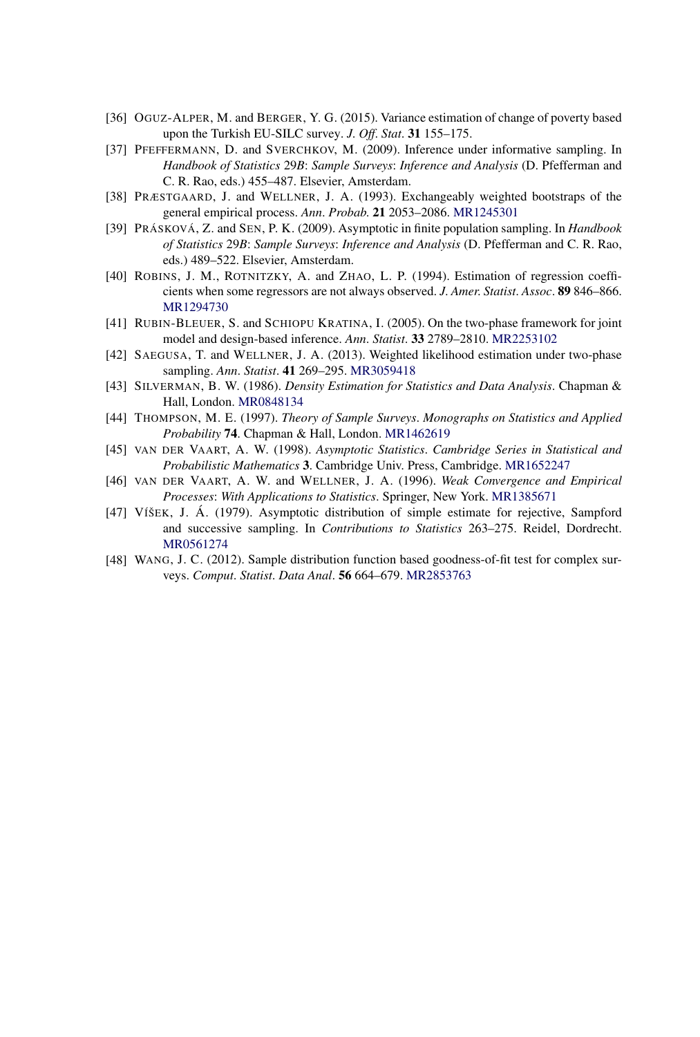[36] OGUZ-ALPER, M. and BERGER, Y. G. (2015). Variance estimation of change of poverty based upon the Turkish EU-SILC survey. *J. Off. Stat.* **31** 155–175.

[37] PFEFFERMANN, D. and SVERCHKOV, M. (2009). Inference under informative sampling. In *Handbook of Statistics* 29*B*: *Sample Surveys*: *Inference and Analysis* (D. Pfefferman and C. R. Rao, eds.) 455–487. Elsevier, Amsterdam.

[38] PRÆSTGAARD, J. and WELLNER, J. A. (1993). Exchangeably weighted bootstraps of the general empirical process. *Ann. Probab.* **21** 2053–2086. MR1245301

[39] PRÁSKOVÁ, Z. and SEN, P. K. (2009). Asymptotic in finite population sampling. In *Handbook of Statistics* 29*B*: *Sample Surveys*: *Inference and Analysis* (D. Pfefferman and C. R. Rao, eds.) 489–522. Elsevier, Amsterdam.

[40] ROBINS, J. M., ROTNITZKY, A. and ZHAO, L. P. (1994). Estimation of regression coefficients when some regressors are not always observed. *J. Amer. Statist. Assoc.* **89** 846–866. MR1294730

[41] RUBIN-BLEUER, S. and SCHIOPU KRATINA, I. (2005). On the two-phase framework for joint model and design-based inference. *Ann. Statist.* **33** 2789–2810. MR2253102

[42] SAEGUSA, T. and WELLNER, J. A. (2013). Weighted likelihood estimation under two-phase sampling. *Ann. Statist.* **41** 269–295. MR3059418

[43] SILVERMAN, B. W. (1986). *Density Estimation for Statistics and Data Analysis*. Chapman & Hall, London. MR0848134

[44] THOMPSON, M. E. (1997). *Theory of Sample Surveys*. *Monographs on Statistics and Applied Probability* **74**. Chapman & Hall, London. MR1462619

[45] VAN DER VAART, A. W. (1998). *Asymptotic Statistics*. *Cambridge Series in Statistical and Probabilistic Mathematics* **3**. Cambridge Univ. Press, Cambridge. MR1652247

[46] VAN DER VAART, A. W. and WELLNER, J. A. (1996). *Weak Convergence and Empirical Processes*: *With Applications to Statistics*. Springer, New York. MR1385671

[47] VÍŠEK, J. Á. (1979). Asymptotic distribution of simple estimate for rejective, Sampford and successive sampling. In *Contributions to Statistics* 263–275. Reidel, Dordrecht. MR0561274

[48] WANG, J. C. (2012). Sample distribution function based goodness-of-fit test for complex surveys. *Comput. Statist. Data Anal.* **56** 664–679. MR2853763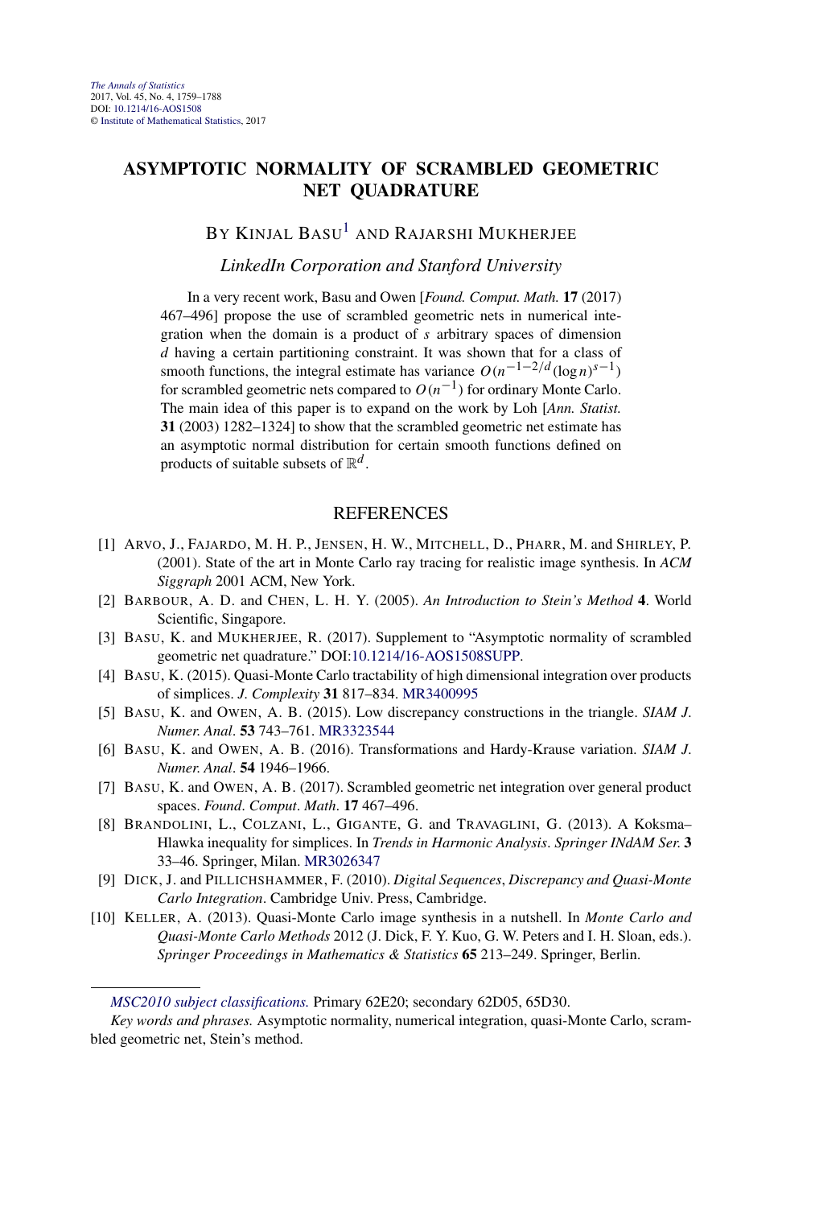# ASYMPTOTIC NORMALITY OF SCRAMBLED GEOMETRIC NET QUADRATURE

BY KINJAL BASU[1] AND RAJARSHI MUKHERJEE

*LinkedIn Corporation and Stanford University*

In a very recent work, Basu and Owen [*Found. Comput. Math.* **17** (2017) 467–496] propose the use of scrambled geometric nets in numerical integration when the domain is a product of $s$ arbitrary spaces of dimension $d$ having a certain partitioning constraint. It was shown that for a class of smooth functions, the integral estimate has variance $O(n^{-1-2/d}(\log n)^{s-1})$ for scrambled geometric nets compared to $O(n^{-1})$ for ordinary Monte Carlo. The main idea of this paper is to expand on the work by Loh [*Ann. Statist.* **31** (2003) 1282–1324] to show that the scrambled geometric net estimate has an asymptotic normal distribution for certain smooth functions defined on products of suitable subsets of $\mathbb{R}^d$.

## REFERENCES

[1] ARVO, J., FAJARDO, M. H. P., JENSEN, H. W., MITCHELL, D., PHARR, M. and SHIRLEY, P. (2001). State of the art in Monte Carlo ray tracing for realistic image synthesis. In *ACM Siggraph* 2001 ACM, New York.

[2] BARBOUR, A. D. and CHEN, L. H. Y. (2005). *An Introduction to Stein's Method* **4**. World Scientific, Singapore.

[3] BASU, K. and MUKHERJEE, R. (2017). Supplement to "Asymptotic normality of scrambled geometric net quadrature." DOI:10.1214/16-AOS1508SUPP.

[4] BASU, K. (2015). Quasi-Monte Carlo tractability of high dimensional integration over products of simplices. *J. Complexity* **31** 817–834. MR3400995

[5] BASU, K. and OWEN, A. B. (2015). Low discrepancy constructions in the triangle. *SIAM J. Numer. Anal*. **53** 743–761. MR3323544

[6] BASU, K. and OWEN, A. B. (2016). Transformations and Hardy-Krause variation. *SIAM J. Numer. Anal*. **54** 1946–1966.

[7] BASU, K. and OWEN, A. B. (2017). Scrambled geometric net integration over general product spaces. *Found. Comput. Math*. **17** 467–496.

[8] BRANDOLINI, L., COLZANI, L., GIGANTE, G. and TRAVAGLINI, G. (2013). A Koksma–Hlawka inequality for simplices. In *Trends in Harmonic Analysis*. *Springer INdAM Ser.* **3** 33–46. Springer, Milan. MR3026347

[9] DICK, J. and PILLICHSHAMMER, F. (2010). *Digital Sequences, Discrepancy and Quasi-Monte Carlo Integration*. Cambridge Univ. Press, Cambridge.

[10] KELLER, A. (2013). Quasi-Monte Carlo image synthesis in a nutshell. In *Monte Carlo and Quasi-Monte Carlo Methods* 2012 (J. Dick, F. Y. Kuo, G. W. Peters and I. H. Sloan, eds.). *Springer Proceedings in Mathematics & Statistics* **65** 213–249. Springer, Berlin.

*MSC2010 subject classifications.* Primary 62E20; secondary 62D05, 65D30.

*Key words and phrases.* Asymptotic normality, numerical integration, quasi-Monte Carlo, scrambled geometric net, Stein's method.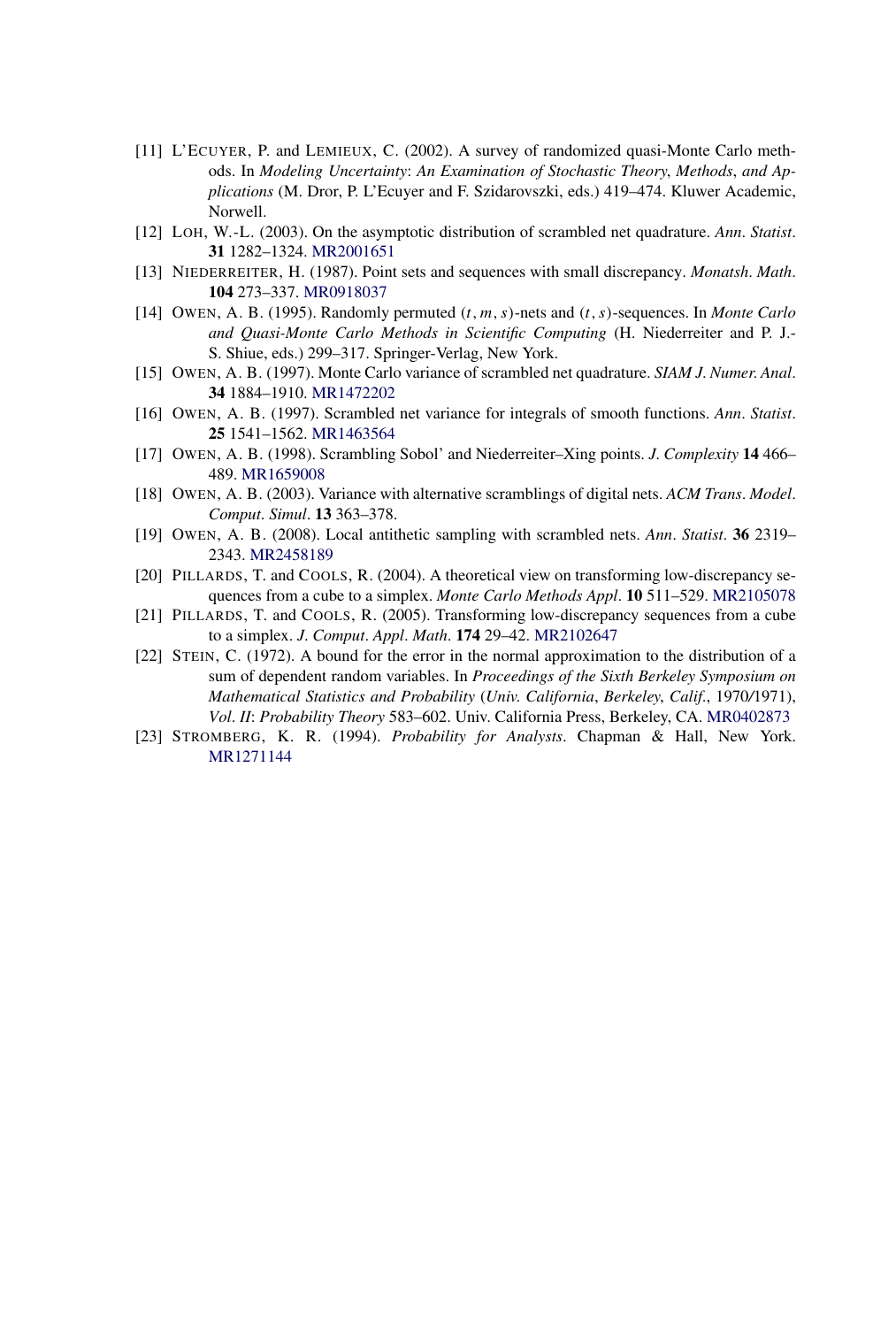[11] L'ECUYER, P. and LEMIEUX, C. (2002). A survey of randomized quasi-Monte Carlo methods. In *Modeling Uncertainty*: *An Examination of Stochastic Theory*, *Methods*, *and Applications* (M. Dror, P. L'Ecuyer and F. Szidarovszki, eds.) 419–474. Kluwer Academic, Norwell.

[12] LOH, W.-L. (2003). On the asymptotic distribution of scrambled net quadrature. *Ann*. *Statist*. **31** 1282–1324. MR2001651

[13] NIEDERREITER, H. (1987). Point sets and sequences with small discrepancy. *Monatsh*. *Math*. **104** 273–337. MR0918037

[14] OWEN, A. B. (1995). Randomly permuted $(t, m, s)$-nets and $(t, s)$-sequences. In *Monte Carlo and Quasi-Monte Carlo Methods in Scientific Computing* (H. Niederreiter and P. J.-S. Shiue, eds.) 299–317. Springer-Verlag, New York.

[15] OWEN, A. B. (1997). Monte Carlo variance of scrambled net quadrature. *SIAM J*. *Numer*. *Anal*. **34** 1884–1910. MR1472202

[16] OWEN, A. B. (1997). Scrambled net variance for integrals of smooth functions. *Ann*. *Statist*. **25** 1541–1562. MR1463564

[17] OWEN, A. B. (1998). Scrambling Sobol' and Niederreiter–Xing points. *J*. *Complexity* **14** 466–489. MR1659008

[18] OWEN, A. B. (2003). Variance with alternative scramblings of digital nets. *ACM Trans*. *Model*. *Comput*. *Simul*. **13** 363–378.

[19] OWEN, A. B. (2008). Local antithetic sampling with scrambled nets. *Ann*. *Statist*. **36** 2319–2343. MR2458189

[20] PILLARDS, T. and COOLS, R. (2004). A theoretical view on transforming low-discrepancy sequences from a cube to a simplex. *Monte Carlo Methods Appl*. **10** 511–529. MR2105078

[21] PILLARDS, T. and COOLS, R. (2005). Transforming low-discrepancy sequences from a cube to a simplex. *J*. *Comput*. *Appl*. *Math*. **174** 29–42. MR2102647

[22] STEIN, C. (1972). A bound for the error in the normal approximation to the distribution of a sum of dependent random variables. In *Proceedings of the Sixth Berkeley Symposium on Mathematical Statistics and Probability* (*Univ. California*, *Berkeley*, *Calif*., 1970/1971), *Vol*. *II*: *Probability Theory* 583–602. Univ. California Press, Berkeley, CA. MR0402873

[23] STROMBERG, K. R. (1994). *Probability for Analysts*. Chapman & Hall, New York. MR1271144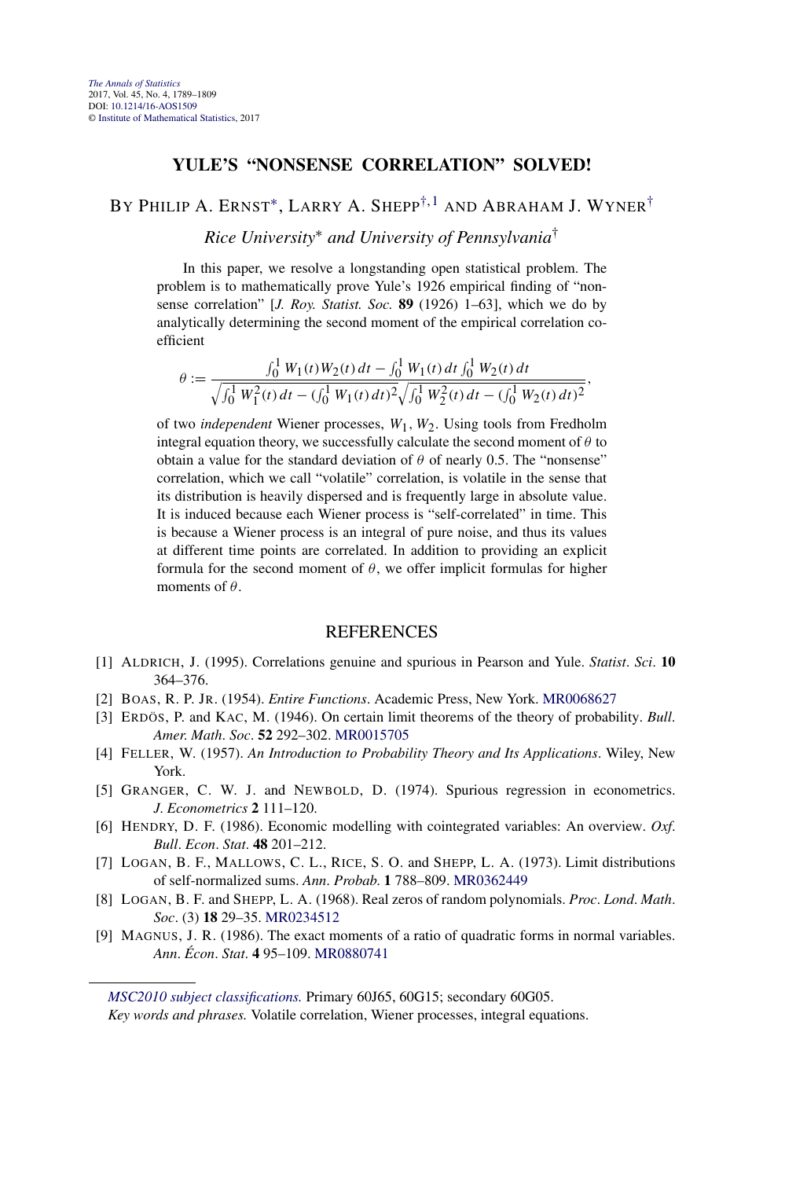*The Annals of Statistics*
2017, Vol. 45, No. 4, 1789–1809
DOI: 10.1214/16-AOS1509
© Institute of Mathematical Statistics, 2017

# YULE'S "NONSENSE CORRELATION" SOLVED!

BY PHILIP A. ERNST*, LARRY A. SHEPP†,1 AND ABRAHAM J. WYNER†

*Rice University** *and University of Pennsylvania*†

In this paper, we resolve a longstanding open statistical problem. The problem is to mathematically prove Yule's 1926 empirical finding of "nonsense correlation" [*J. Roy. Statist. Soc.* **89** (1926) 1–63], which we do by analytically determining the second moment of the empirical correlation coefficient

$$\theta := \frac{\int_0^1 W_1(t)W_2(t)\,dt - \int_0^1 W_1(t)\,dt \int_0^1 W_2(t)\,dt}{\sqrt{\int_0^1 W_1^2(t)\,dt - (\int_0^1 W_1(t)\,dt)^2}\sqrt{\int_0^1 W_2^2(t)\,dt - (\int_0^1 W_2(t)\,dt)^2}},$$

of two *independent* Wiener processes, $W_1, W_2$. Using tools from Fredholm integral equation theory, we successfully calculate the second moment of $\theta$ to obtain a value for the standard deviation of $\theta$ of nearly 0.5. The "nonsense" correlation, which we call "volatile" correlation, is volatile in the sense that its distribution is heavily dispersed and is frequently large in absolute value. It is induced because each Wiener process is "self-correlated" in time. This is because a Wiener process is an integral of pure noise, and thus its values at different time points are correlated. In addition to providing an explicit formula for the second moment of $\theta$, we offer implicit formulas for higher moments of $\theta$.

## REFERENCES

[1] ALDRICH, J. (1995). Correlations genuine and spurious in Pearson and Yule. *Statist. Sci.* **10** 364–376.

[2] BOAS, R. P. JR. (1954). *Entire Functions*. Academic Press, New York. MR0068627

[3] ERDÖS, P. and KAC, M. (1946). On certain limit theorems of the theory of probability. *Bull. Amer. Math. Soc.* **52** 292–302. MR0015705

[4] FELLER, W. (1957). *An Introduction to Probability Theory and Its Applications*. Wiley, New York.

[5] GRANGER, C. W. J. and NEWBOLD, D. (1974). Spurious regression in econometrics. *J. Econometrics* **2** 111–120.

[6] HENDRY, D. F. (1986). Economic modelling with cointegrated variables: An overview. *Oxf. Bull. Econ. Stat.* **48** 201–212.

[7] LOGAN, B. F., MALLOWS, C. L., RICE, S. O. and SHEPP, L. A. (1973). Limit distributions of self-normalized sums. *Ann. Probab.* **1** 788–809. MR0362449

[8] LOGAN, B. F. and SHEPP, L. A. (1968). Real zeros of random polynomials. *Proc. Lond. Math. Soc.* (3) **18** 29–35. MR0234512

[9] MAGNUS, J. R. (1986). The exact moments of a ratio of quadratic forms in normal variables. *Ann. Écon. Stat.* **4** 95–109. MR0880741

*MSC2010 subject classifications.* Primary 60J65, 60G15; secondary 60G05.
*Key words and phrases.* Volatile correlation, Wiener processes, integral equations.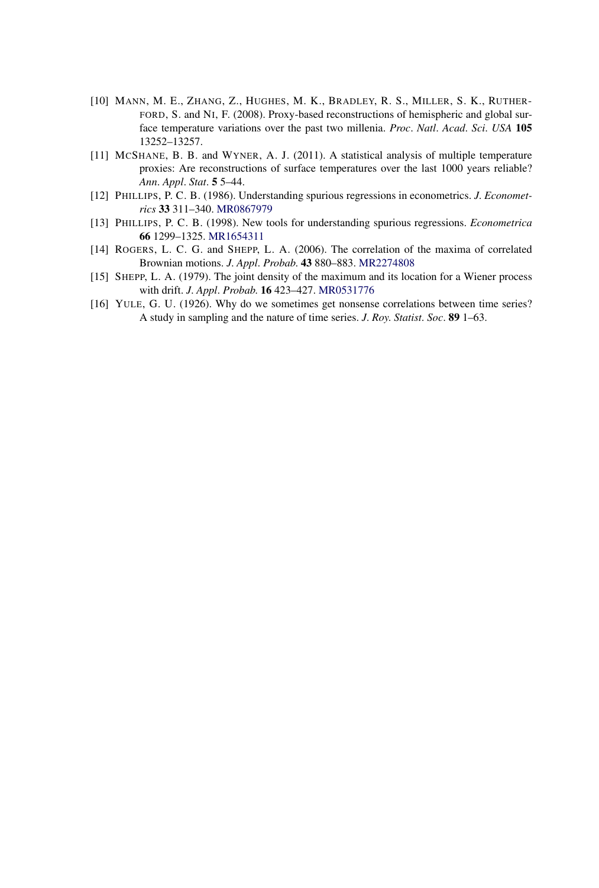[10] MANN, M. E., ZHANG, Z., HUGHES, M. K., BRADLEY, R. S., MILLER, S. K., RUTHERFORD, S. and NI, F. (2008). Proxy-based reconstructions of hemispheric and global surface temperature variations over the past two millenia. *Proc. Natl. Acad. Sci. USA* **105** 13252–13257.

[11] MCSHANE, B. B. and WYNER, A. J. (2011). A statistical analysis of multiple temperature proxies: Are reconstructions of surface temperatures over the last 1000 years reliable? *Ann. Appl. Stat.* **5** 5–44.

[12] PHILLIPS, P. C. B. (1986). Understanding spurious regressions in econometrics. *J. Econometrics* **33** 311–340. MR0867979

[13] PHILLIPS, P. C. B. (1998). New tools for understanding spurious regressions. *Econometrica* **66** 1299–1325. MR1654311

[14] ROGERS, L. C. G. and SHEPP, L. A. (2006). The correlation of the maxima of correlated Brownian motions. *J. Appl. Probab.* **43** 880–883. MR2274808

[15] SHEPP, L. A. (1979). The joint density of the maximum and its location for a Wiener process with drift. *J. Appl. Probab.* **16** 423–427. MR0531776

[16] YULE, G. U. (1926). Why do we sometimes get nonsense correlations between time series? A study in sampling and the nature of time series. *J. Roy. Statist. Soc.* **89** 1–63.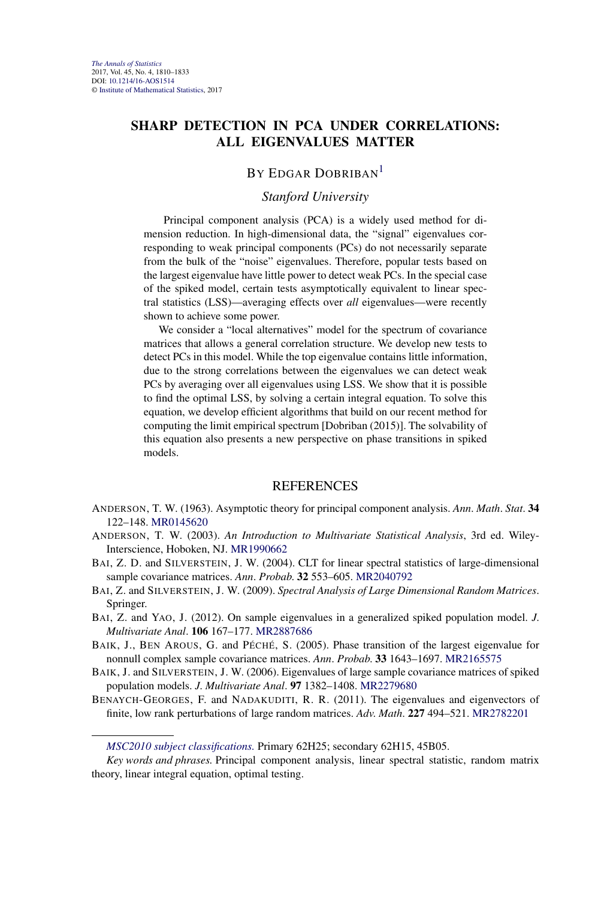# SHARP DETECTION IN PCA UNDER CORRELATIONS: ALL EIGENVALUES MATTER

BY EDGAR DOBRIBAN[1]

*Stanford University*

Principal component analysis (PCA) is a widely used method for dimension reduction. In high-dimensional data, the "signal" eigenvalues corresponding to weak principal components (PCs) do not necessarily separate from the bulk of the "noise" eigenvalues. Therefore, popular tests based on the largest eigenvalue have little power to detect weak PCs. In the special case of the spiked model, certain tests asymptotically equivalent to linear spectral statistics (LSS)—averaging effects over *all* eigenvalues—were recently shown to achieve some power.

We consider a "local alternatives" model for the spectrum of covariance matrices that allows a general correlation structure. We develop new tests to detect PCs in this model. While the top eigenvalue contains little information, due to the strong correlations between the eigenvalues we can detect weak PCs by averaging over all eigenvalues using LSS. We show that it is possible to find the optimal LSS, by solving a certain integral equation. To solve this equation, we develop efficient algorithms that build on our recent method for computing the limit empirical spectrum [Dobriban (2015)]. The solvability of this equation also presents a new perspective on phase transitions in spiked models.

## REFERENCES

ANDERSON, T. W. (1963). Asymptotic theory for principal component analysis. *Ann. Math. Stat.* **34** 122–148. MR0145620

ANDERSON, T. W. (2003). *An Introduction to Multivariate Statistical Analysis*, 3rd ed. Wiley-Interscience, Hoboken, NJ. MR1990662

BAI, Z. D. and SILVERSTEIN, J. W. (2004). CLT for linear spectral statistics of large-dimensional sample covariance matrices. *Ann. Probab.* **32** 553–605. MR2040792

BAI, Z. and SILVERSTEIN, J. W. (2009). *Spectral Analysis of Large Dimensional Random Matrices*. Springer.

BAI, Z. and YAO, J. (2012). On sample eigenvalues in a generalized spiked population model. *J. Multivariate Anal.* **106** 167–177. MR2887686

BAIK, J., BEN AROUS, G. and PÉCHÉ, S. (2005). Phase transition of the largest eigenvalue for nonnull complex sample covariance matrices. *Ann. Probab.* **33** 1643–1697. MR2165575

BAIK, J. and SILVERSTEIN, J. W. (2006). Eigenvalues of large sample covariance matrices of spiked population models. *J. Multivariate Anal.* **97** 1382–1408. MR2279680

BENAYCH-GEORGES, F. and NADAKUDITI, R. R. (2011). The eigenvalues and eigenvectors of finite, low rank perturbations of large random matrices. *Adv. Math.* **227** 494–521. MR2782201

*MSC2010 subject classifications.* Primary 62H25; secondary 62H15, 45B05.

*Key words and phrases.* Principal component analysis, linear spectral statistic, random matrix theory, linear integral equation, optimal testing.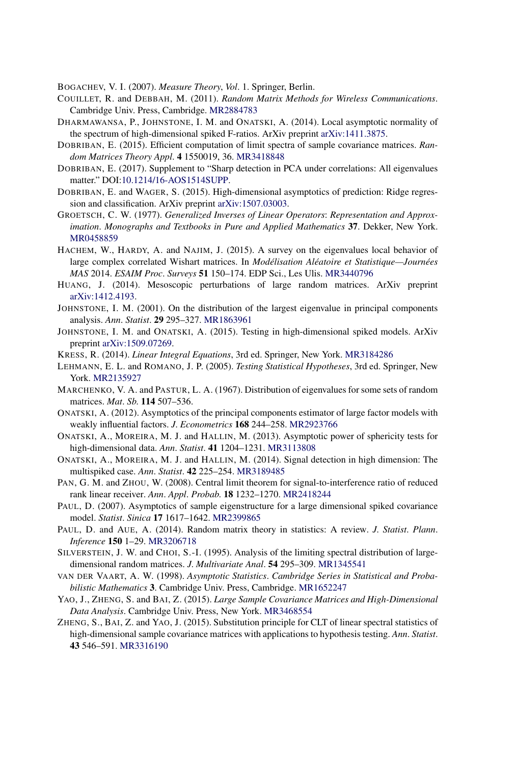BOGACHEV, V. I. (2007). *Measure Theory*, *Vol*. 1. Springer, Berlin.

COUILLET, R. and DEBBAH, M. (2011). *Random Matrix Methods for Wireless Communications*. Cambridge Univ. Press, Cambridge. MR2884783

DHARMAWANSA, P., JOHNSTONE, I. M. and ONATSKI, A. (2014). Local asymptotic normality of the spectrum of high-dimensional spiked F-ratios. ArXiv preprint arXiv:1411.3875.

DOBRIBAN, E. (2015). Efficient computation of limit spectra of sample covariance matrices. *Random Matrices Theory Appl*. **4** 1550019, 36. MR3418848

DOBRIBAN, E. (2017). Supplement to "Sharp detection in PCA under correlations: All eigenvalues matter." DOI:10.1214/16-AOS1514SUPP.

DOBRIBAN, E. and WAGER, S. (2015). High-dimensional asymptotics of prediction: Ridge regression and classification. ArXiv preprint arXiv:1507.03003.

GROETSCH, C. W. (1977). *Generalized Inverses of Linear Operators*: *Representation and Approximation*. *Monographs and Textbooks in Pure and Applied Mathematics* **37**. Dekker, New York. MR0458859

HACHEM, W., HARDY, A. and NAJIM, J. (2015). A survey on the eigenvalues local behavior of large complex correlated Wishart matrices. In *Modélisation Aléatoire et Statistique—Journées MAS* 2014. *ESAIM Proc*. *Surveys* **51** 150–174. EDP Sci., Les Ulis. MR3440796

HUANG, J. (2014). Mesoscopic perturbations of large random matrices. ArXiv preprint arXiv:1412.4193.

JOHNSTONE, I. M. (2001). On the distribution of the largest eigenvalue in principal components analysis. *Ann*. *Statist*. **29** 295–327. MR1863961

JOHNSTONE, I. M. and ONATSKI, A. (2015). Testing in high-dimensional spiked models. ArXiv preprint arXiv:1509.07269.

KRESS, R. (2014). *Linear Integral Equations*, 3rd ed. Springer, New York. MR3184286

LEHMANN, E. L. and ROMANO, J. P. (2005). *Testing Statistical Hypotheses*, 3rd ed. Springer, New York. MR2135927

MARCHENKO, V. A. and PASTUR, L. A. (1967). Distribution of eigenvalues for some sets of random matrices. *Mat*. *Sb*. **114** 507–536.

ONATSKI, A. (2012). Asymptotics of the principal components estimator of large factor models with weakly influential factors. *J*. *Econometrics* **168** 244–258. MR2923766

ONATSKI, A., MOREIRA, M. J. and HALLIN, M. (2013). Asymptotic power of sphericity tests for high-dimensional data. *Ann*. *Statist*. **41** 1204–1231. MR3113808

ONATSKI, A., MOREIRA, M. J. and HALLIN, M. (2014). Signal detection in high dimension: The multispiked case. *Ann*. *Statist*. **42** 225–254. MR3189485

PAN, G. M. and ZHOU, W. (2008). Central limit theorem for signal-to-interference ratio of reduced rank linear receiver. *Ann*. *Appl*. *Probab*. **18** 1232–1270. MR2418244

PAUL, D. (2007). Asymptotics of sample eigenstructure for a large dimensional spiked covariance model. *Statist*. *Sinica* **17** 1617–1642. MR2399865

PAUL, D. and AUE, A. (2014). Random matrix theory in statistics: A review. *J*. *Statist*. *Plann*. *Inference* **150** 1–29. MR3206718

SILVERSTEIN, J. W. and CHOI, S.-I. (1995). Analysis of the limiting spectral distribution of large-dimensional random matrices. *J*. *Multivariate Anal*. **54** 295–309. MR1345541

VAN DER VAART, A. W. (1998). *Asymptotic Statistics*. *Cambridge Series in Statistical and Probabilistic Mathematics* **3**. Cambridge Univ. Press, Cambridge. MR1652247

YAO, J., ZHENG, S. and BAI, Z. (2015). *Large Sample Covariance Matrices and High-Dimensional Data Analysis*. Cambridge Univ. Press, New York. MR3468554

ZHENG, S., BAI, Z. and YAO, J. (2015). Substitution principle for CLT of linear spectral statistics of high-dimensional sample covariance matrices with applications to hypothesis testing. *Ann*. *Statist*. **43** 546–591. MR3316190